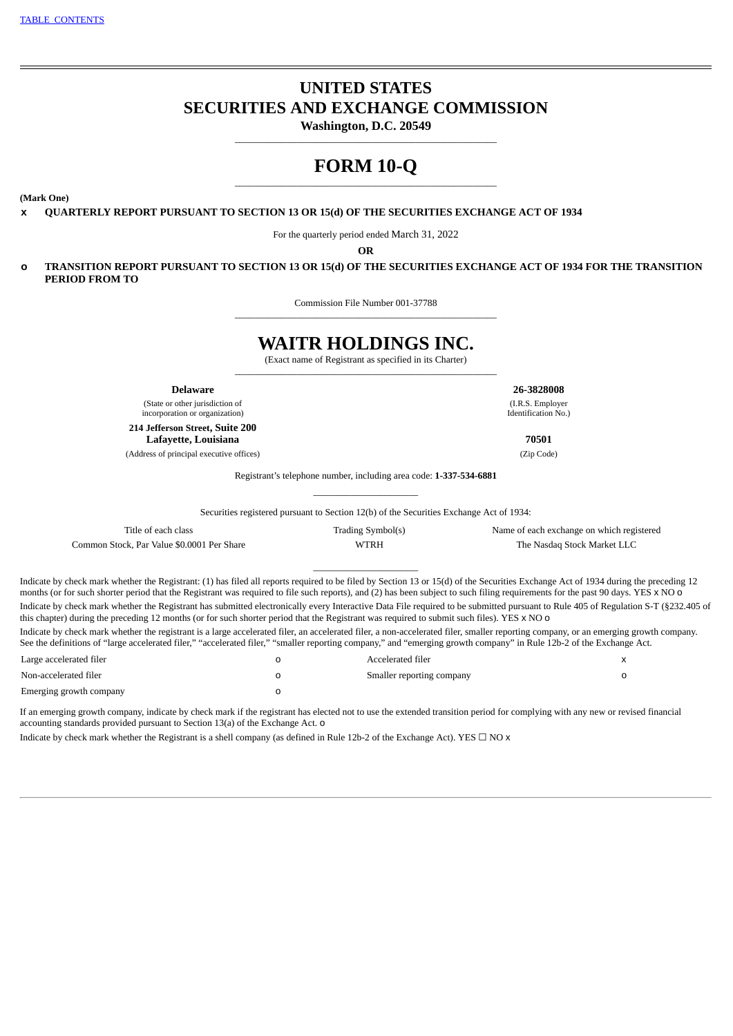[TABLE CONTENTS]

# UNITED STATES
# SECURITIES AND EXCHANGE COMMISSION

**Washington, D.C. 20549**

# FORM 10-Q

**(Mark One)**

x **QUARTERLY REPORT PURSUANT TO SECTION 13 OR 15(d) OF THE SECURITIES EXCHANGE ACT OF 1934**

For the quarterly period ended March 31, 2022

**OR**

o **TRANSITION REPORT PURSUANT TO SECTION 13 OR 15(d) OF THE SECURITIES EXCHANGE ACT OF 1934 FOR THE TRANSITION PERIOD FROM TO**

Commission File Number 001-37788

# WAITR HOLDINGS INC.

(Exact name of Registrant as specified in its Charter)

| | |
|---|---|
| **Delaware** | **26-3828008** |
| (State or other jurisdiction of incorporation or organization) | (I.R.S. Employer Identification No.) |
| **214 Jefferson Street, Suite 200 Lafayette, Louisiana** | **70501** |
| (Address of principal executive offices) | (Zip Code) |

Registrant's telephone number, including area code: **1-337-534-6881**

Securities registered pursuant to Section 12(b) of the Securities Exchange Act of 1934:

| Title of each class | Trading Symbol(s) | Name of each exchange on which registered |
|---|---|---|
| Common Stock, Par Value $0.0001 Per Share | WTRH | The Nasdaq Stock Market LLC |

Indicate by check mark whether the Registrant: (1) has filed all reports required to be filed by Section 13 or 15(d) of the Securities Exchange Act of 1934 during the preceding 12 months (or for such shorter period that the Registrant was required to file such reports), and (2) has been subject to such filing requirements for the past 90 days. YES x NO o

Indicate by check mark whether the Registrant has submitted electronically every Interactive Data File required to be submitted pursuant to Rule 405 of Regulation S-T (§232.405 of this chapter) during the preceding 12 months (or for such shorter period that the Registrant was required to submit such files). YES x NO o

Indicate by check mark whether the registrant is a large accelerated filer, an accelerated filer, a non-accelerated filer, smaller reporting company, or an emerging growth company. See the definitions of "large accelerated filer," "accelerated filer," "smaller reporting company," and "emerging growth company" in Rule 12b-2 of the Exchange Act.

| | | | |
|---|---|---|---|
| Large accelerated filer | o | Accelerated filer | x |
| Non-accelerated filer | o | Smaller reporting company | o |
| Emerging growth company | o | | |

If an emerging growth company, indicate by check mark if the registrant has elected not to use the extended transition period for complying with any new or revised financial accounting standards provided pursuant to Section 13(a) of the Exchange Act. o

Indicate by check mark whether the Registrant is a shell company (as defined in Rule 12b-2 of the Exchange Act). YES ☐ NO x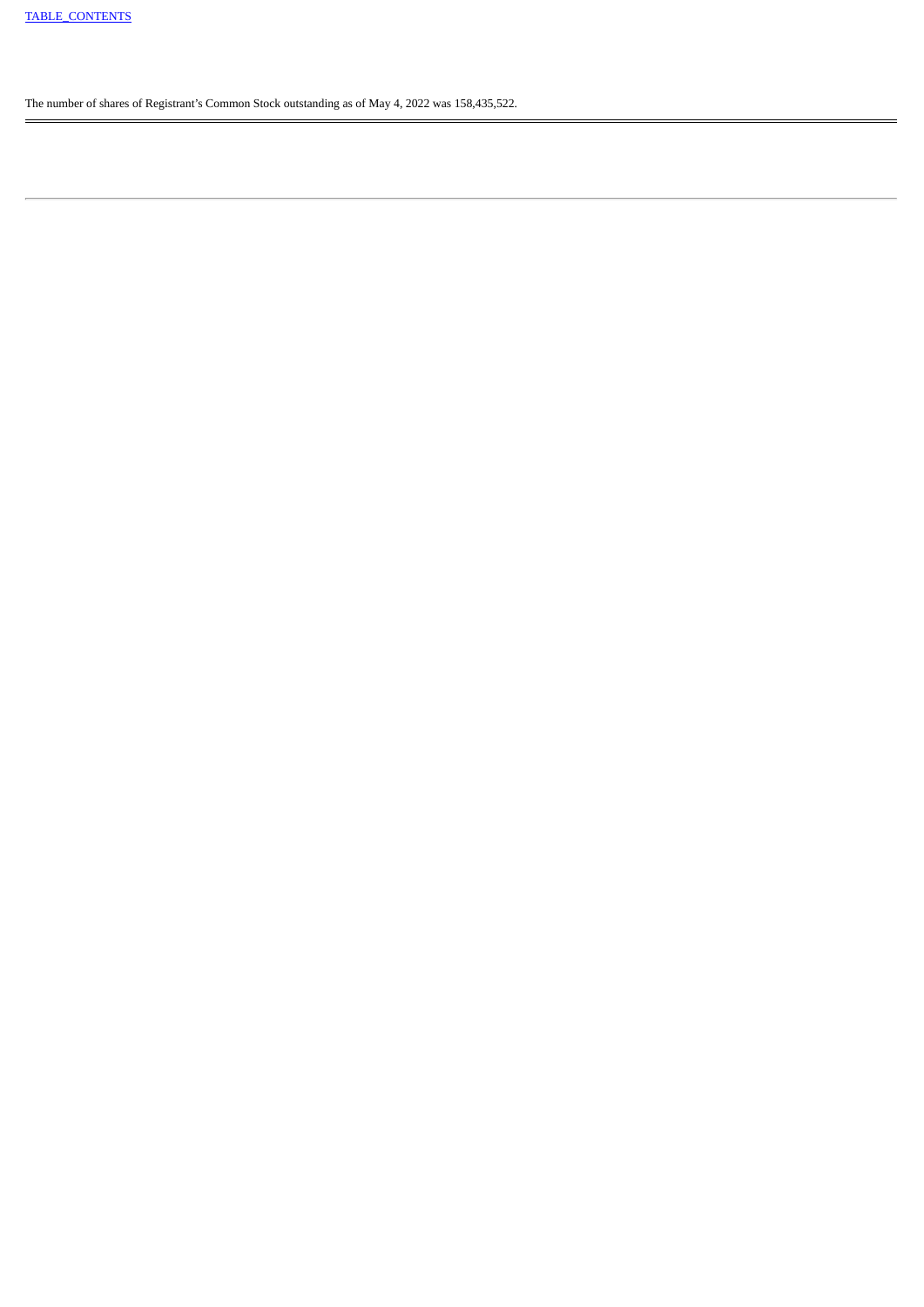[TABLE_CONTENTS](#)

The number of shares of Registrant's Common Stock outstanding as of May 4, 2022 was 158,435,522.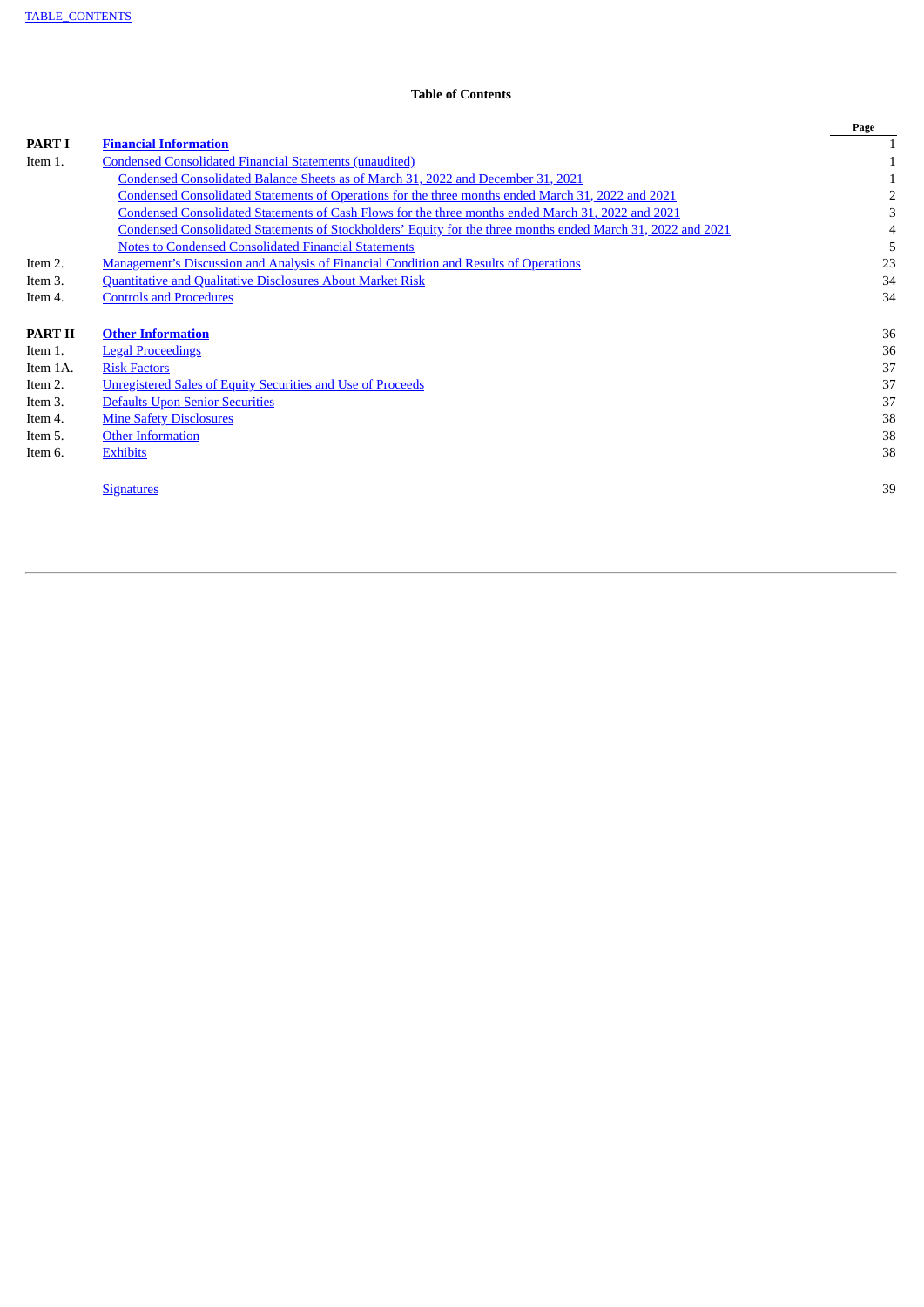TABLE_CONTENTS

**Table of Contents**

| | | Page |
|---|---|---|
| **PART I** | **Financial Information** | 1 |
| Item 1. | Condensed Consolidated Financial Statements (unaudited) | 1 |
| | Condensed Consolidated Balance Sheets as of March 31, 2022 and December 31, 2021 | 1 |
| | Condensed Consolidated Statements of Operations for the three months ended March 31, 2022 and 2021 | 2 |
| | Condensed Consolidated Statements of Cash Flows for the three months ended March 31, 2022 and 2021 | 3 |
| | Condensed Consolidated Statements of Stockholders' Equity for the three months ended March 31, 2022 and 2021 | 4 |
| | Notes to Condensed Consolidated Financial Statements | 5 |
| Item 2. | Management's Discussion and Analysis of Financial Condition and Results of Operations | 23 |
| Item 3. | Quantitative and Qualitative Disclosures About Market Risk | 34 |
| Item 4. | Controls and Procedures | 34 |
| | | |
| **PART II** | **Other Information** | 36 |
| Item 1. | Legal Proceedings | 36 |
| Item 1A. | Risk Factors | 37 |
| Item 2. | Unregistered Sales of Equity Securities and Use of Proceeds | 37 |
| Item 3. | Defaults Upon Senior Securities | 37 |
| Item 4. | Mine Safety Disclosures | 38 |
| Item 5. | Other Information | 38 |
| Item 6. | Exhibits | 38 |
| | | |
| | Signatures | 39 |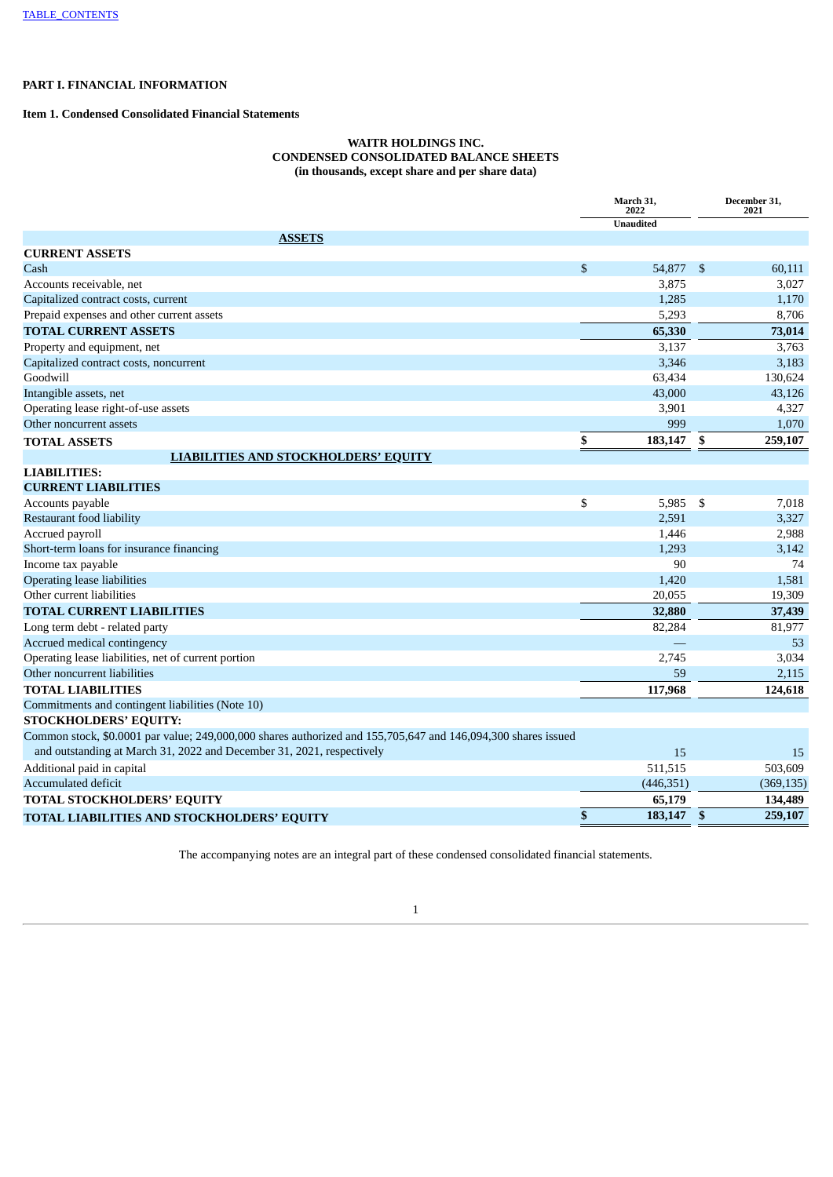[TABLE_CONTENTS](#)

**PART I. FINANCIAL INFORMATION**

**Item 1. Condensed Consolidated Financial Statements**

**WAITR HOLDINGS INC.**
**CONDENSED CONSOLIDATED BALANCE SHEETS**
**(in thousands, except share and per share data)**

| | March 31, 2022 | December 31, 2021 |
|---|---|---|
| | Unaudited | |
| **ASSETS** | | |
| **CURRENT ASSETS** | | |
| Cash | $ 54,877 | $ 60,111 |
| Accounts receivable, net | 3,875 | 3,027 |
| Capitalized contract costs, current | 1,285 | 1,170 |
| Prepaid expenses and other current assets | 5,293 | 8,706 |
| **TOTAL CURRENT ASSETS** | **65,330** | **73,014** |
| Property and equipment, net | 3,137 | 3,763 |
| Capitalized contract costs, noncurrent | 3,346 | 3,183 |
| Goodwill | 63,434 | 130,624 |
| Intangible assets, net | 43,000 | 43,126 |
| Operating lease right-of-use assets | 3,901 | 4,327 |
| Other noncurrent assets | 999 | 1,070 |
| **TOTAL ASSETS** | **$ 183,147** | **$ 259,107** |
| **LIABILITIES AND STOCKHOLDERS' EQUITY** | | |
| **LIABILITIES:** | | |
| **CURRENT LIABILITIES** | | |
| Accounts payable | $ 5,985 | $ 7,018 |
| Restaurant food liability | 2,591 | 3,327 |
| Accrued payroll | 1,446 | 2,988 |
| Short-term loans for insurance financing | 1,293 | 3,142 |
| Income tax payable | 90 | 74 |
| Operating lease liabilities | 1,420 | 1,581 |
| Other current liabilities | 20,055 | 19,309 |
| **TOTAL CURRENT LIABILITIES** | **32,880** | **37,439** |
| Long term debt - related party | 82,284 | 81,977 |
| Accrued medical contingency | — | 53 |
| Operating lease liabilities, net of current portion | 2,745 | 3,034 |
| Other noncurrent liabilities | 59 | 2,115 |
| **TOTAL LIABILITIES** | **117,968** | **124,618** |
| Commitments and contingent liabilities (Note 10) | | |
| **STOCKHOLDERS' EQUITY:** | | |
| Common stock, $0.0001 par value; 249,000,000 shares authorized and 155,705,647 and 146,094,300 shares issued and outstanding at March 31, 2022 and December 31, 2021, respectively | 15 | 15 |
| Additional paid in capital | 511,515 | 503,609 |
| Accumulated deficit | (446,351) | (369,135) |
| **TOTAL STOCKHOLDERS' EQUITY** | **65,179** | **134,489** |
| **TOTAL LIABILITIES AND STOCKHOLDERS' EQUITY** | **$ 183,147** | **$ 259,107** |

The accompanying notes are an integral part of these condensed consolidated financial statements.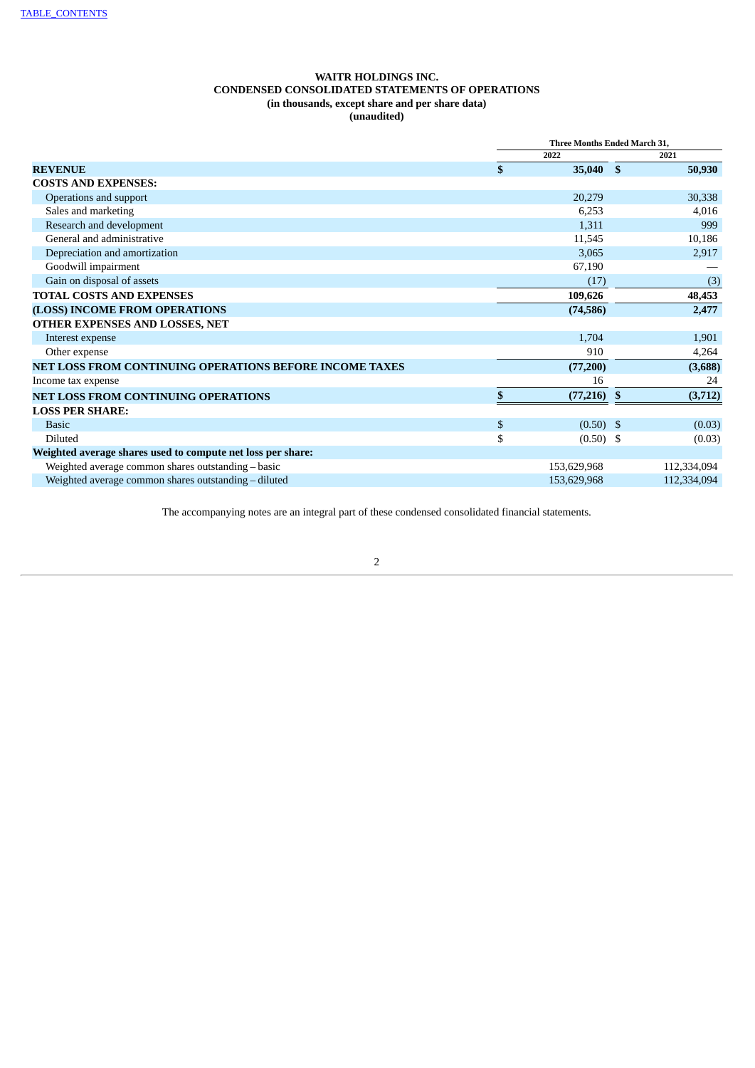WAITR HOLDINGS INC.
CONDENSED CONSOLIDATED STATEMENTS OF OPERATIONS
(in thousands, except share and per share data)
(unaudited)

| | Three Months Ended March 31, | |
|---|---|---|
| | 2022 | 2021 |
| **REVENUE** | **$ 35,040** | **$ 50,930** |
| **COSTS AND EXPENSES:** | | |
| Operations and support | 20,279 | 30,338 |
| Sales and marketing | 6,253 | 4,016 |
| Research and development | 1,311 | 999 |
| General and administrative | 11,545 | 10,186 |
| Depreciation and amortization | 3,065 | 2,917 |
| Goodwill impairment | 67,190 | — |
| Gain on disposal of assets | (17) | (3) |
| **TOTAL COSTS AND EXPENSES** | **109,626** | **48,453** |
| **(LOSS) INCOME FROM OPERATIONS** | **(74,586)** | **2,477** |
| **OTHER EXPENSES AND LOSSES, NET** | | |
| Interest expense | 1,704 | 1,901 |
| Other expense | 910 | 4,264 |
| **NET LOSS FROM CONTINUING OPERATIONS BEFORE INCOME TAXES** | **(77,200)** | **(3,688)** |
| Income tax expense | 16 | 24 |
| **NET LOSS FROM CONTINUING OPERATIONS** | **$ (77,216)** | **$ (3,712)** |
| **LOSS PER SHARE:** | | |
| Basic | $ (0.50) | $ (0.03) |
| Diluted | $ (0.50) | $ (0.03) |
| **Weighted average shares used to compute net loss per share:** | | |
| Weighted average common shares outstanding – basic | 153,629,968 | 112,334,094 |
| Weighted average common shares outstanding – diluted | 153,629,968 | 112,334,094 |

The accompanying notes are an integral part of these condensed consolidated financial statements.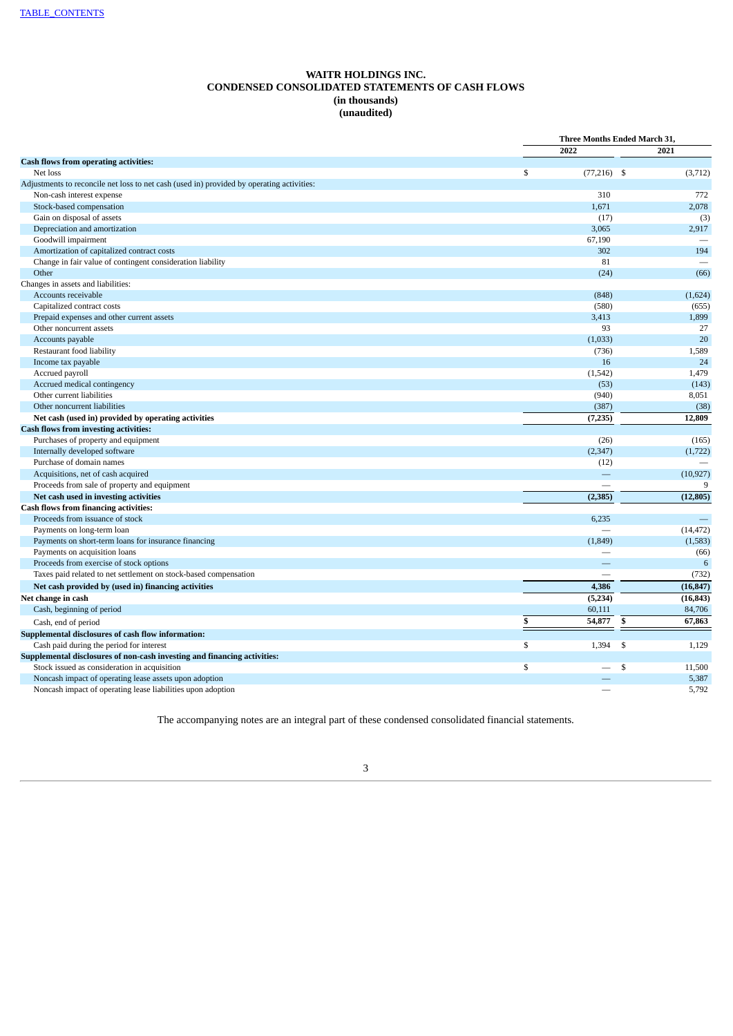TABLE_CONTENTS

# WAITR HOLDINGS INC.
## CONDENSED CONSOLIDATED STATEMENTS OF CASH FLOWS
### (in thousands)
### (unaudited)

| | Three Months Ended March 31, | |
|---|---|---|
| | 2022 | 2021 |
| **Cash flows from operating activities:** | | |
| Net loss | $ (77,216) | $ (3,712) |
| Adjustments to reconcile net loss to net cash (used in) provided by operating activities: | | |
| Non-cash interest expense | 310 | 772 |
| Stock-based compensation | 1,671 | 2,078 |
| Gain on disposal of assets | (17) | (3) |
| Depreciation and amortization | 3,065 | 2,917 |
| Goodwill impairment | 67,190 | — |
| Amortization of capitalized contract costs | 302 | 194 |
| Change in fair value of contingent consideration liability | 81 | — |
| Other | (24) | (66) |
| Changes in assets and liabilities: | | |
| Accounts receivable | (848) | (1,624) |
| Capitalized contract costs | (580) | (655) |
| Prepaid expenses and other current assets | 3,413 | 1,899 |
| Other noncurrent assets | 93 | 27 |
| Accounts payable | (1,033) | 20 |
| Restaurant food liability | (736) | 1,589 |
| Income tax payable | 16 | 24 |
| Accrued payroll | (1,542) | 1,479 |
| Accrued medical contingency | (53) | (143) |
| Other current liabilities | (940) | 8,051 |
| Other noncurrent liabilities | (387) | (38) |
| **Net cash (used in) provided by operating activities** | **(7,235)** | **12,809** |
| **Cash flows from investing activities:** | | |
| Purchases of property and equipment | (26) | (165) |
| Internally developed software | (2,347) | (1,722) |
| Purchase of domain names | (12) | — |
| Acquisitions, net of cash acquired | — | (10,927) |
| Proceeds from sale of property and equipment | — | 9 |
| **Net cash used in investing activities** | **(2,385)** | **(12,805)** |
| **Cash flows from financing activities:** | | |
| Proceeds from issuance of stock | 6,235 | — |
| Payments on long-term loan | — | (14,472) |
| Payments on short-term loans for insurance financing | (1,849) | (1,583) |
| Payments on acquisition loans | — | (66) |
| Proceeds from exercise of stock options | — | 6 |
| Taxes paid related to net settlement on stock-based compensation | — | (732) |
| **Net cash provided by (used in) financing activities** | **4,386** | **(16,847)** |
| **Net change in cash** | **(5,234)** | **(16,843)** |
| Cash, beginning of period | 60,111 | 84,706 |
| Cash, end of period | **$ 54,877** | **$ 67,863** |
| **Supplemental disclosures of cash flow information:** | | |
| Cash paid during the period for interest | $ 1,394 | $ 1,129 |
| **Supplemental disclosures of non-cash investing and financing activities:** | | |
| Stock issued as consideration in acquisition | $ — | $ 11,500 |
| Noncash impact of operating lease assets upon adoption | — | 5,387 |
| Noncash impact of operating lease liabilities upon adoption | — | 5,792 |

The accompanying notes are an integral part of these condensed consolidated financial statements.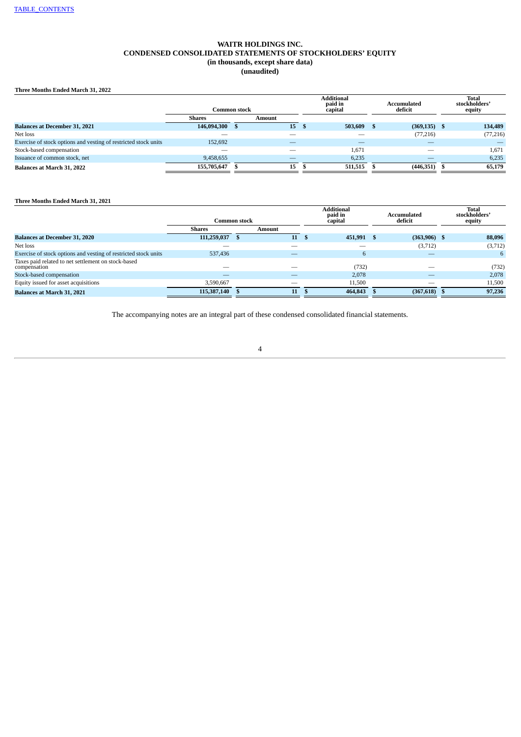# WAITR HOLDINGS INC.
## CONDENSED CONSOLIDATED STATEMENTS OF STOCKHOLDERS' EQUITY
### (in thousands, except share data)
### (unaudited)

**Three Months Ended March 31, 2022**

| | Common stock | | Additional paid in capital | Accumulated deficit | Total stockholders' equity |
|---|---|---|---|---|---|
| | Shares | Amount | | | |
| **Balances at December 31, 2021** | **146,094,300** | **$ 15** | **$ 503,609** | **$ (369,135)** | **$ 134,489** |
| Net loss | — | — | — | (77,216) | (77,216) |
| Exercise of stock options and vesting of restricted stock units | 152,692 | — | — | — | — |
| Stock-based compensation | — | — | 1,671 | — | 1,671 |
| Issuance of common stock, net | 9,458,655 | — | 6,235 | — | 6,235 |
| **Balances at March 31, 2022** | **155,705,647** | **$ 15** | **$ 511,515** | **$ (446,351)** | **$ 65,179** |

**Three Months Ended March 31, 2021**

| | Common stock | | Additional paid in capital | Accumulated deficit | Total stockholders' equity |
|---|---|---|---|---|---|
| | Shares | Amount | | | |
| **Balances at December 31, 2020** | **111,259,037** | **$ 11** | **$ 451,991** | **$ (363,906)** | **$ 88,096** |
| Net loss | — | — | — | (3,712) | (3,712) |
| Exercise of stock options and vesting of restricted stock units | 537,436 | — | 6 | — | 6 |
| Taxes paid related to net settlement on stock-based compensation | — | — | (732) | — | (732) |
| Stock-based compensation | — | — | 2,078 | — | 2,078 |
| Equity issued for asset acquisitions | 3,590,667 | — | 11,500 | — | 11,500 |
| **Balances at March 31, 2021** | **115,387,140** | **$ 11** | **$ 464,843** | **$ (367,618)** | **$ 97,236** |

The accompanying notes are an integral part of these condensed consolidated financial statements.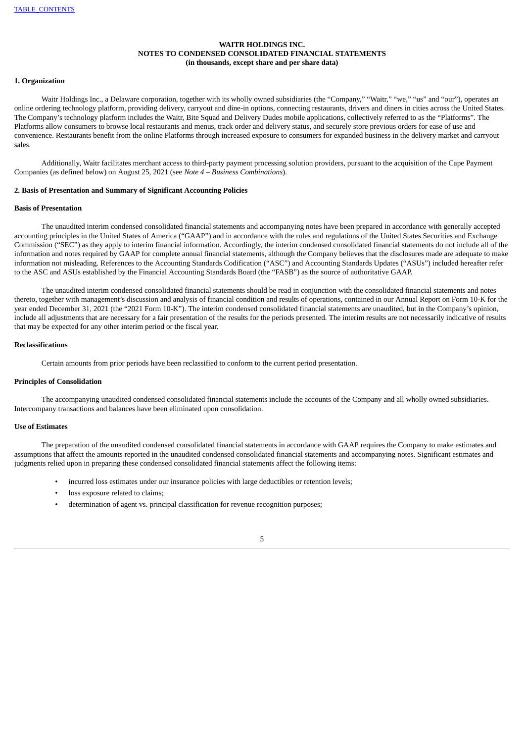**WAITR HOLDINGS INC.**
**NOTES TO CONDENSED CONSOLIDATED FINANCIAL STATEMENTS**
**(in thousands, except share and per share data)**

## 1. Organization

Waitr Holdings Inc., a Delaware corporation, together with its wholly owned subsidiaries (the "Company," "Waitr," "we," "us" and "our"), operates an online ordering technology platform, providing delivery, carryout and dine-in options, connecting restaurants, drivers and diners in cities across the United States. The Company's technology platform includes the Waitr, Bite Squad and Delivery Dudes mobile applications, collectively referred to as the "Platforms". The Platforms allow consumers to browse local restaurants and menus, track order and delivery status, and securely store previous orders for ease of use and convenience. Restaurants benefit from the online Platforms through increased exposure to consumers for expanded business in the delivery market and carryout sales.

Additionally, Waitr facilitates merchant access to third-party payment processing solution providers, pursuant to the acquisition of the Cape Payment Companies (as defined below) on August 25, 2021 (see *Note 4 – Business Combinations*).

## 2. Basis of Presentation and Summary of Significant Accounting Policies

### Basis of Presentation

The unaudited interim condensed consolidated financial statements and accompanying notes have been prepared in accordance with generally accepted accounting principles in the United States of America ("GAAP") and in accordance with the rules and regulations of the United States Securities and Exchange Commission ("SEC") as they apply to interim financial information. Accordingly, the interim condensed consolidated financial statements do not include all of the information and notes required by GAAP for complete annual financial statements, although the Company believes that the disclosures made are adequate to make information not misleading. References to the Accounting Standards Codification ("ASC") and Accounting Standards Updates ("ASUs") included hereafter refer to the ASC and ASUs established by the Financial Accounting Standards Board (the "FASB") as the source of authoritative GAAP.

The unaudited interim condensed consolidated financial statements should be read in conjunction with the consolidated financial statements and notes thereto, together with management's discussion and analysis of financial condition and results of operations, contained in our Annual Report on Form 10-K for the year ended December 31, 2021 (the "2021 Form 10-K"). The interim condensed consolidated financial statements are unaudited, but in the Company's opinion, include all adjustments that are necessary for a fair presentation of the results for the periods presented. The interim results are not necessarily indicative of results that may be expected for any other interim period or the fiscal year.

### Reclassifications

Certain amounts from prior periods have been reclassified to conform to the current period presentation.

### Principles of Consolidation

The accompanying unaudited condensed consolidated financial statements include the accounts of the Company and all wholly owned subsidiaries. Intercompany transactions and balances have been eliminated upon consolidation.

### Use of Estimates

The preparation of the unaudited condensed consolidated financial statements in accordance with GAAP requires the Company to make estimates and assumptions that affect the amounts reported in the unaudited condensed consolidated financial statements and accompanying notes. Significant estimates and judgments relied upon in preparing these condensed consolidated financial statements affect the following items:

- incurred loss estimates under our insurance policies with large deductibles or retention levels;
- loss exposure related to claims;
- determination of agent vs. principal classification for revenue recognition purposes;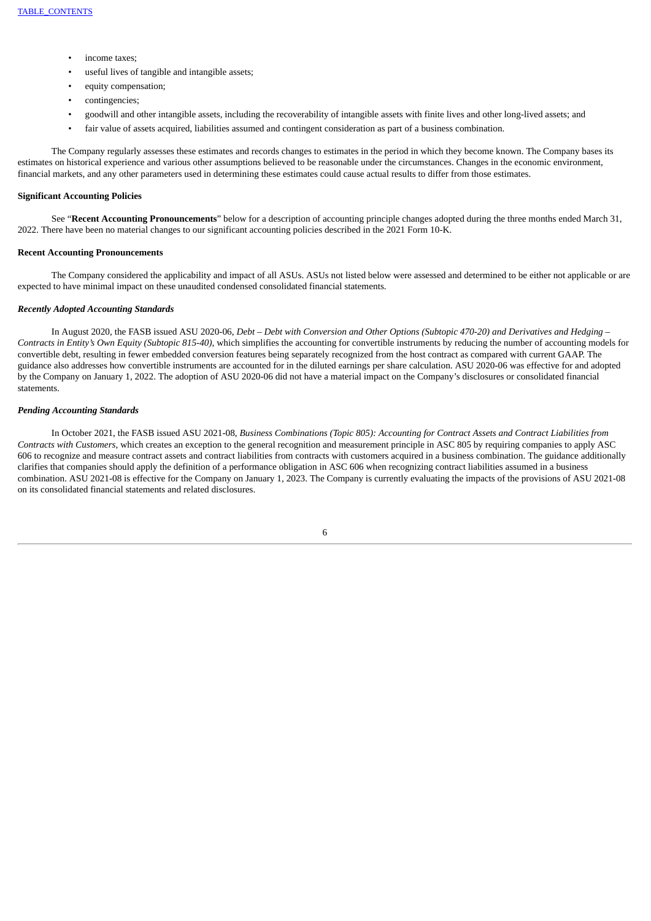- income taxes;
- useful lives of tangible and intangible assets;
- equity compensation;
- contingencies;
- goodwill and other intangible assets, including the recoverability of intangible assets with finite lives and other long-lived assets; and
- fair value of assets acquired, liabilities assumed and contingent consideration as part of a business combination.

The Company regularly assesses these estimates and records changes to estimates in the period in which they become known. The Company bases its estimates on historical experience and various other assumptions believed to be reasonable under the circumstances. Changes in the economic environment, financial markets, and any other parameters used in determining these estimates could cause actual results to differ from those estimates.

**Significant Accounting Policies**

See "**Recent Accounting Pronouncements**" below for a description of accounting principle changes adopted during the three months ended March 31, 2022. There have been no material changes to our significant accounting policies described in the 2021 Form 10-K.

**Recent Accounting Pronouncements**

The Company considered the applicability and impact of all ASUs. ASUs not listed below were assessed and determined to be either not applicable or are expected to have minimal impact on these unaudited condensed consolidated financial statements.

***Recently Adopted Accounting Standards***

In August 2020, the FASB issued ASU 2020-06, *Debt – Debt with Conversion and Other Options (Subtopic 470-20) and Derivatives and Hedging – Contracts in Entity's Own Equity (Subtopic 815-40)*, which simplifies the accounting for convertible instruments by reducing the number of accounting models for convertible debt, resulting in fewer embedded conversion features being separately recognized from the host contract as compared with current GAAP. The guidance also addresses how convertible instruments are accounted for in the diluted earnings per share calculation. ASU 2020-06 was effective for and adopted by the Company on January 1, 2022. The adoption of ASU 2020-06 did not have a material impact on the Company's disclosures or consolidated financial statements.

***Pending Accounting Standards***

In October 2021, the FASB issued ASU 2021-08, *Business Combinations (Topic 805): Accounting for Contract Assets and Contract Liabilities from Contracts with Customers*, which creates an exception to the general recognition and measurement principle in ASC 805 by requiring companies to apply ASC 606 to recognize and measure contract assets and contract liabilities from contracts with customers acquired in a business combination. The guidance additionally clarifies that companies should apply the definition of a performance obligation in ASC 606 when recognizing contract liabilities assumed in a business combination. ASU 2021-08 is effective for the Company on January 1, 2023. The Company is currently evaluating the impacts of the provisions of ASU 2021-08 on its consolidated financial statements and related disclosures.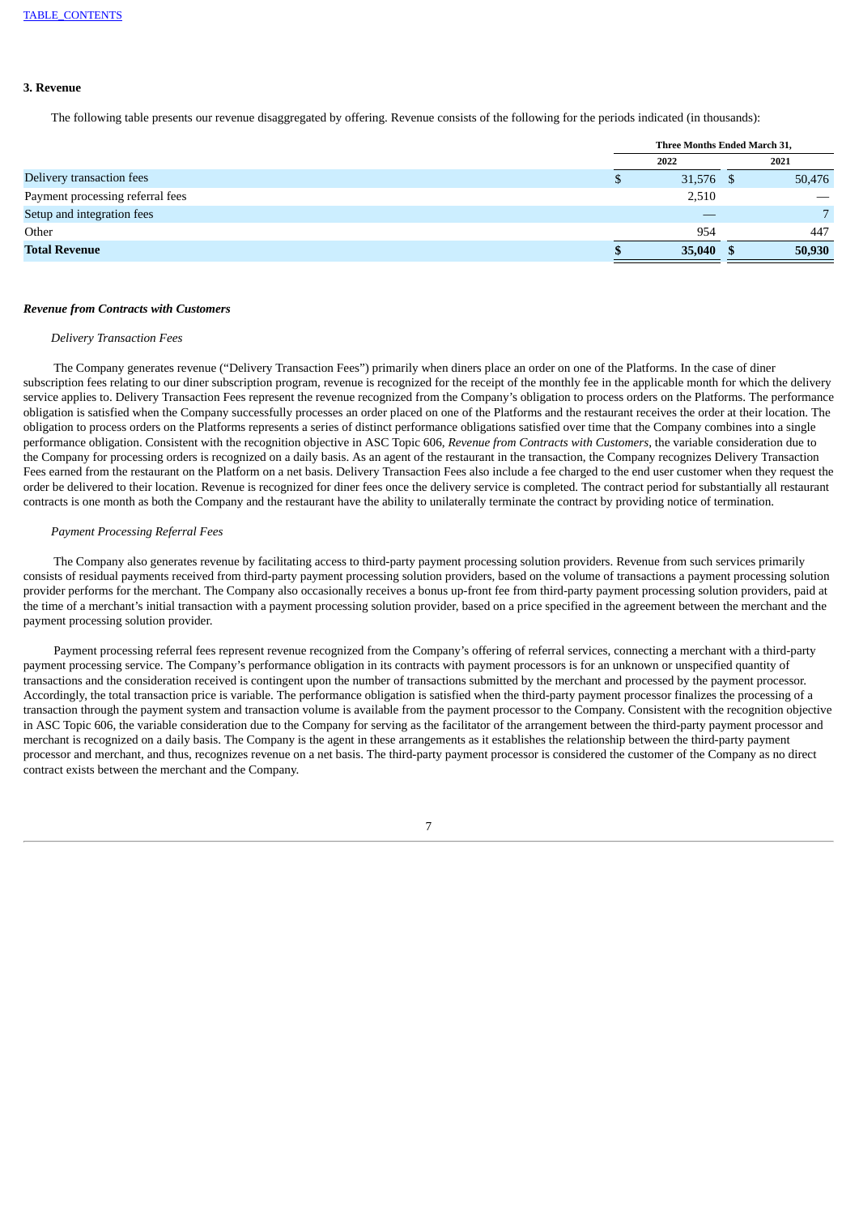TABLE_CONTENTS

### 3. Revenue

The following table presents our revenue disaggregated by offering. Revenue consists of the following for the periods indicated (in thousands):

| | Three Months Ended March 31, | |
|---|---|---|
| | 2022 | 2021 |
| Delivery transaction fees | $ 31,576 | $ 50,476 |
| Payment processing referral fees | 2,510 | — |
| Setup and integration fees | — | 7 |
| Other | 954 | 447 |
| **Total Revenue** | **$ 35,040** | **$ 50,930** |

***Revenue from Contracts with Customers***

*Delivery Transaction Fees*

The Company generates revenue ("Delivery Transaction Fees") primarily when diners place an order on one of the Platforms. In the case of diner subscription fees relating to our diner subscription program, revenue is recognized for the receipt of the monthly fee in the applicable month for which the delivery service applies to. Delivery Transaction Fees represent the revenue recognized from the Company's obligation to process orders on the Platforms. The performance obligation is satisfied when the Company successfully processes an order placed on one of the Platforms and the restaurant receives the order at their location. The obligation to process orders on the Platforms represents a series of distinct performance obligations satisfied over time that the Company combines into a single performance obligation. Consistent with the recognition objective in ASC Topic 606, *Revenue from Contracts with Customers*, the variable consideration due to the Company for processing orders is recognized on a daily basis. As an agent of the restaurant in the transaction, the Company recognizes Delivery Transaction Fees earned from the restaurant on the Platform on a net basis. Delivery Transaction Fees also include a fee charged to the end user customer when they request the order be delivered to their location. Revenue is recognized for diner fees once the delivery service is completed. The contract period for substantially all restaurant contracts is one month as both the Company and the restaurant have the ability to unilaterally terminate the contract by providing notice of termination.

*Payment Processing Referral Fees*

The Company also generates revenue by facilitating access to third-party payment processing solution providers. Revenue from such services primarily consists of residual payments received from third-party payment processing solution providers, based on the volume of transactions a payment processing solution provider performs for the merchant. The Company also occasionally receives a bonus up-front fee from third-party payment processing solution providers, paid at the time of a merchant's initial transaction with a payment processing solution provider, based on a price specified in the agreement between the merchant and the payment processing solution provider.

Payment processing referral fees represent revenue recognized from the Company's offering of referral services, connecting a merchant with a third-party payment processing service. The Company's performance obligation in its contracts with payment processors is for an unknown or unspecified quantity of transactions and the consideration received is contingent upon the number of transactions submitted by the merchant and processed by the payment processor. Accordingly, the total transaction price is variable. The performance obligation is satisfied when the third-party payment processor finalizes the processing of a transaction through the payment system and transaction volume is available from the payment processor to the Company. Consistent with the recognition objective in ASC Topic 606, the variable consideration due to the Company for serving as the facilitator of the arrangement between the third-party payment processor and merchant is recognized on a daily basis. The Company is the agent in these arrangements as it establishes the relationship between the third-party payment processor and merchant, and thus, recognizes revenue on a net basis. The third-party payment processor is considered the customer of the Company as no direct contract exists between the merchant and the Company.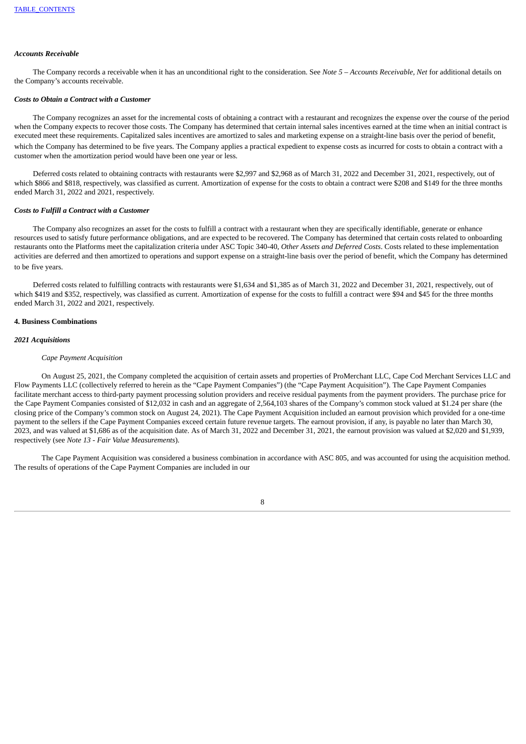***Accounts Receivable***

The Company records a receivable when it has an unconditional right to the consideration. See *Note 5 – Accounts Receivable, Net* for additional details on the Company's accounts receivable.

***Costs to Obtain a Contract with a Customer***

The Company recognizes an asset for the incremental costs of obtaining a contract with a restaurant and recognizes the expense over the course of the period when the Company expects to recover those costs. The Company has determined that certain internal sales incentives earned at the time when an initial contract is executed meet these requirements. Capitalized sales incentives are amortized to sales and marketing expense on a straight-line basis over the period of benefit, which the Company has determined to be five years. The Company applies a practical expedient to expense costs as incurred for costs to obtain a contract with a customer when the amortization period would have been one year or less.

Deferred costs related to obtaining contracts with restaurants were $2,997 and $2,968 as of March 31, 2022 and December 31, 2021, respectively, out of which $866 and $818, respectively, was classified as current. Amortization of expense for the costs to obtain a contract were $208 and $149 for the three months ended March 31, 2022 and 2021, respectively.

***Costs to Fulfill a Contract with a Customer***

The Company also recognizes an asset for the costs to fulfill a contract with a restaurant when they are specifically identifiable, generate or enhance resources used to satisfy future performance obligations, and are expected to be recovered. The Company has determined that certain costs related to onboarding restaurants onto the Platforms meet the capitalization criteria under ASC Topic 340-40, *Other Assets and Deferred Costs*. Costs related to these implementation activities are deferred and then amortized to operations and support expense on a straight-line basis over the period of benefit, which the Company has determined to be five years.

Deferred costs related to fulfilling contracts with restaurants were $1,634 and $1,385 as of March 31, 2022 and December 31, 2021, respectively, out of which $419 and $352, respectively, was classified as current. Amortization of expense for the costs to fulfill a contract were $94 and $45 for the three months ended March 31, 2022 and 2021, respectively.

**4. Business Combinations**

***2021 Acquisitions***

*Cape Payment Acquisition*

On August 25, 2021, the Company completed the acquisition of certain assets and properties of ProMerchant LLC, Cape Cod Merchant Services LLC and Flow Payments LLC (collectively referred to herein as the "Cape Payment Companies") (the "Cape Payment Acquisition"). The Cape Payment Companies facilitate merchant access to third-party payment processing solution providers and receive residual payments from the payment providers. The purchase price for the Cape Payment Companies consisted of $12,032 in cash and an aggregate of 2,564,103 shares of the Company's common stock valued at $1.24 per share (the closing price of the Company's common stock on August 24, 2021). The Cape Payment Acquisition included an earnout provision which provided for a one-time payment to the sellers if the Cape Payment Companies exceed certain future revenue targets. The earnout provision, if any, is payable no later than March 30, 2023, and was valued at $1,686 as of the acquisition date. As of March 31, 2022 and December 31, 2021, the earnout provision was valued at $2,020 and $1,939, respectively (see *Note 13 - Fair Value Measurements*).

The Cape Payment Acquisition was considered a business combination in accordance with ASC 805, and was accounted for using the acquisition method. The results of operations of the Cape Payment Companies are included in our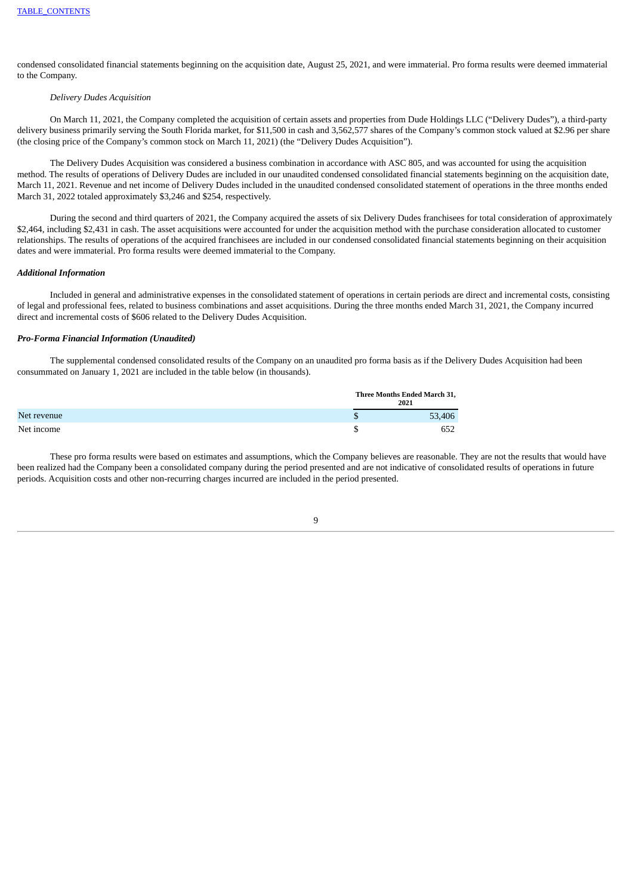condensed consolidated financial statements beginning on the acquisition date, August 25, 2021, and were immaterial. Pro forma results were deemed immaterial to the Company.

*Delivery Dudes Acquisition*

On March 11, 2021, the Company completed the acquisition of certain assets and properties from Dude Holdings LLC ("Delivery Dudes"), a third-party delivery business primarily serving the South Florida market, for $11,500 in cash and 3,562,577 shares of the Company's common stock valued at $2.96 per share (the closing price of the Company's common stock on March 11, 2021) (the "Delivery Dudes Acquisition").

The Delivery Dudes Acquisition was considered a business combination in accordance with ASC 805, and was accounted for using the acquisition method. The results of operations of Delivery Dudes are included in our unaudited condensed consolidated financial statements beginning on the acquisition date, March 11, 2021. Revenue and net income of Delivery Dudes included in the unaudited condensed consolidated statement of operations in the three months ended March 31, 2022 totaled approximately $3,246 and $254, respectively.

During the second and third quarters of 2021, the Company acquired the assets of six Delivery Dudes franchisees for total consideration of approximately $2,464, including $2,431 in cash. The asset acquisitions were accounted for under the acquisition method with the purchase consideration allocated to customer relationships. The results of operations of the acquired franchisees are included in our condensed consolidated financial statements beginning on their acquisition dates and were immaterial. Pro forma results were deemed immaterial to the Company.

***Additional Information***

Included in general and administrative expenses in the consolidated statement of operations in certain periods are direct and incremental costs, consisting of legal and professional fees, related to business combinations and asset acquisitions. During the three months ended March 31, 2021, the Company incurred direct and incremental costs of $606 related to the Delivery Dudes Acquisition.

***Pro-Forma Financial Information (Unaudited)***

The supplemental condensed consolidated results of the Company on an unaudited pro forma basis as if the Delivery Dudes Acquisition had been consummated on January 1, 2021 are included in the table below (in thousands).

| | Three Months Ended March 31, 2021 |
|---|---|
| Net revenue | $ 53,406 |
| Net income | $ 652 |

These pro forma results were based on estimates and assumptions, which the Company believes are reasonable. They are not the results that would have been realized had the Company been a consolidated company during the period presented and are not indicative of consolidated results of operations in future periods. Acquisition costs and other non-recurring charges incurred are included in the period presented.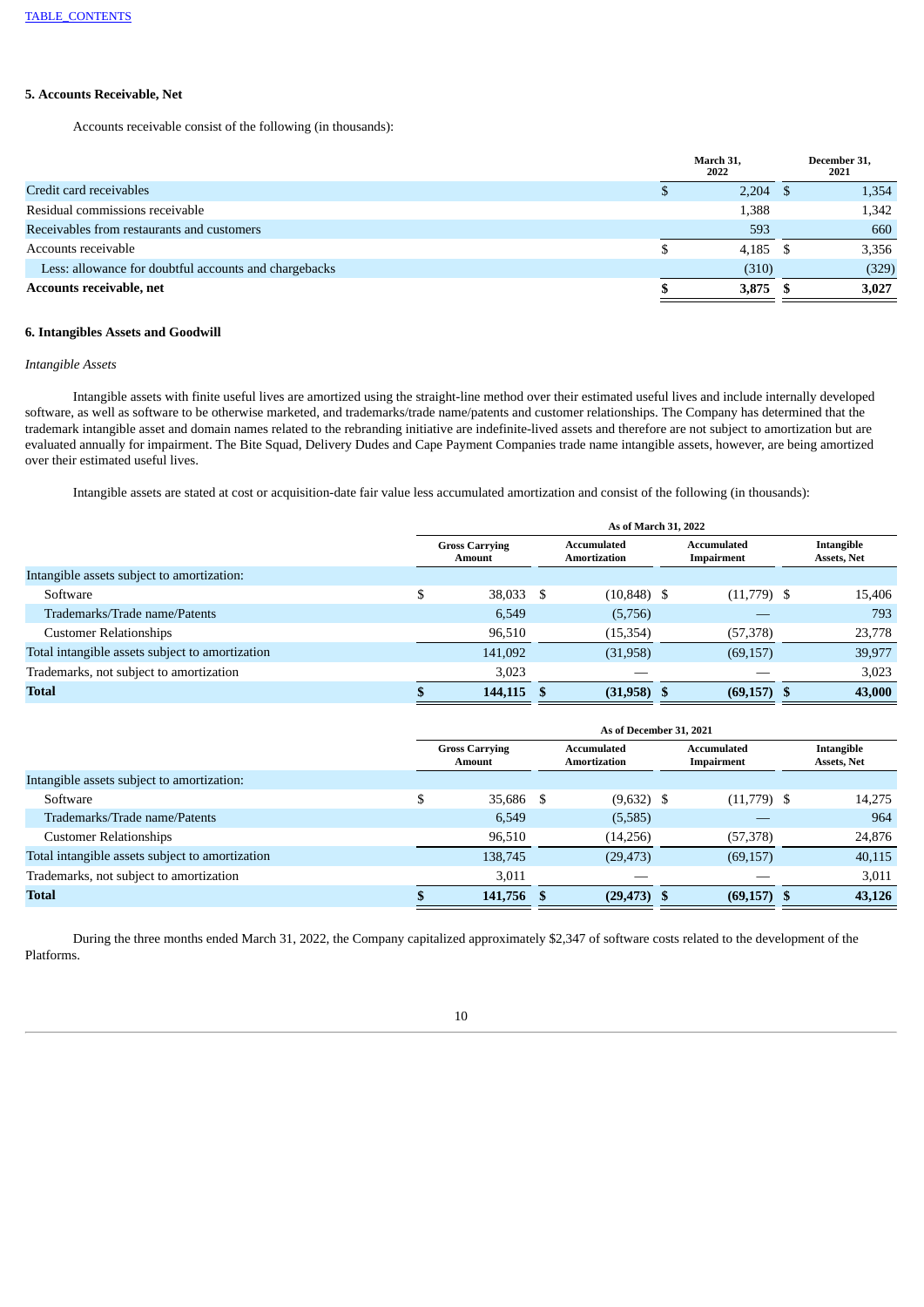[TABLE_CONTENTS](#)

**5. Accounts Receivable, Net**

Accounts receivable consist of the following (in thousands):

| | March 31, 2022 | December 31, 2021 |
|---|---|---|
| Credit card receivables | $ 2,204 | $ 1,354 |
| Residual commissions receivable | 1,388 | 1,342 |
| Receivables from restaurants and customers | 593 | 660 |
| Accounts receivable | $ 4,185 | $ 3,356 |
| Less: allowance for doubtful accounts and chargebacks | (310) | (329) |
| **Accounts receivable, net** | **$ 3,875** | **$ 3,027** |

**6. Intangibles Assets and Goodwill**

*Intangible Assets*

Intangible assets with finite useful lives are amortized using the straight-line method over their estimated useful lives and include internally developed software, as well as software to be otherwise marketed, and trademarks/trade name/patents and customer relationships. The Company has determined that the trademark intangible asset and domain names related to the rebranding initiative are indefinite-lived assets and therefore are not subject to amortization but are evaluated annually for impairment. The Bite Squad, Delivery Dudes and Cape Payment Companies trade name intangible assets, however, are being amortized over their estimated useful lives.

Intangible assets are stated at cost or acquisition-date fair value less accumulated amortization and consist of the following (in thousands):

| | As of March 31, 2022 | | | |
|---|---|---|---|---|
| | Gross Carrying Amount | Accumulated Amortization | Accumulated Impairment | Intangible Assets, Net |
| Intangible assets subject to amortization: | | | | |
| Software | $ 38,033 | $ (10,848) | $ (11,779) | $ 15,406 |
| Trademarks/Trade name/Patents | 6,549 | (5,756) | — | 793 |
| Customer Relationships | 96,510 | (15,354) | (57,378) | 23,778 |
| Total intangible assets subject to amortization | 141,092 | (31,958) | (69,157) | 39,977 |
| Trademarks, not subject to amortization | 3,023 | — | — | 3,023 |
| **Total** | **$ 144,115** | **$ (31,958)** | **$ (69,157)** | **$ 43,000** |

| | As of December 31, 2021 | | | |
|---|---|---|---|---|
| | Gross Carrying Amount | Accumulated Amortization | Accumulated Impairment | Intangible Assets, Net |
| Intangible assets subject to amortization: | | | | |
| Software | $ 35,686 | $ (9,632) | $ (11,779) | $ 14,275 |
| Trademarks/Trade name/Patents | 6,549 | (5,585) | — | 964 |
| Customer Relationships | 96,510 | (14,256) | (57,378) | 24,876 |
| Total intangible assets subject to amortization | 138,745 | (29,473) | (69,157) | 40,115 |
| Trademarks, not subject to amortization | 3,011 | — | — | 3,011 |
| **Total** | **$ 141,756** | **$ (29,473)** | **$ (69,157)** | **$ 43,126** |

During the three months ended March 31, 2022, the Company capitalized approximately $2,347 of software costs related to the development of the Platforms.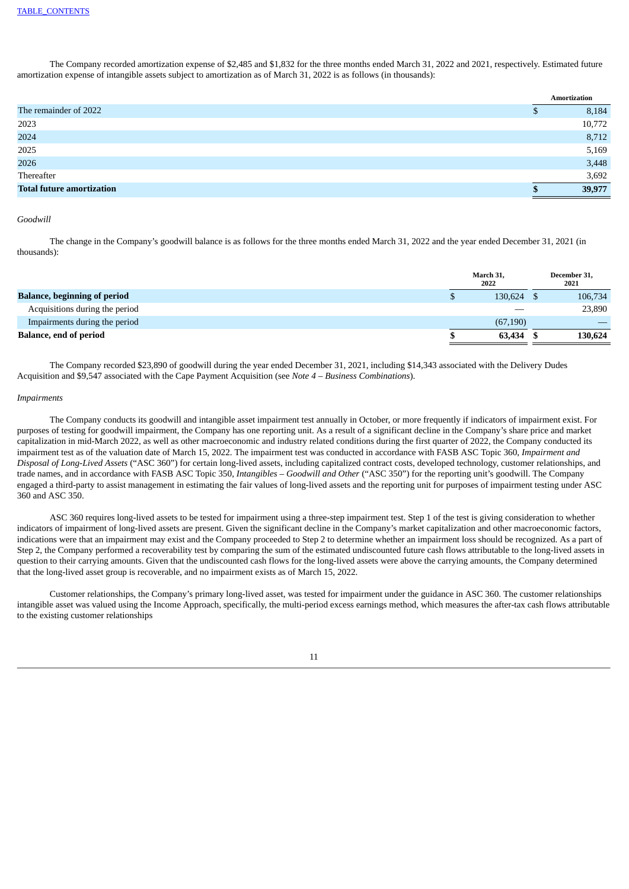The Company recorded amortization expense of $2,485 and $1,832 for the three months ended March 31, 2022 and 2021, respectively. Estimated future amortization expense of intangible assets subject to amortization as of March 31, 2022 is as follows (in thousands):

| | Amortization |
|---|---|
| The remainder of 2022 | $ 8,184 |
| 2023 | 10,772 |
| 2024 | 8,712 |
| 2025 | 5,169 |
| 2026 | 3,448 |
| Thereafter | 3,692 |
| **Total future amortization** | **$ 39,977** |

*Goodwill*

The change in the Company's goodwill balance is as follows for the three months ended March 31, 2022 and the year ended December 31, 2021 (in thousands):

| | March 31, 2022 | December 31, 2021 |
|---|---|---|
| **Balance, beginning of period** | $ 130,624 | $ 106,734 |
| Acquisitions during the period | — | 23,890 |
| Impairments during the period | (67,190) | — |
| **Balance, end of period** | **$ 63,434** | **$ 130,624** |

The Company recorded $23,890 of goodwill during the year ended December 31, 2021, including $14,343 associated with the Delivery Dudes Acquisition and $9,547 associated with the Cape Payment Acquisition (see *Note 4 – Business Combinations*).

*Impairments*

The Company conducts its goodwill and intangible asset impairment test annually in October, or more frequently if indicators of impairment exist. For purposes of testing for goodwill impairment, the Company has one reporting unit. As a result of a significant decline in the Company's share price and market capitalization in mid-March 2022, as well as other macroeconomic and industry related conditions during the first quarter of 2022, the Company conducted its impairment test as of the valuation date of March 15, 2022. The impairment test was conducted in accordance with FASB ASC Topic 360, *Impairment and Disposal of Long-Lived Assets* ("ASC 360") for certain long-lived assets, including capitalized contract costs, developed technology, customer relationships, and trade names, and in accordance with FASB ASC Topic 350, *Intangibles – Goodwill and Other* ("ASC 350") for the reporting unit's goodwill. The Company engaged a third-party to assist management in estimating the fair values of long-lived assets and the reporting unit for purposes of impairment testing under ASC 360 and ASC 350.

ASC 360 requires long-lived assets to be tested for impairment using a three-step impairment test. Step 1 of the test is giving consideration to whether indicators of impairment of long-lived assets are present. Given the significant decline in the Company's market capitalization and other macroeconomic factors, indications were that an impairment may exist and the Company proceeded to Step 2 to determine whether an impairment loss should be recognized. As a part of Step 2, the Company performed a recoverability test by comparing the sum of the estimated undiscounted future cash flows attributable to the long-lived assets in question to their carrying amounts. Given that the undiscounted cash flows for the long-lived assets were above the carrying amounts, the Company determined that the long-lived asset group is recoverable, and no impairment exists as of March 15, 2022.

Customer relationships, the Company's primary long-lived asset, was tested for impairment under the guidance in ASC 360. The customer relationships intangible asset was valued using the Income Approach, specifically, the multi-period excess earnings method, which measures the after-tax cash flows attributable to the existing customer relationships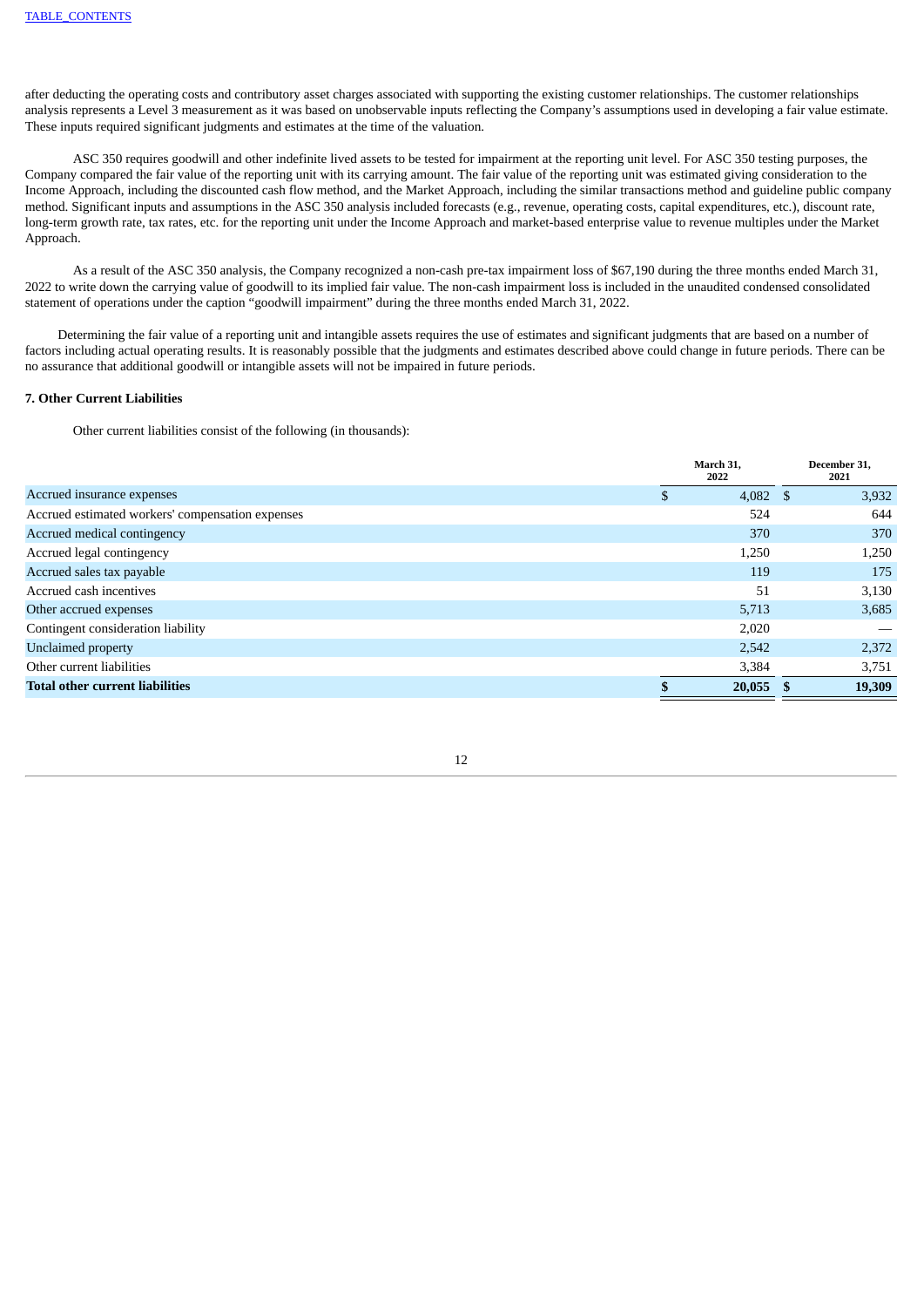after deducting the operating costs and contributory asset charges associated with supporting the existing customer relationships. The customer relationships analysis represents a Level 3 measurement as it was based on unobservable inputs reflecting the Company's assumptions used in developing a fair value estimate. These inputs required significant judgments and estimates at the time of the valuation.

ASC 350 requires goodwill and other indefinite lived assets to be tested for impairment at the reporting unit level. For ASC 350 testing purposes, the Company compared the fair value of the reporting unit with its carrying amount. The fair value of the reporting unit was estimated giving consideration to the Income Approach, including the discounted cash flow method, and the Market Approach, including the similar transactions method and guideline public company method. Significant inputs and assumptions in the ASC 350 analysis included forecasts (e.g., revenue, operating costs, capital expenditures, etc.), discount rate, long-term growth rate, tax rates, etc. for the reporting unit under the Income Approach and market-based enterprise value to revenue multiples under the Market Approach.

As a result of the ASC 350 analysis, the Company recognized a non-cash pre-tax impairment loss of $67,190 during the three months ended March 31, 2022 to write down the carrying value of goodwill to its implied fair value. The non-cash impairment loss is included in the unaudited condensed consolidated statement of operations under the caption "goodwill impairment" during the three months ended March 31, 2022.

Determining the fair value of a reporting unit and intangible assets requires the use of estimates and significant judgments that are based on a number of factors including actual operating results. It is reasonably possible that the judgments and estimates described above could change in future periods. There can be no assurance that additional goodwill or intangible assets will not be impaired in future periods.

**7. Other Current Liabilities**

Other current liabilities consist of the following (in thousands):

| | March 31, 2022 | December 31, 2021 |
|---|---|---|
| Accrued insurance expenses | $ 4,082 | $ 3,932 |
| Accrued estimated workers' compensation expenses | 524 | 644 |
| Accrued medical contingency | 370 | 370 |
| Accrued legal contingency | 1,250 | 1,250 |
| Accrued sales tax payable | 119 | 175 |
| Accrued cash incentives | 51 | 3,130 |
| Other accrued expenses | 5,713 | 3,685 |
| Contingent consideration liability | 2,020 | — |
| Unclaimed property | 2,542 | 2,372 |
| Other current liabilities | 3,384 | 3,751 |
| **Total other current liabilities** | **$ 20,055** | **$ 19,309** |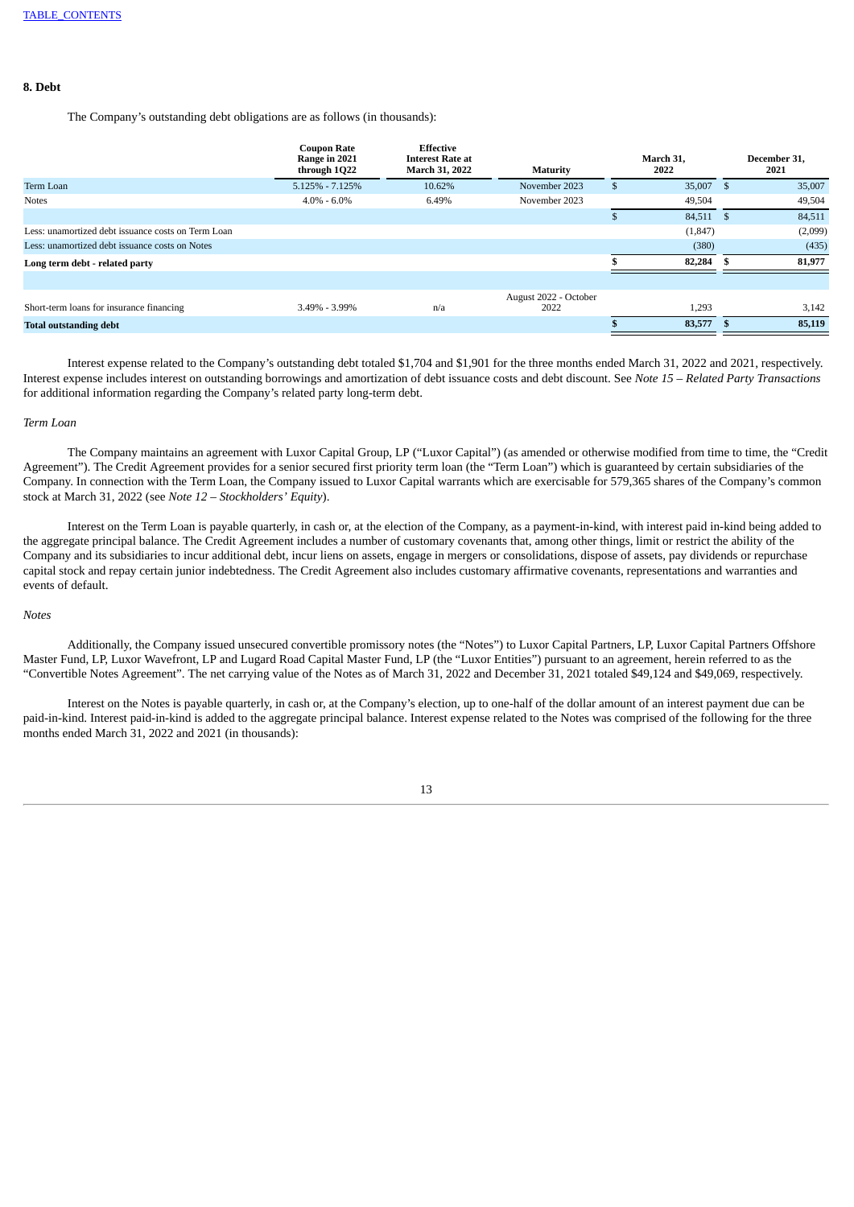## 8. Debt

The Company's outstanding debt obligations are as follows (in thousands):

| | Coupon Rate Range in 2021 through 1Q22 | Effective Interest Rate at March 31, 2022 | Maturity | March 31, 2022 | December 31, 2021 |
|---|---|---|---|---|---|
| Term Loan | 5.125% - 7.125% | 10.62% | November 2023 | $ 35,007 | $ 35,007 |
| Notes | 4.0% - 6.0% | 6.49% | November 2023 | 49,504 | 49,504 |
| | | | | $ 84,511 | $ 84,511 |
| Less: unamortized debt issuance costs on Term Loan | | | | (1,847) | (2,099) |
| Less: unamortized debt issuance costs on Notes | | | | (380) | (435) |
| **Long term debt - related party** | | | | **$ 82,284** | **$ 81,977** |
| | | | | | |
| Short-term loans for insurance financing | 3.49% - 3.99% | n/a | August 2022 - October 2022 | 1,293 | 3,142 |
| **Total outstanding debt** | | | | **$ 83,577** | **$ 85,119** |

Interest expense related to the Company's outstanding debt totaled $1,704 and $1,901 for the three months ended March 31, 2022 and 2021, respectively. Interest expense includes interest on outstanding borrowings and amortization of debt issuance costs and debt discount. See *Note 15 – Related Party Transactions* for additional information regarding the Company's related party long-term debt.

*Term Loan*

The Company maintains an agreement with Luxor Capital Group, LP ("Luxor Capital") (as amended or otherwise modified from time to time, the "Credit Agreement"). The Credit Agreement provides for a senior secured first priority term loan (the "Term Loan") which is guaranteed by certain subsidiaries of the Company. In connection with the Term Loan, the Company issued to Luxor Capital warrants which are exercisable for 579,365 shares of the Company's common stock at March 31, 2022 (see *Note 12 – Stockholders' Equity*).

Interest on the Term Loan is payable quarterly, in cash or, at the election of the Company, as a payment-in-kind, with interest paid in-kind being added to the aggregate principal balance. The Credit Agreement includes a number of customary covenants that, among other things, limit or restrict the ability of the Company and its subsidiaries to incur additional debt, incur liens on assets, engage in mergers or consolidations, dispose of assets, pay dividends or repurchase capital stock and repay certain junior indebtedness. The Credit Agreement also includes customary affirmative covenants, representations and warranties and events of default.

*Notes*

Additionally, the Company issued unsecured convertible promissory notes (the "Notes") to Luxor Capital Partners, LP, Luxor Capital Partners Offshore Master Fund, LP, Luxor Wavefront, LP and Lugard Road Capital Master Fund, LP (the "Luxor Entities") pursuant to an agreement, herein referred to as the "Convertible Notes Agreement". The net carrying value of the Notes as of March 31, 2022 and December 31, 2021 totaled $49,124 and $49,069, respectively.

Interest on the Notes is payable quarterly, in cash or, at the Company's election, up to one-half of the dollar amount of an interest payment due can be paid-in-kind. Interest paid-in-kind is added to the aggregate principal balance. Interest expense related to the Notes was comprised of the following for the three months ended March 31, 2022 and 2021 (in thousands):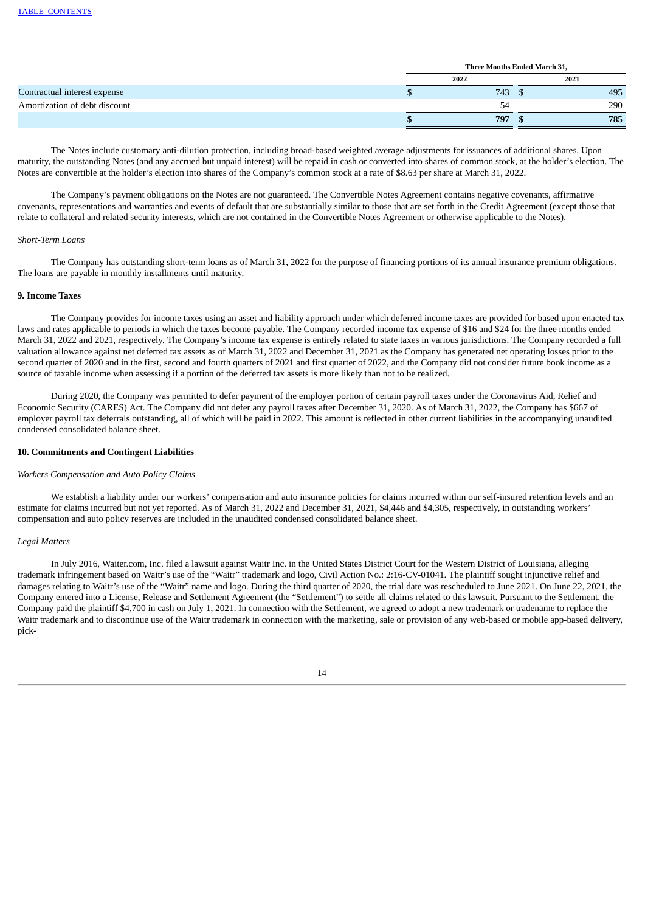|  | Three Months Ended March 31, | |
|---|---|---|
|  | 2022 | 2021 |
| Contractual interest expense | $ 743 | $ 495 |
| Amortization of debt discount | 54 | 290 |
|  | **$ 797** | **$ 785** |

The Notes include customary anti-dilution protection, including broad-based weighted average adjustments for issuances of additional shares. Upon maturity, the outstanding Notes (and any accrued but unpaid interest) will be repaid in cash or converted into shares of common stock, at the holder's election. The Notes are convertible at the holder's election into shares of the Company's common stock at a rate of $8.63 per share at March 31, 2022.

The Company's payment obligations on the Notes are not guaranteed. The Convertible Notes Agreement contains negative covenants, affirmative covenants, representations and warranties and events of default that are substantially similar to those that are set forth in the Credit Agreement (except those that relate to collateral and related security interests, which are not contained in the Convertible Notes Agreement or otherwise applicable to the Notes).

*Short-Term Loans*

The Company has outstanding short-term loans as of March 31, 2022 for the purpose of financing portions of its annual insurance premium obligations. The loans are payable in monthly installments until maturity.

**9. Income Taxes**

The Company provides for income taxes using an asset and liability approach under which deferred income taxes are provided for based upon enacted tax laws and rates applicable to periods in which the taxes become payable. The Company recorded income tax expense of $16 and $24 for the three months ended March 31, 2022 and 2021, respectively. The Company's income tax expense is entirely related to state taxes in various jurisdictions. The Company recorded a full valuation allowance against net deferred tax assets as of March 31, 2022 and December 31, 2021 as the Company has generated net operating losses prior to the second quarter of 2020 and in the first, second and fourth quarters of 2021 and first quarter of 2022, and the Company did not consider future book income as a source of taxable income when assessing if a portion of the deferred tax assets is more likely than not to be realized.

During 2020, the Company was permitted to defer payment of the employer portion of certain payroll taxes under the Coronavirus Aid, Relief and Economic Security (CARES) Act. The Company did not defer any payroll taxes after December 31, 2020. As of March 31, 2022, the Company has $667 of employer payroll tax deferrals outstanding, all of which will be paid in 2022. This amount is reflected in other current liabilities in the accompanying unaudited condensed consolidated balance sheet.

**10. Commitments and Contingent Liabilities**

*Workers Compensation and Auto Policy Claims*

We establish a liability under our workers' compensation and auto insurance policies for claims incurred within our self-insured retention levels and an estimate for claims incurred but not yet reported. As of March 31, 2022 and December 31, 2021, $4,446 and $4,305, respectively, in outstanding workers' compensation and auto policy reserves are included in the unaudited condensed consolidated balance sheet.

*Legal Matters*

In July 2016, Waiter.com, Inc. filed a lawsuit against Waitr Inc. in the United States District Court for the Western District of Louisiana, alleging trademark infringement based on Waitr's use of the "Waitr" trademark and logo, Civil Action No.: 2:16-CV-01041. The plaintiff sought injunctive relief and damages relating to Waitr's use of the "Waitr" name and logo. During the third quarter of 2020, the trial date was rescheduled to June 2021. On June 22, 2021, the Company entered into a License, Release and Settlement Agreement (the "Settlement") to settle all claims related to this lawsuit. Pursuant to the Settlement, the Company paid the plaintiff $4,700 in cash on July 1, 2021. In connection with the Settlement, we agreed to adopt a new trademark or tradename to replace the Waitr trademark and to discontinue use of the Waitr trademark in connection with the marketing, sale or provision of any web-based or mobile app-based delivery, pick-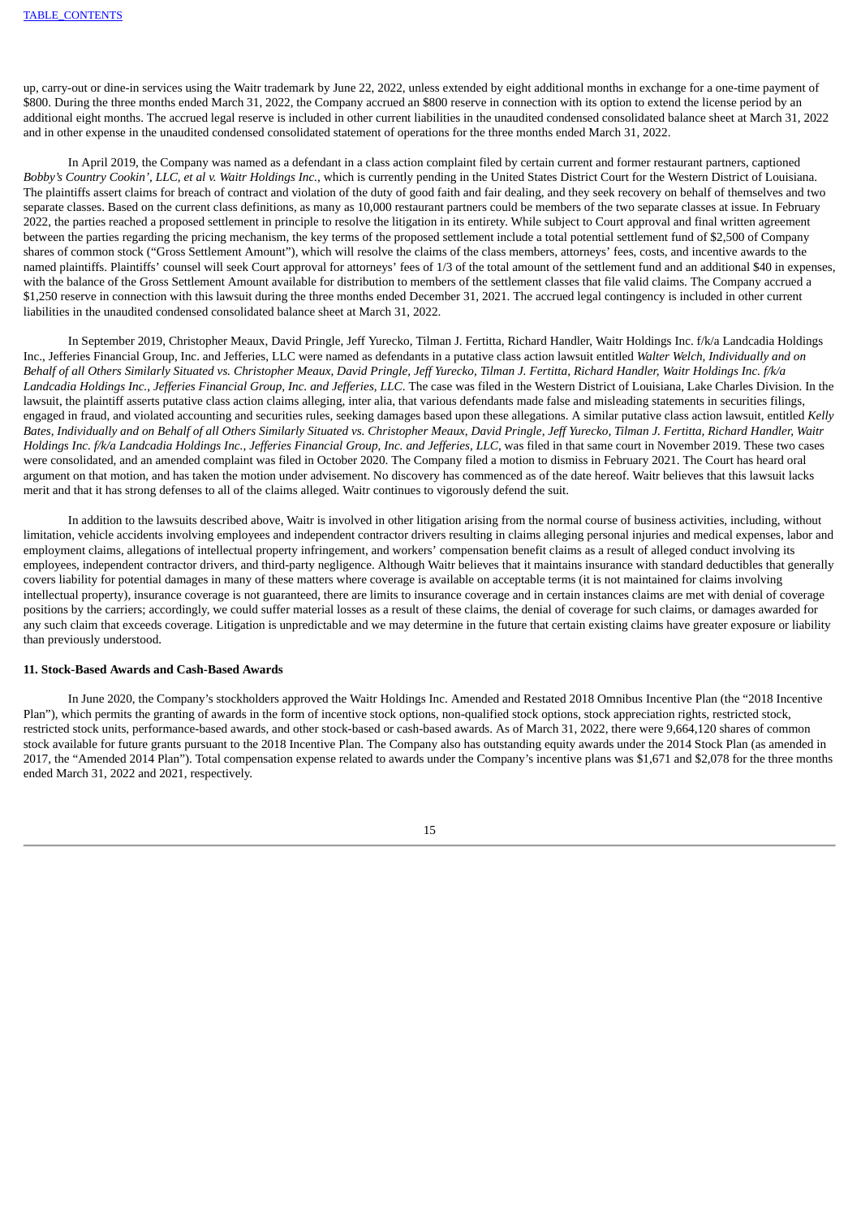up, carry-out or dine-in services using the Waitr trademark by June 22, 2022, unless extended by eight additional months in exchange for a one-time payment of $800. During the three months ended March 31, 2022, the Company accrued an $800 reserve in connection with its option to extend the license period by an additional eight months. The accrued legal reserve is included in other current liabilities in the unaudited condensed consolidated balance sheet at March 31, 2022 and in other expense in the unaudited condensed consolidated statement of operations for the three months ended March 31, 2022.

In April 2019, the Company was named as a defendant in a class action complaint filed by certain current and former restaurant partners, captioned *Bobby's Country Cookin', LLC, et al v. Waitr Holdings Inc.*, which is currently pending in the United States District Court for the Western District of Louisiana. The plaintiffs assert claims for breach of contract and violation of the duty of good faith and fair dealing, and they seek recovery on behalf of themselves and two separate classes. Based on the current class definitions, as many as 10,000 restaurant partners could be members of the two separate classes at issue. In February 2022, the parties reached a proposed settlement in principle to resolve the litigation in its entirety. While subject to Court approval and final written agreement between the parties regarding the pricing mechanism, the key terms of the proposed settlement include a total potential settlement fund of $2,500 of Company shares of common stock ("Gross Settlement Amount"), which will resolve the claims of the class members, attorneys' fees, costs, and incentive awards to the named plaintiffs. Plaintiffs' counsel will seek Court approval for attorneys' fees of 1/3 of the total amount of the settlement fund and an additional $40 in expenses, with the balance of the Gross Settlement Amount available for distribution to members of the settlement classes that file valid claims. The Company accrued a $1,250 reserve in connection with this lawsuit during the three months ended December 31, 2021. The accrued legal contingency is included in other current liabilities in the unaudited condensed consolidated balance sheet at March 31, 2022.

In September 2019, Christopher Meaux, David Pringle, Jeff Yurecko, Tilman J. Fertitta, Richard Handler, Waitr Holdings Inc. f/k/a Landcadia Holdings Inc., Jefferies Financial Group, Inc. and Jefferies, LLC were named as defendants in a putative class action lawsuit entitled *Walter Welch, Individually and on Behalf of all Others Similarly Situated vs. Christopher Meaux, David Pringle, Jeff Yurecko, Tilman J. Fertitta, Richard Handler, Waitr Holdings Inc. f/k/a Landcadia Holdings Inc., Jefferies Financial Group, Inc. and Jefferies, LLC*. The case was filed in the Western District of Louisiana, Lake Charles Division. In the lawsuit, the plaintiff asserts putative class action claims alleging, inter alia, that various defendants made false and misleading statements in securities filings, engaged in fraud, and violated accounting and securities rules, seeking damages based upon these allegations. A similar putative class action lawsuit, entitled *Kelly Bates, Individually and on Behalf of all Others Similarly Situated vs. Christopher Meaux, David Pringle, Jeff Yurecko, Tilman J. Fertitta, Richard Handler, Waitr Holdings Inc. f/k/a Landcadia Holdings Inc., Jefferies Financial Group, Inc. and Jefferies, LLC*, was filed in that same court in November 2019. These two cases were consolidated, and an amended complaint was filed in October 2020. The Company filed a motion to dismiss in February 2021. The Court has heard oral argument on that motion, and has taken the motion under advisement. No discovery has commenced as of the date hereof. Waitr believes that this lawsuit lacks merit and that it has strong defenses to all of the claims alleged. Waitr continues to vigorously defend the suit.

In addition to the lawsuits described above, Waitr is involved in other litigation arising from the normal course of business activities, including, without limitation, vehicle accidents involving employees and independent contractor drivers resulting in claims alleging personal injuries and medical expenses, labor and employment claims, allegations of intellectual property infringement, and workers' compensation benefit claims as a result of alleged conduct involving its employees, independent contractor drivers, and third-party negligence. Although Waitr believes that it maintains insurance with standard deductibles that generally covers liability for potential damages in many of these matters where coverage is available on acceptable terms (it is not maintained for claims involving intellectual property), insurance coverage is not guaranteed, there are limits to insurance coverage and in certain instances claims are met with denial of coverage positions by the carriers; accordingly, we could suffer material losses as a result of these claims, the denial of coverage for such claims, or damages awarded for any such claim that exceeds coverage. Litigation is unpredictable and we may determine in the future that certain existing claims have greater exposure or liability than previously understood.

**11. Stock-Based Awards and Cash-Based Awards**

In June 2020, the Company's stockholders approved the Waitr Holdings Inc. Amended and Restated 2018 Omnibus Incentive Plan (the "2018 Incentive Plan"), which permits the granting of awards in the form of incentive stock options, non-qualified stock options, stock appreciation rights, restricted stock, restricted stock units, performance-based awards, and other stock-based or cash-based awards. As of March 31, 2022, there were 9,664,120 shares of common stock available for future grants pursuant to the 2018 Incentive Plan. The Company also has outstanding equity awards under the 2014 Stock Plan (as amended in 2017, the "Amended 2014 Plan"). Total compensation expense related to awards under the Company's incentive plans was $1,671 and $2,078 for the three months ended March 31, 2022 and 2021, respectively.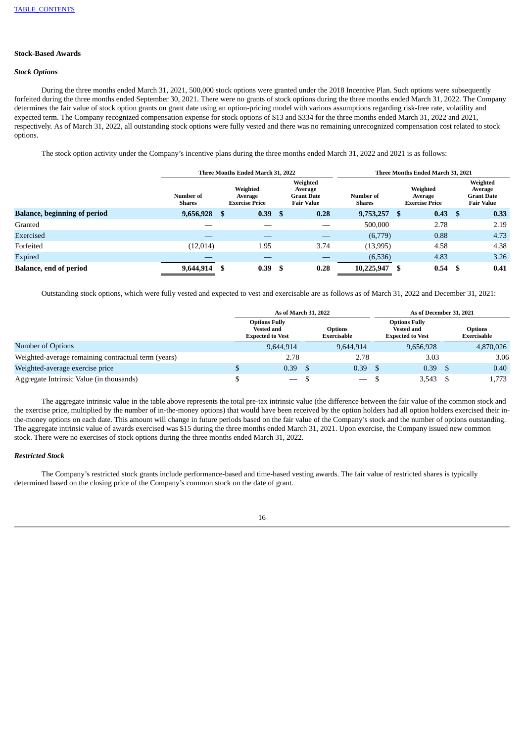### Stock-Based Awards

#### *Stock Options*

During the three months ended March 31, 2021, 500,000 stock options were granted under the 2018 Incentive Plan. Such options were subsequently forfeited during the three months ended September 30, 2021. There were no grants of stock options during the three months ended March 31, 2022. The Company determines the fair value of stock option grants on grant date using an option-pricing model with various assumptions regarding risk-free rate, volatility and expected term. The Company recognized compensation expense for stock options of $13 and $334 for the three months ended March 31, 2022 and 2021, respectively. As of March 31, 2022, all outstanding stock options were fully vested and there was no remaining unrecognized compensation cost related to stock options.

The stock option activity under the Company's incentive plans during the three months ended March 31, 2022 and 2021 is as follows:

| | Three Months Ended March 31, 2022 | | | Three Months Ended March 31, 2021 | | |
|---|---|---|---|---|---|---|
| | Number of Shares | Weighted Average Exercise Price | Weighted Average Grant Date Fair Value | Number of Shares | Weighted Average Exercise Price | Weighted Average Grant Date Fair Value |
| **Balance, beginning of period** | **9,656,928** | **$ 0.39** | **$ 0.28** | **9,753,257** | **$ 0.43** | **$ 0.33** |
| Granted | — | — | — | 500,000 | 2.78 | 2.19 |
| Exercised | — | — | — | (6,779) | 0.88 | 4.73 |
| Forfeited | (12,014) | 1.95 | 3.74 | (13,995) | 4.58 | 4.38 |
| Expired | — | — | — | (6,536) | 4.83 | 3.26 |
| **Balance, end of period** | **9,644,914** | **$ 0.39** | **$ 0.28** | **10,225,947** | **$ 0.54** | **$ 0.41** |

Outstanding stock options, which were fully vested and expected to vest and exercisable are as follows as of March 31, 2022 and December 31, 2021:

| | As of March 31, 2022 | | As of December 31, 2021 | |
|---|---|---|---|---|
| | Options Fully Vested and Expected to Vest | Options Exercisable | Options Fully Vested and Expected to Vest | Options Exercisable |
| Number of Options | 9,644,914 | 9,644,914 | 9,656,928 | 4,870,026 |
| Weighted-average remaining contractual term (years) | 2.78 | 2.78 | 3.03 | 3.06 |
| Weighted-average exercise price | $ 0.39 | $ 0.39 | $ 0.39 | $ 0.40 |
| Aggregate Intrinsic Value (in thousands) | $ — | $ — | $ 3,543 | $ 1,773 |

The aggregate intrinsic value in the table above represents the total pre-tax intrinsic value (the difference between the fair value of the common stock and the exercise price, multiplied by the number of in-the-money options) that would have been received by the option holders had all option holders exercised their in-the-money options on each date. This amount will change in future periods based on the fair value of the Company's stock and the number of options outstanding. The aggregate intrinsic value of awards exercised was $15 during the three months ended March 31, 2021. Upon exercise, the Company issued new common stock. There were no exercises of stock options during the three months ended March 31, 2022.

#### *Restricted Stock*

The Company's restricted stock grants include performance-based and time-based vesting awards. The fair value of restricted shares is typically determined based on the closing price of the Company's common stock on the date of grant.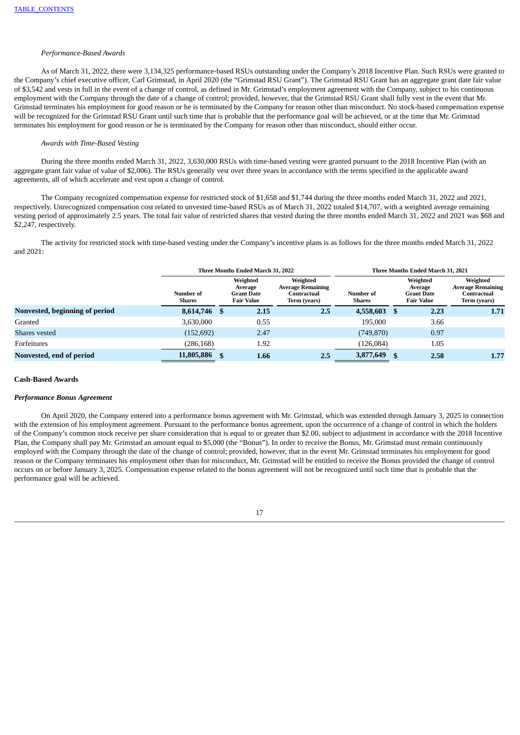*Performance-Based Awards*

As of March 31, 2022, there were 3,134,325 performance-based RSUs outstanding under the Company's 2018 Incentive Plan. Such RSUs were granted to the Company's chief executive officer, Carl Grimstad, in April 2020 (the "Grimstad RSU Grant"). The Grimstad RSU Grant has an aggregate grant date fair value of $3,542 and vests in full in the event of a change of control, as defined in Mr. Grimstad's employment agreement with the Company, subject to his continuous employment with the Company through the date of a change of control; provided, however, that the Grimstad RSU Grant shall fully vest in the event that Mr. Grimstad terminates his employment for good reason or he is terminated by the Company for reason other than misconduct. No stock-based compensation expense will be recognized for the Grimstad RSU Grant until such time that is probable that the performance goal will be achieved, or at the time that Mr. Grimstad terminates his employment for good reason or he is terminated by the Company for reason other than misconduct, should either occur.

*Awards with Time-Based Vesting*

During the three months ended March 31, 2022, 3,630,000 RSUs with time-based vesting were granted pursuant to the 2018 Incentive Plan (with an aggregate grant fair value of value of $2,006). The RSUs generally vest over three years in accordance with the terms specified in the applicable award agreements, all of which accelerate and vest upon a change of control.

The Company recognized compensation expense for restricted stock of $1,658 and $1,744 during the three months ended March 31, 2022 and 2021, respectively. Unrecognized compensation cost related to unvested time-based RSUs as of March 31, 2022 totaled $14,707, with a weighted average remaining vesting period of approximately 2.5 years. The total fair value of restricted shares that vested during the three months ended March 31, 2022 and 2021 was $68 and $2,247, respectively.

The activity for restricted stock with time-based vesting under the Company's incentive plans is as follows for the three months ended March 31, 2022 and 2021:

| | Three Months Ended March 31, 2022 | | | Three Months Ended March 31, 2021 | | |
|---|---|---|---|---|---|---|
| | Number of Shares | Weighted Average Grant Date Fair Value | Weighted Average Remaining Contractual Term (years) | Number of Shares | Weighted Average Grant Date Fair Value | Weighted Average Remaining Contractual Term (years) |
| **Nonvested, beginning of period** | **8,614,746** | **$ 2.15** | **2.5** | **4,558,603** | **$ 2.23** | **1.71** |
| Granted | 3,630,000 | 0.55 | | 195,000 | 3.66 | |
| Shares vested | (152,692) | 2.47 | | (749,870) | 0.97 | |
| Forfeitures | (286,168) | 1.92 | | (126,084) | 1.05 | |
| **Nonvested, end of period** | **11,805,886** | **$ 1.66** | **2.5** | **3,877,649** | **$ 2.58** | **1.77** |

**Cash-Based Awards**

***Performance Bonus Agreement***

On April 2020, the Company entered into a performance bonus agreement with Mr. Grimstad, which was extended through January 3, 2025 in connection with the extension of his employment agreement. Pursuant to the performance bonus agreement, upon the occurrence of a change of control in which the holders of the Company's common stock receive per share consideration that is equal to or greater than $2.00, subject to adjustment in accordance with the 2018 Incentive Plan, the Company shall pay Mr. Grimstad an amount equal to $5,000 (the "Bonus"). In order to receive the Bonus, Mr. Grimstad must remain continuously employed with the Company through the date of the change of control; provided, however, that in the event Mr. Grimstad terminates his employment for good reason or the Company terminates his employment other than for misconduct, Mr. Grimstad will be entitled to receive the Bonus provided the change of control occurs on or before January 3, 2025. Compensation expense related to the bonus agreement will not be recognized until such time that is probable that the performance goal will be achieved.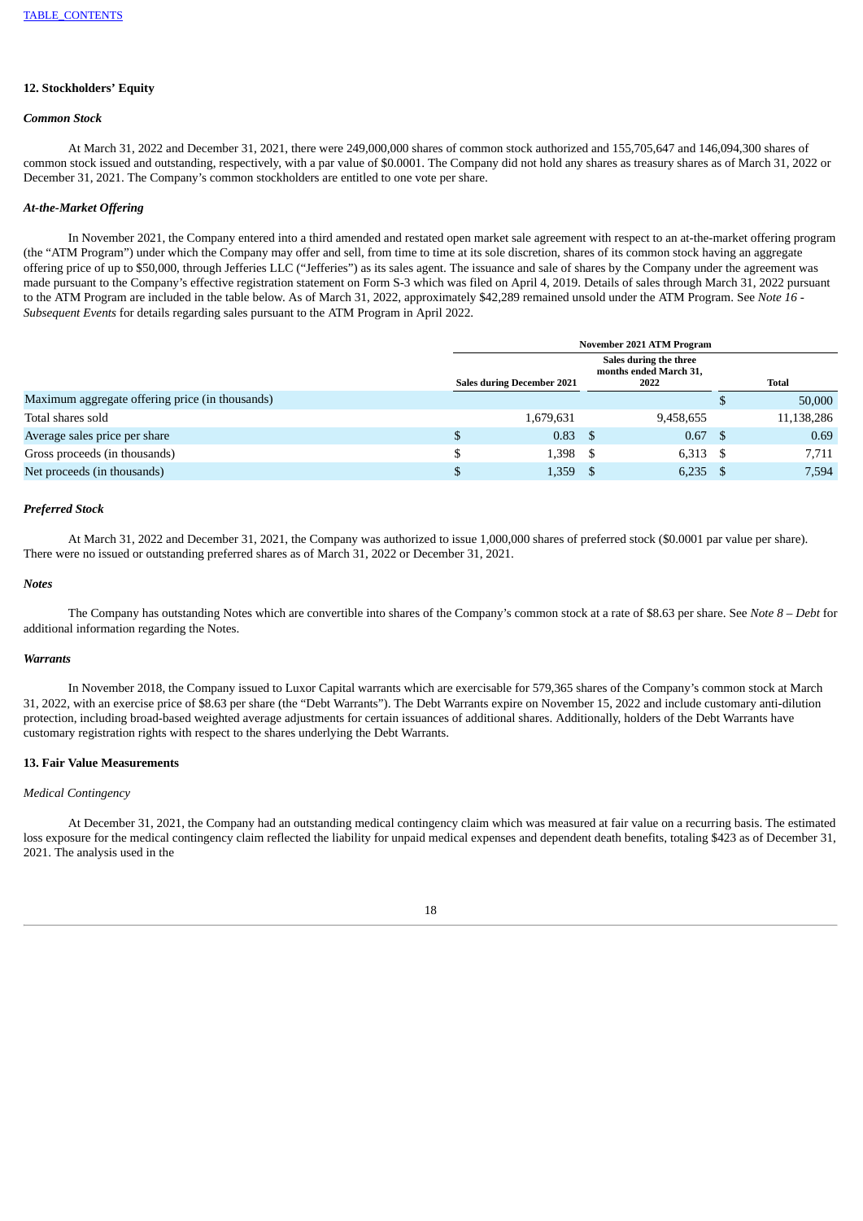## 12. Stockholders' Equity

### *Common Stock*

At March 31, 2022 and December 31, 2021, there were 249,000,000 shares of common stock authorized and 155,705,647 and 146,094,300 shares of common stock issued and outstanding, respectively, with a par value of $0.0001. The Company did not hold any shares as treasury shares as of March 31, 2022 or December 31, 2021. The Company's common stockholders are entitled to one vote per share.

### *At-the-Market Offering*

In November 2021, the Company entered into a third amended and restated open market sale agreement with respect to an at-the-market offering program (the "ATM Program") under which the Company may offer and sell, from time to time at its sole discretion, shares of its common stock having an aggregate offering price of up to $50,000, through Jefferies LLC ("Jefferies") as its sales agent. The issuance and sale of shares by the Company under the agreement was made pursuant to the Company's effective registration statement on Form S-3 which was filed on April 4, 2019. Details of sales through March 31, 2022 pursuant to the ATM Program are included in the table below. As of March 31, 2022, approximately $42,289 remained unsold under the ATM Program. See *Note 16 - Subsequent Events* for details regarding sales pursuant to the ATM Program in April 2022.

| | November 2021 ATM Program | | |
|---|---|---|---|
| | Sales during December 2021 | Sales during the three months ended March 31, 2022 | Total |
| Maximum aggregate offering price (in thousands) | | | $ 50,000 |
| Total shares sold | 1,679,631 | 9,458,655 | 11,138,286 |
| Average sales price per share | $ 0.83 | $ 0.67 | $ 0.69 |
| Gross proceeds (in thousands) | $ 1,398 | $ 6,313 | $ 7,711 |
| Net proceeds (in thousands) | $ 1,359 | $ 6,235 | $ 7,594 |

### *Preferred Stock*

At March 31, 2022 and December 31, 2021, the Company was authorized to issue 1,000,000 shares of preferred stock ($0.0001 par value per share). There were no issued or outstanding preferred shares as of March 31, 2022 or December 31, 2021.

### *Notes*

The Company has outstanding Notes which are convertible into shares of the Company's common stock at a rate of $8.63 per share. See *Note 8 – Debt* for additional information regarding the Notes.

### *Warrants*

In November 2018, the Company issued to Luxor Capital warrants which are exercisable for 579,365 shares of the Company's common stock at March 31, 2022, with an exercise price of $8.63 per share (the "Debt Warrants"). The Debt Warrants expire on November 15, 2022 and include customary anti-dilution protection, including broad-based weighted average adjustments for certain issuances of additional shares. Additionally, holders of the Debt Warrants have customary registration rights with respect to the shares underlying the Debt Warrants.

## 13. Fair Value Measurements

*Medical Contingency*

At December 31, 2021, the Company had an outstanding medical contingency claim which was measured at fair value on a recurring basis. The estimated loss exposure for the medical contingency claim reflected the liability for unpaid medical expenses and dependent death benefits, totaling $423 as of December 31, 2021. The analysis used in the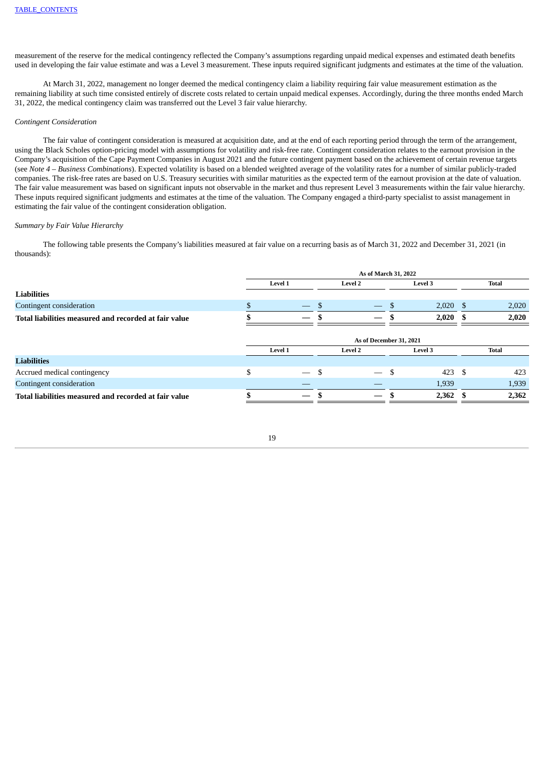measurement of the reserve for the medical contingency reflected the Company's assumptions regarding unpaid medical expenses and estimated death benefits used in developing the fair value estimate and was a Level 3 measurement. These inputs required significant judgments and estimates at the time of the valuation.

At March 31, 2022, management no longer deemed the medical contingency claim a liability requiring fair value measurement estimation as the remaining liability at such time consisted entirely of discrete costs related to certain unpaid medical expenses. Accordingly, during the three months ended March 31, 2022, the medical contingency claim was transferred out the Level 3 fair value hierarchy.

*Contingent Consideration*

The fair value of contingent consideration is measured at acquisition date, and at the end of each reporting period through the term of the arrangement, using the Black Scholes option-pricing model with assumptions for volatility and risk-free rate. Contingent consideration relates to the earnout provision in the Company's acquisition of the Cape Payment Companies in August 2021 and the future contingent payment based on the achievement of certain revenue targets (see *Note 4 – Business Combinations*). Expected volatility is based on a blended weighted average of the volatility rates for a number of similar publicly-traded companies. The risk-free rates are based on U.S. Treasury securities with similar maturities as the expected term of the earnout provision at the date of valuation. The fair value measurement was based on significant inputs not observable in the market and thus represent Level 3 measurements within the fair value hierarchy. These inputs required significant judgments and estimates at the time of the valuation. The Company engaged a third-party specialist to assist management in estimating the fair value of the contingent consideration obligation.

*Summary by Fair Value Hierarchy*

The following table presents the Company's liabilities measured at fair value on a recurring basis as of March 31, 2022 and December 31, 2021 (in thousands):

| | As of March 31, 2022 | | | |
|---|---|---|---|---|
| | Level 1 | Level 2 | Level 3 | Total |
| **Liabilities** | | | | |
| Contingent consideration | $ — | $ — | $ 2,020 | $ 2,020 |
| **Total liabilities measured and recorded at fair value** | **$ —** | **$ —** | **$ 2,020** | **$ 2,020** |

| | As of December 31, 2021 | | | |
|---|---|---|---|---|
| | Level 1 | Level 2 | Level 3 | Total |
| **Liabilities** | | | | |
| Accrued medical contingency | $ — | $ — | $ 423 | $ 423 |
| Contingent consideration | — | — | 1,939 | 1,939 |
| **Total liabilities measured and recorded at fair value** | **$ —** | **$ —** | **$ 2,362** | **$ 2,362** |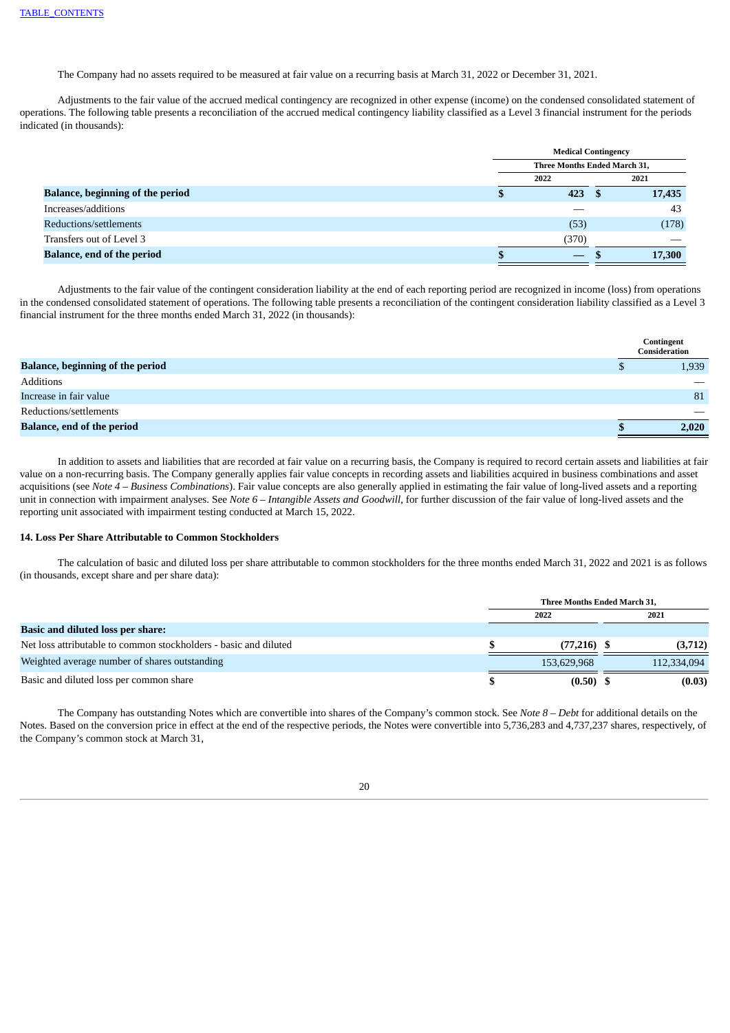The Company had no assets required to be measured at fair value on a recurring basis at March 31, 2022 or December 31, 2021.

Adjustments to the fair value of the accrued medical contingency are recognized in other expense (income) on the condensed consolidated statement of operations. The following table presents a reconciliation of the accrued medical contingency liability classified as a Level 3 financial instrument for the periods indicated (in thousands):

| | Medical Contingency | |
|---|---|---|
| | Three Months Ended March 31, | |
| | 2022 | 2021 |
| **Balance, beginning of the period** | **$ 423** | **$ 17,435** |
| Increases/additions | — | 43 |
| Reductions/settlements | (53) | (178) |
| Transfers out of Level 3 | (370) | — |
| **Balance, end of the period** | **$ —** | **$ 17,300** |

Adjustments to the fair value of the contingent consideration liability at the end of each reporting period are recognized in income (loss) from operations in the condensed consolidated statement of operations. The following table presents a reconciliation of the contingent consideration liability classified as a Level 3 financial instrument for the three months ended March 31, 2022 (in thousands):

| | Contingent Consideration |
|---|---|
| **Balance, beginning of the period** | $ 1,939 |
| Additions | — |
| Increase in fair value | 81 |
| Reductions/settlements | — |
| **Balance, end of the period** | **$ 2,020** |

In addition to assets and liabilities that are recorded at fair value on a recurring basis, the Company is required to record certain assets and liabilities at fair value on a non-recurring basis. The Company generally applies fair value concepts in recording assets and liabilities acquired in business combinations and asset acquisitions (see *Note 4 – Business Combinations*). Fair value concepts are also generally applied in estimating the fair value of long-lived assets and a reporting unit in connection with impairment analyses. See *Note 6 – Intangible Assets and Goodwill*, for further discussion of the fair value of long-lived assets and the reporting unit associated with impairment testing conducted at March 15, 2022.

### 14. Loss Per Share Attributable to Common Stockholders

The calculation of basic and diluted loss per share attributable to common stockholders for the three months ended March 31, 2022 and 2021 is as follows (in thousands, except share and per share data):

| | Three Months Ended March 31, | |
|---|---|---|
| | 2022 | 2021 |
| **Basic and diluted loss per share:** | | |
| Net loss attributable to common stockholders - basic and diluted | **$ (77,216)** | **$ (3,712)** |
| Weighted average number of shares outstanding | 153,629,968 | 112,334,094 |
| Basic and diluted loss per common share | **$ (0.50)** | **$ (0.03)** |

The Company has outstanding Notes which are convertible into shares of the Company's common stock. See *Note 8 – Debt* for additional details on the Notes. Based on the conversion price in effect at the end of the respective periods, the Notes were convertible into 5,736,283 and 4,737,237 shares, respectively, of the Company's common stock at March 31,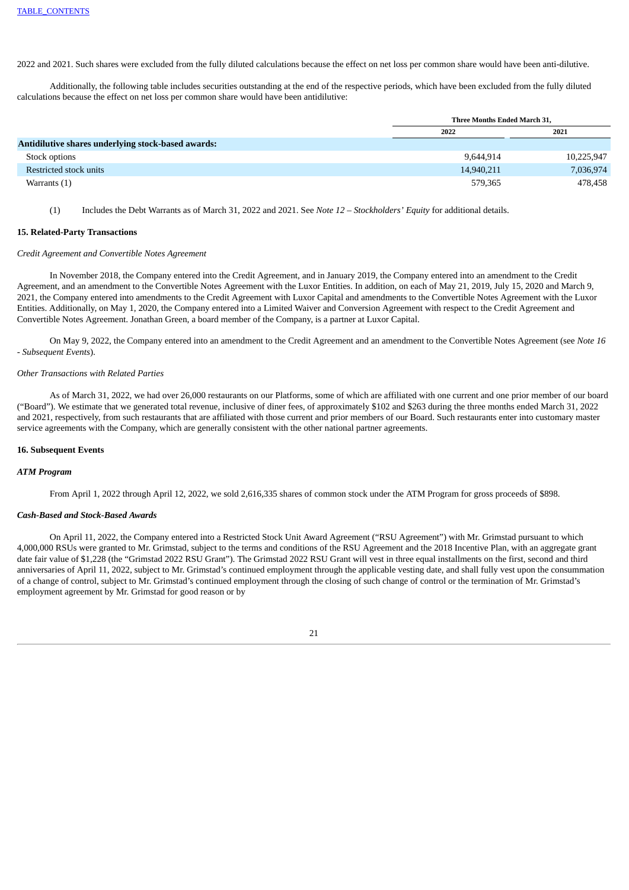2022 and 2021. Such shares were excluded from the fully diluted calculations because the effect on net loss per common share would have been anti-dilutive.

Additionally, the following table includes securities outstanding at the end of the respective periods, which have been excluded from the fully diluted calculations because the effect on net loss per common share would have been antidilutive:

| | Three Months Ended March 31, | |
|---|---|---|
| | 2022 | 2021 |
| **Antidilutive shares underlying stock-based awards:** | | |
| Stock options | 9,644,914 | 10,225,947 |
| Restricted stock units | 14,940,211 | 7,036,974 |
| Warrants (1) | 579,365 | 478,458 |

(1) Includes the Debt Warrants as of March 31, 2022 and 2021. See *Note 12 – Stockholders' Equity* for additional details.

### 15. Related-Party Transactions

*Credit Agreement and Convertible Notes Agreement*

In November 2018, the Company entered into the Credit Agreement, and in January 2019, the Company entered into an amendment to the Credit Agreement, and an amendment to the Convertible Notes Agreement with the Luxor Entities. In addition, on each of May 21, 2019, July 15, 2020 and March 9, 2021, the Company entered into amendments to the Credit Agreement with Luxor Capital and amendments to the Convertible Notes Agreement with the Luxor Entities. Additionally, on May 1, 2020, the Company entered into a Limited Waiver and Conversion Agreement with respect to the Credit Agreement and Convertible Notes Agreement. Jonathan Green, a board member of the Company, is a partner at Luxor Capital.

On May 9, 2022, the Company entered into an amendment to the Credit Agreement and an amendment to the Convertible Notes Agreement (see *Note 16 - Subsequent Events*).

*Other Transactions with Related Parties*

As of March 31, 2022, we had over 26,000 restaurants on our Platforms, some of which are affiliated with one current and one prior member of our board ("Board"). We estimate that we generated total revenue, inclusive of diner fees, of approximately $102 and $263 during the three months ended March 31, 2022 and 2021, respectively, from such restaurants that are affiliated with those current and prior members of our Board. Such restaurants enter into customary master service agreements with the Company, which are generally consistent with the other national partner agreements.

### 16. Subsequent Events

***ATM Program***

From April 1, 2022 through April 12, 2022, we sold 2,616,335 shares of common stock under the ATM Program for gross proceeds of $898.

***Cash-Based and Stock-Based Awards***

On April 11, 2022, the Company entered into a Restricted Stock Unit Award Agreement ("RSU Agreement") with Mr. Grimstad pursuant to which 4,000,000 RSUs were granted to Mr. Grimstad, subject to the terms and conditions of the RSU Agreement and the 2018 Incentive Plan, with an aggregate grant date fair value of $1,228 (the "Grimstad 2022 RSU Grant"). The Grimstad 2022 RSU Grant will vest in three equal installments on the first, second and third anniversaries of April 11, 2022, subject to Mr. Grimstad's continued employment through the applicable vesting date, and shall fully vest upon the consummation of a change of control, subject to Mr. Grimstad's continued employment through the closing of such change of control or the termination of Mr. Grimstad's employment agreement by Mr. Grimstad for good reason or by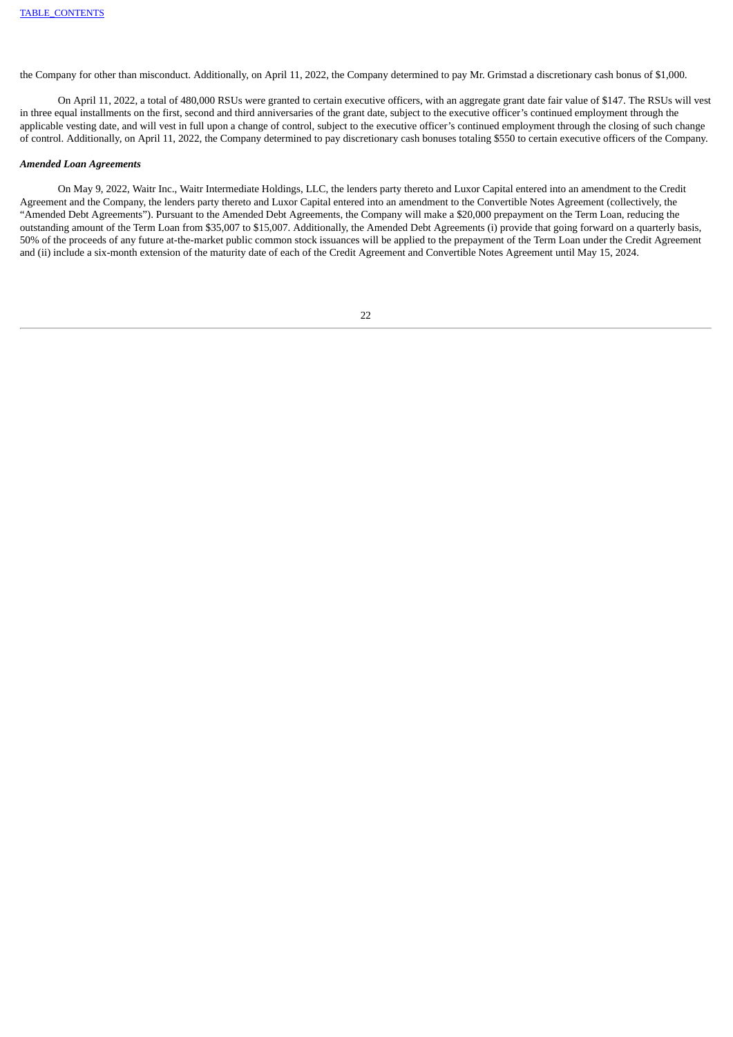the Company for other than misconduct. Additionally, on April 11, 2022, the Company determined to pay Mr. Grimstad a discretionary cash bonus of $1,000.

On April 11, 2022, a total of 480,000 RSUs were granted to certain executive officers, with an aggregate grant date fair value of $147. The RSUs will vest in three equal installments on the first, second and third anniversaries of the grant date, subject to the executive officer's continued employment through the applicable vesting date, and will vest in full upon a change of control, subject to the executive officer's continued employment through the closing of such change of control. Additionally, on April 11, 2022, the Company determined to pay discretionary cash bonuses totaling $550 to certain executive officers of the Company.

***Amended Loan Agreements***

On May 9, 2022, Waitr Inc., Waitr Intermediate Holdings, LLC, the lenders party thereto and Luxor Capital entered into an amendment to the Credit Agreement and the Company, the lenders party thereto and Luxor Capital entered into an amendment to the Convertible Notes Agreement (collectively, the "Amended Debt Agreements"). Pursuant to the Amended Debt Agreements, the Company will make a $20,000 prepayment on the Term Loan, reducing the outstanding amount of the Term Loan from $35,007 to $15,007. Additionally, the Amended Debt Agreements (i) provide that going forward on a quarterly basis, 50% of the proceeds of any future at-the-market public common stock issuances will be applied to the prepayment of the Term Loan under the Credit Agreement and (ii) include a six-month extension of the maturity date of each of the Credit Agreement and Convertible Notes Agreement until May 15, 2024.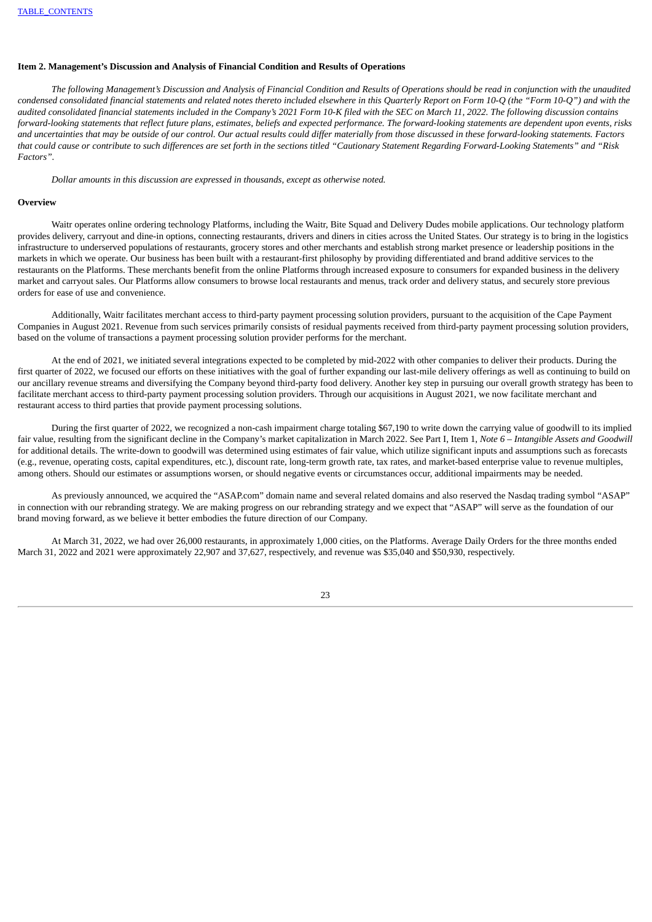## Item 2. Management's Discussion and Analysis of Financial Condition and Results of Operations

*The following Management's Discussion and Analysis of Financial Condition and Results of Operations should be read in conjunction with the unaudited condensed consolidated financial statements and related notes thereto included elsewhere in this Quarterly Report on Form 10-Q (the "Form 10-Q") and with the audited consolidated financial statements included in the Company's 2021 Form 10-K filed with the SEC on March 11, 2022. The following discussion contains forward-looking statements that reflect future plans, estimates, beliefs and expected performance. The forward-looking statements are dependent upon events, risks and uncertainties that may be outside of our control. Our actual results could differ materially from those discussed in these forward-looking statements. Factors that could cause or contribute to such differences are set forth in the sections titled "Cautionary Statement Regarding Forward-Looking Statements" and "Risk Factors".*

*Dollar amounts in this discussion are expressed in thousands, except as otherwise noted.*

### Overview

Waitr operates online ordering technology Platforms, including the Waitr, Bite Squad and Delivery Dudes mobile applications. Our technology platform provides delivery, carryout and dine-in options, connecting restaurants, drivers and diners in cities across the United States. Our strategy is to bring in the logistics infrastructure to underserved populations of restaurants, grocery stores and other merchants and establish strong market presence or leadership positions in the markets in which we operate. Our business has been built with a restaurant-first philosophy by providing differentiated and brand additive services to the restaurants on the Platforms. These merchants benefit from the online Platforms through increased exposure to consumers for expanded business in the delivery market and carryout sales. Our Platforms allow consumers to browse local restaurants and menus, track order and delivery status, and securely store previous orders for ease of use and convenience.

Additionally, Waitr facilitates merchant access to third-party payment processing solution providers, pursuant to the acquisition of the Cape Payment Companies in August 2021. Revenue from such services primarily consists of residual payments received from third-party payment processing solution providers, based on the volume of transactions a payment processing solution provider performs for the merchant.

At the end of 2021, we initiated several integrations expected to be completed by mid-2022 with other companies to deliver their products. During the first quarter of 2022, we focused our efforts on these initiatives with the goal of further expanding our last-mile delivery offerings as well as continuing to build on our ancillary revenue streams and diversifying the Company beyond third-party food delivery. Another key step in pursuing our overall growth strategy has been to facilitate merchant access to third-party payment processing solution providers. Through our acquisitions in August 2021, we now facilitate merchant and restaurant access to third parties that provide payment processing solutions.

During the first quarter of 2022, we recognized a non-cash impairment charge totaling $67,190 to write down the carrying value of goodwill to its implied fair value, resulting from the significant decline in the Company's market capitalization in March 2022. See Part I, Item 1, *Note 6 – Intangible Assets and Goodwill* for additional details. The write-down to goodwill was determined using estimates of fair value, which utilize significant inputs and assumptions such as forecasts (e.g., revenue, operating costs, capital expenditures, etc.), discount rate, long-term growth rate, tax rates, and market-based enterprise value to revenue multiples, among others. Should our estimates or assumptions worsen, or should negative events or circumstances occur, additional impairments may be needed.

As previously announced, we acquired the "ASAP.com" domain name and several related domains and also reserved the Nasdaq trading symbol "ASAP" in connection with our rebranding strategy. We are making progress on our rebranding strategy and we expect that "ASAP" will serve as the foundation of our brand moving forward, as we believe it better embodies the future direction of our Company.

At March 31, 2022, we had over 26,000 restaurants, in approximately 1,000 cities, on the Platforms. Average Daily Orders for the three months ended March 31, 2022 and 2021 were approximately 22,907 and 37,627, respectively, and revenue was $35,040 and $50,930, respectively.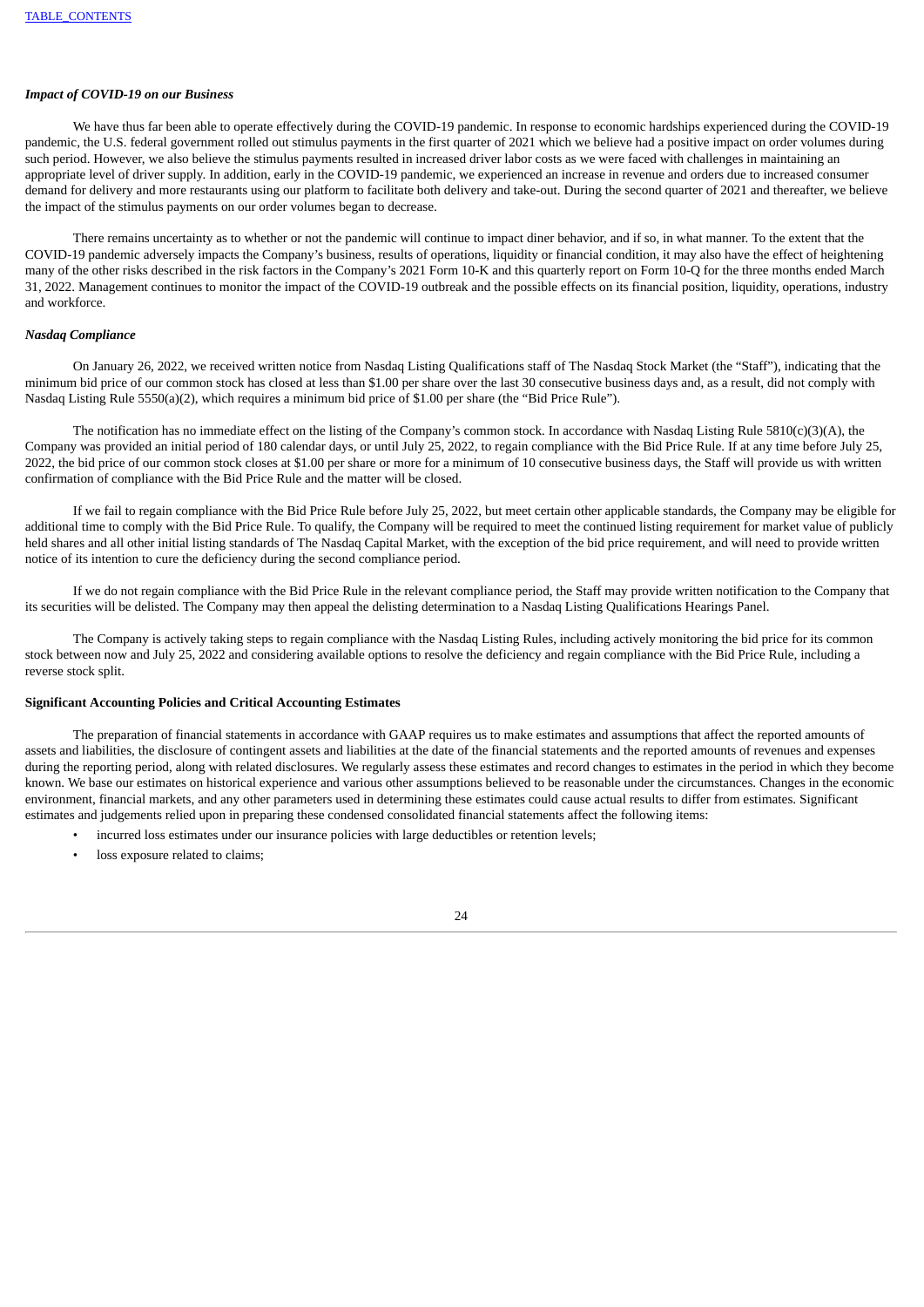*Impact of COVID-19 on our Business*

We have thus far been able to operate effectively during the COVID-19 pandemic. In response to economic hardships experienced during the COVID-19 pandemic, the U.S. federal government rolled out stimulus payments in the first quarter of 2021 which we believe had a positive impact on order volumes during such period. However, we also believe the stimulus payments resulted in increased driver labor costs as we were faced with challenges in maintaining an appropriate level of driver supply. In addition, early in the COVID-19 pandemic, we experienced an increase in revenue and orders due to increased consumer demand for delivery and more restaurants using our platform to facilitate both delivery and take-out. During the second quarter of 2021 and thereafter, we believe the impact of the stimulus payments on our order volumes began to decrease.

There remains uncertainty as to whether or not the pandemic will continue to impact diner behavior, and if so, in what manner. To the extent that the COVID-19 pandemic adversely impacts the Company's business, results of operations, liquidity or financial condition, it may also have the effect of heightening many of the other risks described in the risk factors in the Company's 2021 Form 10-K and this quarterly report on Form 10-Q for the three months ended March 31, 2022. Management continues to monitor the impact of the COVID-19 outbreak and the possible effects on its financial position, liquidity, operations, industry and workforce.

*Nasdaq Compliance*

On January 26, 2022, we received written notice from Nasdaq Listing Qualifications staff of The Nasdaq Stock Market (the "Staff"), indicating that the minimum bid price of our common stock has closed at less than $1.00 per share over the last 30 consecutive business days and, as a result, did not comply with Nasdaq Listing Rule 5550(a)(2), which requires a minimum bid price of $1.00 per share (the "Bid Price Rule").

The notification has no immediate effect on the listing of the Company's common stock. In accordance with Nasdaq Listing Rule 5810(c)(3)(A), the Company was provided an initial period of 180 calendar days, or until July 25, 2022, to regain compliance with the Bid Price Rule. If at any time before July 25, 2022, the bid price of our common stock closes at $1.00 per share or more for a minimum of 10 consecutive business days, the Staff will provide us with written confirmation of compliance with the Bid Price Rule and the matter will be closed.

If we fail to regain compliance with the Bid Price Rule before July 25, 2022, but meet certain other applicable standards, the Company may be eligible for additional time to comply with the Bid Price Rule. To qualify, the Company will be required to meet the continued listing requirement for market value of publicly held shares and all other initial listing standards of The Nasdaq Capital Market, with the exception of the bid price requirement, and will need to provide written notice of its intention to cure the deficiency during the second compliance period.

If we do not regain compliance with the Bid Price Rule in the relevant compliance period, the Staff may provide written notification to the Company that its securities will be delisted. The Company may then appeal the delisting determination to a Nasdaq Listing Qualifications Hearings Panel.

The Company is actively taking steps to regain compliance with the Nasdaq Listing Rules, including actively monitoring the bid price for its common stock between now and July 25, 2022 and considering available options to resolve the deficiency and regain compliance with the Bid Price Rule, including a reverse stock split.

**Significant Accounting Policies and Critical Accounting Estimates**

The preparation of financial statements in accordance with GAAP requires us to make estimates and assumptions that affect the reported amounts of assets and liabilities, the disclosure of contingent assets and liabilities at the date of the financial statements and the reported amounts of revenues and expenses during the reporting period, along with related disclosures. We regularly assess these estimates and record changes to estimates in the period in which they become known. We base our estimates on historical experience and various other assumptions believed to be reasonable under the circumstances. Changes in the economic environment, financial markets, and any other parameters used in determining these estimates could cause actual results to differ from estimates. Significant estimates and judgements relied upon in preparing these condensed consolidated financial statements affect the following items:

- incurred loss estimates under our insurance policies with large deductibles or retention levels;
- loss exposure related to claims;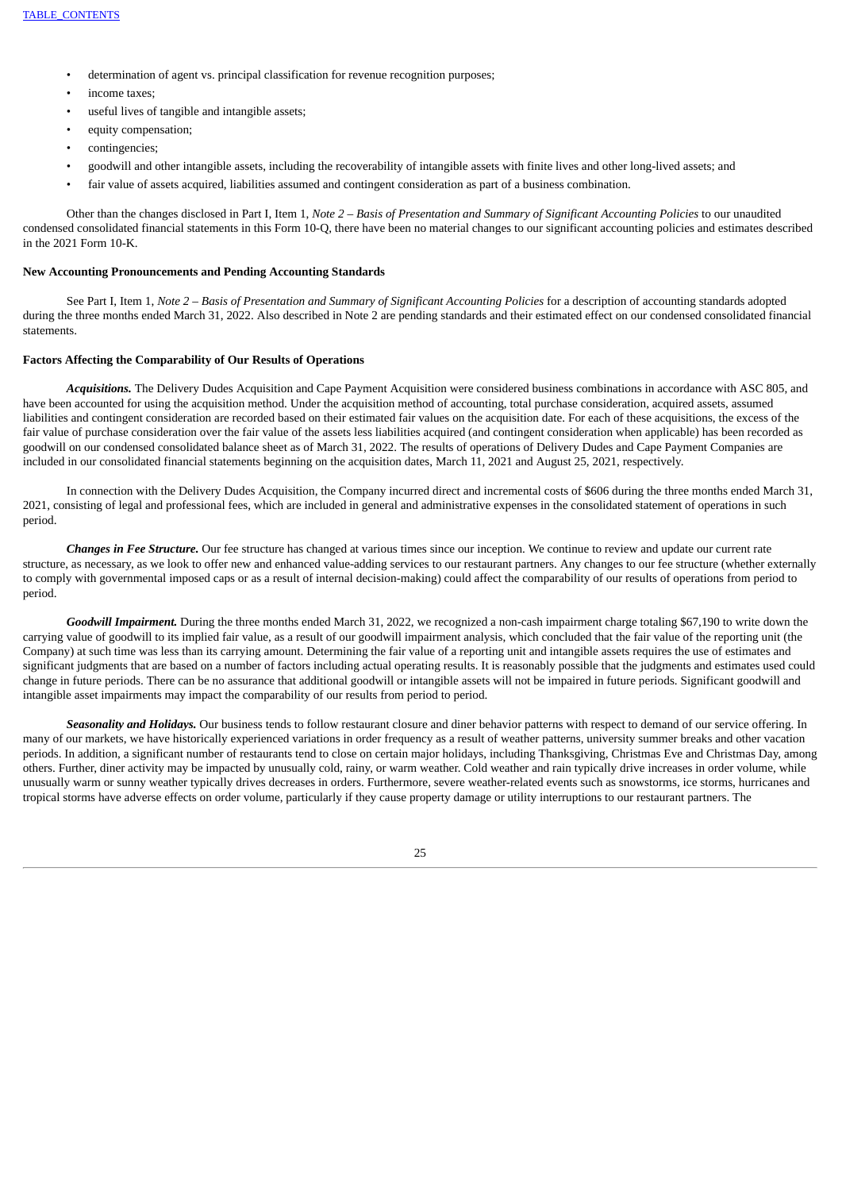- determination of agent vs. principal classification for revenue recognition purposes;
- income taxes;
- useful lives of tangible and intangible assets;
- equity compensation;
- contingencies;
- goodwill and other intangible assets, including the recoverability of intangible assets with finite lives and other long-lived assets; and
- fair value of assets acquired, liabilities assumed and contingent consideration as part of a business combination.

Other than the changes disclosed in Part I, Item 1, *Note 2 – Basis of Presentation and Summary of Significant Accounting Policies* to our unaudited condensed consolidated financial statements in this Form 10-Q, there have been no material changes to our significant accounting policies and estimates described in the 2021 Form 10-K.

**New Accounting Pronouncements and Pending Accounting Standards**

See Part I, Item 1, *Note 2 – Basis of Presentation and Summary of Significant Accounting Policies* for a description of accounting standards adopted during the three months ended March 31, 2022. Also described in Note 2 are pending standards and their estimated effect on our condensed consolidated financial statements.

**Factors Affecting the Comparability of Our Results of Operations**

***Acquisitions.*** The Delivery Dudes Acquisition and Cape Payment Acquisition were considered business combinations in accordance with ASC 805, and have been accounted for using the acquisition method. Under the acquisition method of accounting, total purchase consideration, acquired assets, assumed liabilities and contingent consideration are recorded based on their estimated fair values on the acquisition date. For each of these acquisitions, the excess of the fair value of purchase consideration over the fair value of the assets less liabilities acquired (and contingent consideration when applicable) has been recorded as goodwill on our condensed consolidated balance sheet as of March 31, 2022. The results of operations of Delivery Dudes and Cape Payment Companies are included in our consolidated financial statements beginning on the acquisition dates, March 11, 2021 and August 25, 2021, respectively.

In connection with the Delivery Dudes Acquisition, the Company incurred direct and incremental costs of $606 during the three months ended March 31, 2021, consisting of legal and professional fees, which are included in general and administrative expenses in the consolidated statement of operations in such period.

***Changes in Fee Structure.*** Our fee structure has changed at various times since our inception. We continue to review and update our current rate structure, as necessary, as we look to offer new and enhanced value-adding services to our restaurant partners. Any changes to our fee structure (whether externally to comply with governmental imposed caps or as a result of internal decision-making) could affect the comparability of our results of operations from period to period.

***Goodwill Impairment.*** During the three months ended March 31, 2022, we recognized a non-cash impairment charge totaling $67,190 to write down the carrying value of goodwill to its implied fair value, as a result of our goodwill impairment analysis, which concluded that the fair value of the reporting unit (the Company) at such time was less than its carrying amount. Determining the fair value of a reporting unit and intangible assets requires the use of estimates and significant judgments that are based on a number of factors including actual operating results. It is reasonably possible that the judgments and estimates used could change in future periods. There can be no assurance that additional goodwill or intangible assets will not be impaired in future periods. Significant goodwill and intangible asset impairments may impact the comparability of our results from period to period.

***Seasonality and Holidays.*** Our business tends to follow restaurant closure and diner behavior patterns with respect to demand of our service offering. In many of our markets, we have historically experienced variations in order frequency as a result of weather patterns, university summer breaks and other vacation periods. In addition, a significant number of restaurants tend to close on certain major holidays, including Thanksgiving, Christmas Eve and Christmas Day, among others. Further, diner activity may be impacted by unusually cold, rainy, or warm weather. Cold weather and rain typically drive increases in order volume, while unusually warm or sunny weather typically drives decreases in orders. Furthermore, severe weather-related events such as snowstorms, ice storms, hurricanes and tropical storms have adverse effects on order volume, particularly if they cause property damage or utility interruptions to our restaurant partners. The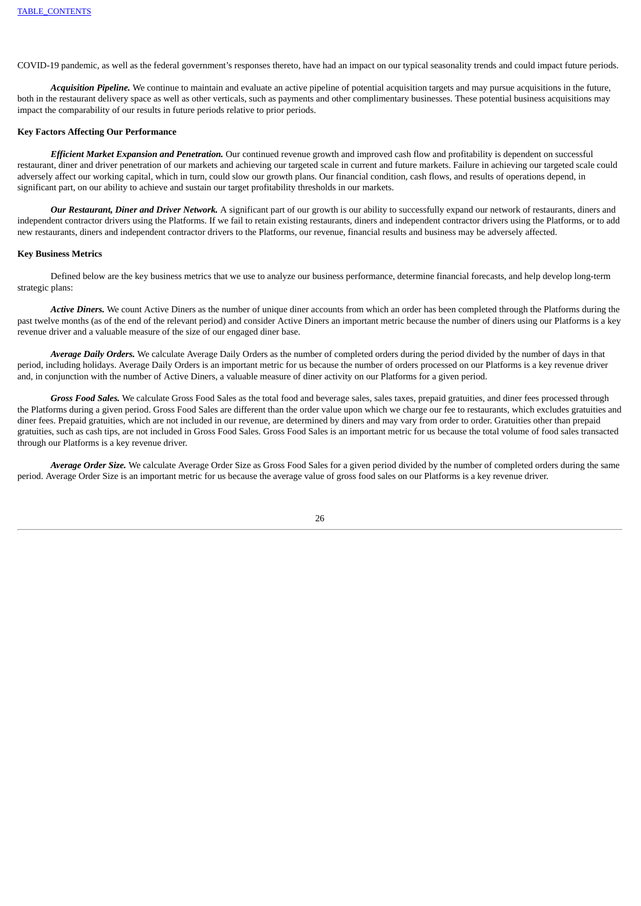COVID-19 pandemic, as well as the federal government's responses thereto, have had an impact on our typical seasonality trends and could impact future periods.

***Acquisition Pipeline.*** We continue to maintain and evaluate an active pipeline of potential acquisition targets and may pursue acquisitions in the future, both in the restaurant delivery space as well as other verticals, such as payments and other complimentary businesses. These potential business acquisitions may impact the comparability of our results in future periods relative to prior periods.

**Key Factors Affecting Our Performance**

***Efficient Market Expansion and Penetration.*** Our continued revenue growth and improved cash flow and profitability is dependent on successful restaurant, diner and driver penetration of our markets and achieving our targeted scale in current and future markets. Failure in achieving our targeted scale could adversely affect our working capital, which in turn, could slow our growth plans. Our financial condition, cash flows, and results of operations depend, in significant part, on our ability to achieve and sustain our target profitability thresholds in our markets.

***Our Restaurant, Diner and Driver Network.*** A significant part of our growth is our ability to successfully expand our network of restaurants, diners and independent contractor drivers using the Platforms. If we fail to retain existing restaurants, diners and independent contractor drivers using the Platforms, or to add new restaurants, diners and independent contractor drivers to the Platforms, our revenue, financial results and business may be adversely affected.

**Key Business Metrics**

Defined below are the key business metrics that we use to analyze our business performance, determine financial forecasts, and help develop long-term strategic plans:

***Active Diners.*** We count Active Diners as the number of unique diner accounts from which an order has been completed through the Platforms during the past twelve months (as of the end of the relevant period) and consider Active Diners an important metric because the number of diners using our Platforms is a key revenue driver and a valuable measure of the size of our engaged diner base.

***Average Daily Orders.*** We calculate Average Daily Orders as the number of completed orders during the period divided by the number of days in that period, including holidays. Average Daily Orders is an important metric for us because the number of orders processed on our Platforms is a key revenue driver and, in conjunction with the number of Active Diners, a valuable measure of diner activity on our Platforms for a given period.

***Gross Food Sales.*** We calculate Gross Food Sales as the total food and beverage sales, sales taxes, prepaid gratuities, and diner fees processed through the Platforms during a given period. Gross Food Sales are different than the order value upon which we charge our fee to restaurants, which excludes gratuities and diner fees. Prepaid gratuities, which are not included in our revenue, are determined by diners and may vary from order to order. Gratuities other than prepaid gratuities, such as cash tips, are not included in Gross Food Sales. Gross Food Sales is an important metric for us because the total volume of food sales transacted through our Platforms is a key revenue driver.

***Average Order Size.*** We calculate Average Order Size as Gross Food Sales for a given period divided by the number of completed orders during the same period. Average Order Size is an important metric for us because the average value of gross food sales on our Platforms is a key revenue driver.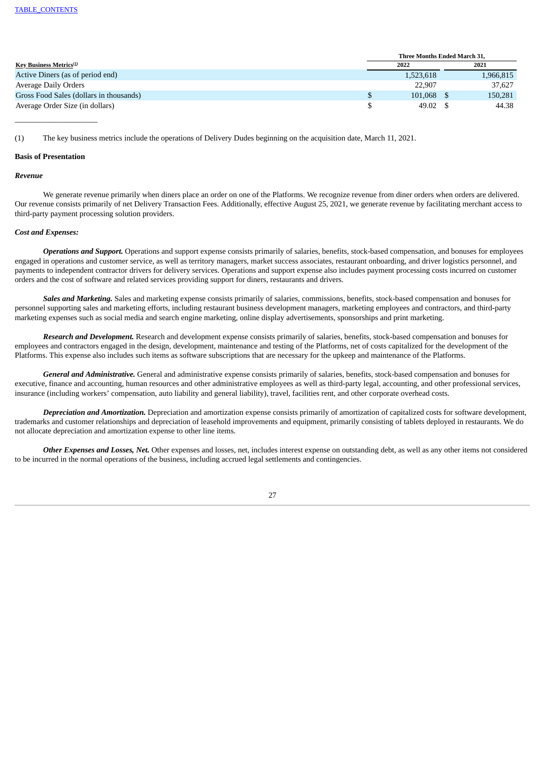| Key Business Metrics[1] | Three Months Ended March 31, | |
|---|---|---|
| | 2022 | 2021 |
| Active Diners (as of period end) | 1,523,618 | 1,966,815 |
| Average Daily Orders | 22,907 | 37,627 |
| Gross Food Sales (dollars in thousands) | $ 101,068 | $ 150,281 |
| Average Order Size (in dollars) | $ 49.02 | $ 44.38 |

(1) The key business metrics include the operations of Delivery Dudes beginning on the acquisition date, March 11, 2021.

**Basis of Presentation**

***Revenue***

We generate revenue primarily when diners place an order on one of the Platforms. We recognize revenue from diner orders when orders are delivered. Our revenue consists primarily of net Delivery Transaction Fees. Additionally, effective August 25, 2021, we generate revenue by facilitating merchant access to third-party payment processing solution providers.

***Cost and Expenses:***

***Operations and Support.*** Operations and support expense consists primarily of salaries, benefits, stock-based compensation, and bonuses for employees engaged in operations and customer service, as well as territory managers, market success associates, restaurant onboarding, and driver logistics personnel, and payments to independent contractor drivers for delivery services. Operations and support expense also includes payment processing costs incurred on customer orders and the cost of software and related services providing support for diners, restaurants and drivers.

***Sales and Marketing.*** Sales and marketing expense consists primarily of salaries, commissions, benefits, stock-based compensation and bonuses for personnel supporting sales and marketing efforts, including restaurant business development managers, marketing employees and contractors, and third-party marketing expenses such as social media and search engine marketing, online display advertisements, sponsorships and print marketing.

***Research and Development.*** Research and development expense consists primarily of salaries, benefits, stock-based compensation and bonuses for employees and contractors engaged in the design, development, maintenance and testing of the Platforms, net of costs capitalized for the development of the Platforms. This expense also includes such items as software subscriptions that are necessary for the upkeep and maintenance of the Platforms.

***General and Administrative.*** General and administrative expense consists primarily of salaries, benefits, stock-based compensation and bonuses for executive, finance and accounting, human resources and other administrative employees as well as third-party legal, accounting, and other professional services, insurance (including workers' compensation, auto liability and general liability), travel, facilities rent, and other corporate overhead costs.

***Depreciation and Amortization.*** Depreciation and amortization expense consists primarily of amortization of capitalized costs for software development, trademarks and customer relationships and depreciation of leasehold improvements and equipment, primarily consisting of tablets deployed in restaurants. We do not allocate depreciation and amortization expense to other line items.

***Other Expenses and Losses, Net.*** Other expenses and losses, net, includes interest expense on outstanding debt, as well as any other items not considered to be incurred in the normal operations of the business, including accrued legal settlements and contingencies.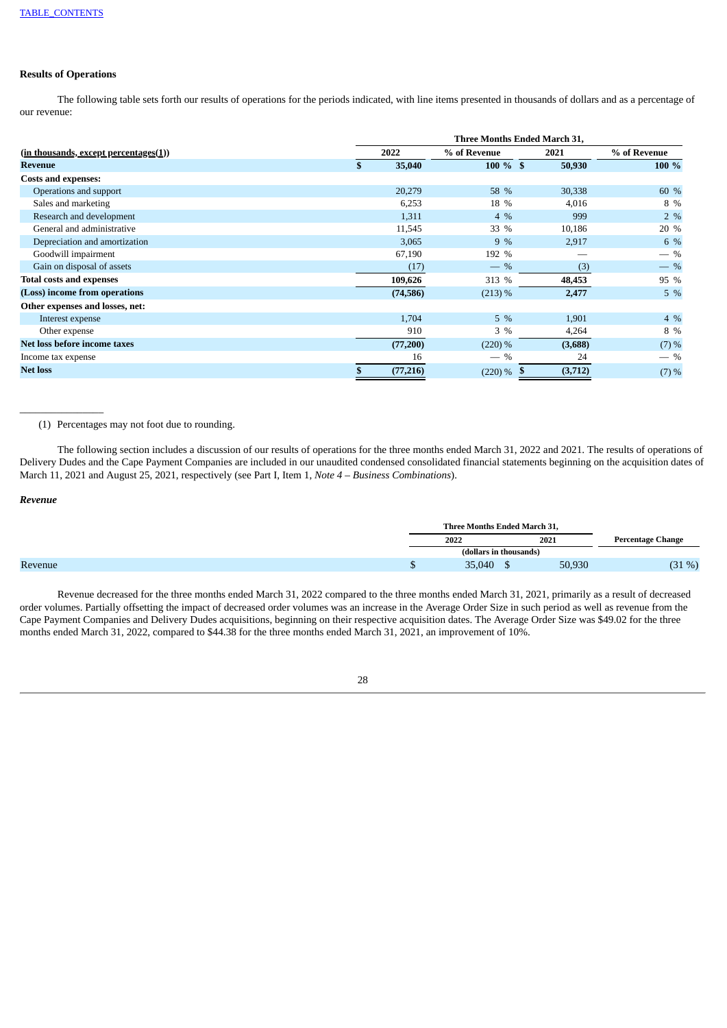TABLE_CONTENTS

### Results of Operations

The following table sets forth our results of operations for the periods indicated, with line items presented in thousands of dollars and as a percentage of our revenue:

| (in thousands, except percentages(1)) | Three Months Ended March 31, | | | |
|---|---|---|---|---|
| | 2022 | % of Revenue | 2021 | % of Revenue |
| **Revenue** | **$ 35,040** | **100 %** | **$ 50,930** | **100 %** |
| **Costs and expenses:** | | | | |
| Operations and support | 20,279 | 58 % | 30,338 | 60 % |
| Sales and marketing | 6,253 | 18 % | 4,016 | 8 % |
| Research and development | 1,311 | 4 % | 999 | 2 % |
| General and administrative | 11,545 | 33 % | 10,186 | 20 % |
| Depreciation and amortization | 3,065 | 9 % | 2,917 | 6 % |
| Goodwill impairment | 67,190 | 192 % | — | — % |
| Gain on disposal of assets | (17) | — % | (3) | — % |
| **Total costs and expenses** | **109,626** | 313 % | **48,453** | 95 % |
| **(Loss) income from operations** | **(74,586)** | (213) % | **2,477** | 5 % |
| **Other expenses and losses, net:** | | | | |
| Interest expense | 1,704 | 5 % | 1,901 | 4 % |
| Other expense | 910 | 3 % | 4,264 | 8 % |
| **Net loss before income taxes** | **(77,200)** | (220) % | **(3,688)** | (7) % |
| Income tax expense | 16 | — % | 24 | — % |
| **Net loss** | **$ (77,216)** | (220) % | **$ (3,712)** | (7) % |

(1) Percentages may not foot due to rounding.

The following section includes a discussion of our results of operations for the three months ended March 31, 2022 and 2021. The results of operations of Delivery Dudes and the Cape Payment Companies are included in our unaudited condensed consolidated financial statements beginning on the acquisition dates of March 11, 2021 and August 25, 2021, respectively (see Part I, Item 1, *Note 4 – Business Combinations*).

### *Revenue*

| | Three Months Ended March 31, | | Percentage Change |
|---|---|---|---|
| | 2022 | 2021 | |
| | (dollars in thousands) | | |
| Revenue | $ 35,040 | $ 50,930 | (31 %) |

Revenue decreased for the three months ended March 31, 2022 compared to the three months ended March 31, 2021, primarily as a result of decreased order volumes. Partially offsetting the impact of decreased order volumes was an increase in the Average Order Size in such period as well as revenue from the Cape Payment Companies and Delivery Dudes acquisitions, beginning on their respective acquisition dates. The Average Order Size was $49.02 for the three months ended March 31, 2022, compared to $44.38 for the three months ended March 31, 2021, an improvement of 10%.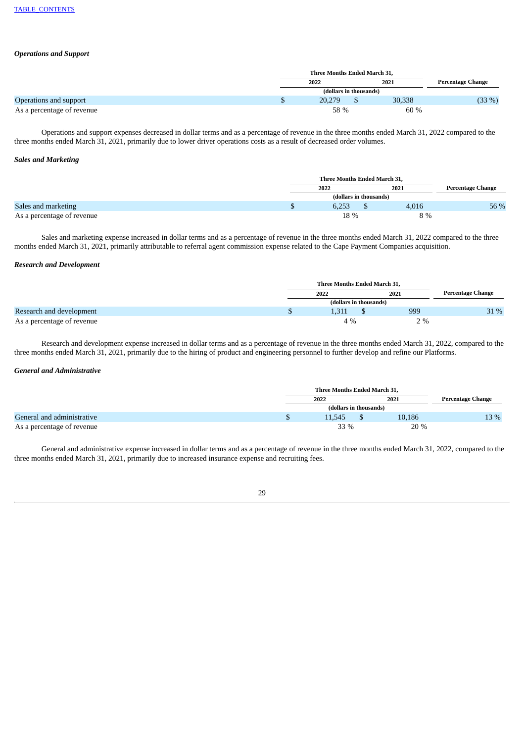### *Operations and Support*

| | Three Months Ended March 31, | | Percentage Change |
|---|---|---|---|
| | 2022 | 2021 | |
| | (dollars in thousands) | | |
| Operations and support | $ 20,279 | $ 30,338 | (33 %) |
| As a percentage of revenue | 58 % | 60 % | |

Operations and support expenses decreased in dollar terms and as a percentage of revenue in the three months ended March 31, 2022 compared to the three months ended March 31, 2021, primarily due to lower driver operations costs as a result of decreased order volumes.

### *Sales and Marketing*

| | Three Months Ended March 31, | | Percentage Change |
|---|---|---|---|
| | 2022 | 2021 | |
| | (dollars in thousands) | | |
| Sales and marketing | $ 6,253 | $ 4,016 | 56 % |
| As a percentage of revenue | 18 % | 8 % | |

Sales and marketing expense increased in dollar terms and as a percentage of revenue in the three months ended March 31, 2022 compared to the three months ended March 31, 2021, primarily attributable to referral agent commission expense related to the Cape Payment Companies acquisition.

### *Research and Development*

| | Three Months Ended March 31, | | Percentage Change |
|---|---|---|---|
| | 2022 | 2021 | |
| | (dollars in thousands) | | |
| Research and development | $ 1,311 | $ 999 | 31 % |
| As a percentage of revenue | 4 % | 2 % | |

Research and development expense increased in dollar terms and as a percentage of revenue in the three months ended March 31, 2022, compared to the three months ended March 31, 2021, primarily due to the hiring of product and engineering personnel to further develop and refine our Platforms.

### *General and Administrative*

| | Three Months Ended March 31, | | Percentage Change |
|---|---|---|---|
| | 2022 | 2021 | |
| | (dollars in thousands) | | |
| General and administrative | $ 11,545 | $ 10,186 | 13 % |
| As a percentage of revenue | 33 % | 20 % | |

General and administrative expense increased in dollar terms and as a percentage of revenue in the three months ended March 31, 2022, compared to the three months ended March 31, 2021, primarily due to increased insurance expense and recruiting fees.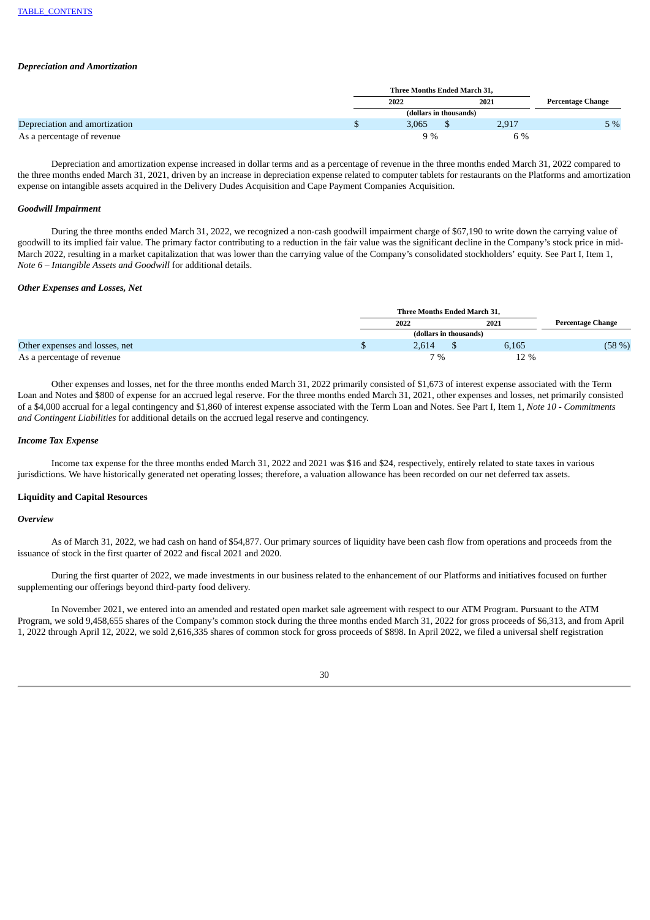### *Depreciation and Amortization*

| | Three Months Ended March 31, | | |
|---|---|---|---|
| | 2022 | 2021 | Percentage Change |
| | (dollars in thousands) | | |
| Depreciation and amortization | $ 3,065 | $ 2,917 | 5 % |
| As a percentage of revenue | 9 % | 6 % | |

Depreciation and amortization expense increased in dollar terms and as a percentage of revenue in the three months ended March 31, 2022 compared to the three months ended March 31, 2021, driven by an increase in depreciation expense related to computer tablets for restaurants on the Platforms and amortization expense on intangible assets acquired in the Delivery Dudes Acquisition and Cape Payment Companies Acquisition.

### *Goodwill Impairment*

During the three months ended March 31, 2022, we recognized a non-cash goodwill impairment charge of $67,190 to write down the carrying value of goodwill to its implied fair value. The primary factor contributing to a reduction in the fair value was the significant decline in the Company's stock price in mid-March 2022, resulting in a market capitalization that was lower than the carrying value of the Company's consolidated stockholders' equity. See Part I, Item 1, *Note 6 – Intangible Assets and Goodwill* for additional details.

### *Other Expenses and Losses, Net*

| | Three Months Ended March 31, | | |
|---|---|---|---|
| | 2022 | 2021 | Percentage Change |
| | (dollars in thousands) | | |
| Other expenses and losses, net | $ 2,614 | $ 6,165 | (58 %) |
| As a percentage of revenue | 7 % | 12 % | |

Other expenses and losses, net for the three months ended March 31, 2022 primarily consisted of $1,673 of interest expense associated with the Term Loan and Notes and $800 of expense for an accrued legal reserve. For the three months ended March 31, 2021, other expenses and losses, net primarily consisted of a $4,000 accrual for a legal contingency and $1,860 of interest expense associated with the Term Loan and Notes. See Part I, Item 1, *Note 10 - Commitments and Contingent Liabilities* for additional details on the accrued legal reserve and contingency.

### *Income Tax Expense*

Income tax expense for the three months ended March 31, 2022 and 2021 was $16 and $24, respectively, entirely related to state taxes in various jurisdictions. We have historically generated net operating losses; therefore, a valuation allowance has been recorded on our net deferred tax assets.

## Liquidity and Capital Resources

### *Overview*

As of March 31, 2022, we had cash on hand of $54,877. Our primary sources of liquidity have been cash flow from operations and proceeds from the issuance of stock in the first quarter of 2022 and fiscal 2021 and 2020.

During the first quarter of 2022, we made investments in our business related to the enhancement of our Platforms and initiatives focused on further supplementing our offerings beyond third-party food delivery.

In November 2021, we entered into an amended and restated open market sale agreement with respect to our ATM Program. Pursuant to the ATM Program, we sold 9,458,655 shares of the Company's common stock during the three months ended March 31, 2022 for gross proceeds of $6,313, and from April 1, 2022 through April 12, 2022, we sold 2,616,335 shares of common stock for gross proceeds of $898. In April 2022, we filed a universal shelf registration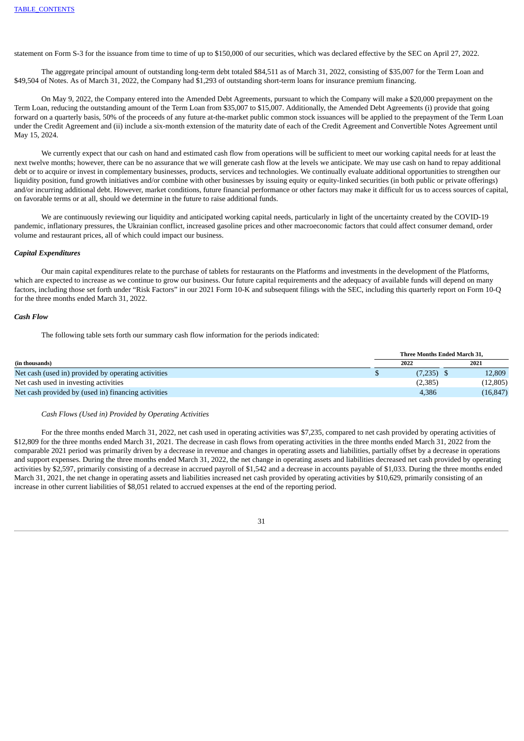statement on Form S-3 for the issuance from time to time of up to $150,000 of our securities, which was declared effective by the SEC on April 27, 2022.

The aggregate principal amount of outstanding long-term debt totaled $84,511 as of March 31, 2022, consisting of $35,007 for the Term Loan and $49,504 of Notes. As of March 31, 2022, the Company had $1,293 of outstanding short-term loans for insurance premium financing.

On May 9, 2022, the Company entered into the Amended Debt Agreements, pursuant to which the Company will make a $20,000 prepayment on the Term Loan, reducing the outstanding amount of the Term Loan from $35,007 to $15,007. Additionally, the Amended Debt Agreements (i) provide that going forward on a quarterly basis, 50% of the proceeds of any future at-the-market public common stock issuances will be applied to the prepayment of the Term Loan under the Credit Agreement and (ii) include a six-month extension of the maturity date of each of the Credit Agreement and Convertible Notes Agreement until May 15, 2024.

We currently expect that our cash on hand and estimated cash flow from operations will be sufficient to meet our working capital needs for at least the next twelve months; however, there can be no assurance that we will generate cash flow at the levels we anticipate. We may use cash on hand to repay additional debt or to acquire or invest in complementary businesses, products, services and technologies. We continually evaluate additional opportunities to strengthen our liquidity position, fund growth initiatives and/or combine with other businesses by issuing equity or equity-linked securities (in both public or private offerings) and/or incurring additional debt. However, market conditions, future financial performance or other factors may make it difficult for us to access sources of capital, on favorable terms or at all, should we determine in the future to raise additional funds.

We are continuously reviewing our liquidity and anticipated working capital needs, particularly in light of the uncertainty created by the COVID-19 pandemic, inflationary pressures, the Ukrainian conflict, increased gasoline prices and other macroeconomic factors that could affect consumer demand, order volume and restaurant prices, all of which could impact our business.

***Capital Expenditures***

Our main capital expenditures relate to the purchase of tablets for restaurants on the Platforms and investments in the development of the Platforms, which are expected to increase as we continue to grow our business. Our future capital requirements and the adequacy of available funds will depend on many factors, including those set forth under "Risk Factors" in our 2021 Form 10-K and subsequent filings with the SEC, including this quarterly report on Form 10-Q for the three months ended March 31, 2022.

***Cash Flow***

The following table sets forth our summary cash flow information for the periods indicated:

| | Three Months Ended March 31, | |
|---|---|---|
| **(in thousands)** | **2022** | **2021** |
| Net cash (used in) provided by operating activities | $ (7,235) | $ 12,809 |
| Net cash used in investing activities | (2,385) | (12,805) |
| Net cash provided by (used in) financing activities | 4,386 | (16,847) |

*Cash Flows (Used in) Provided by Operating Activities*

For the three months ended March 31, 2022, net cash used in operating activities was $7,235, compared to net cash provided by operating activities of $12,809 for the three months ended March 31, 2021. The decrease in cash flows from operating activities in the three months ended March 31, 2022 from the comparable 2021 period was primarily driven by a decrease in revenue and changes in operating assets and liabilities, partially offset by a decrease in operations and support expenses. During the three months ended March 31, 2022, the net change in operating assets and liabilities decreased net cash provided by operating activities by $2,597, primarily consisting of a decrease in accrued payroll of $1,542 and a decrease in accounts payable of $1,033. During the three months ended March 31, 2021, the net change in operating assets and liabilities increased net cash provided by operating activities by $10,629, primarily consisting of an increase in other current liabilities of $8,051 related to accrued expenses at the end of the reporting period.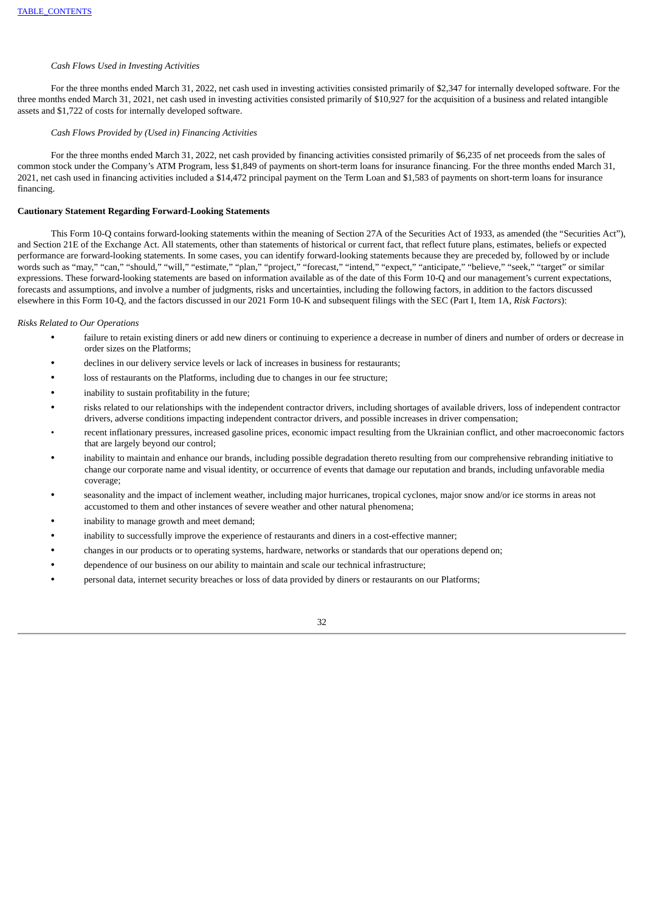*Cash Flows Used in Investing Activities*

For the three months ended March 31, 2022, net cash used in investing activities consisted primarily of $2,347 for internally developed software. For the three months ended March 31, 2021, net cash used in investing activities consisted primarily of $10,927 for the acquisition of a business and related intangible assets and $1,722 of costs for internally developed software.

*Cash Flows Provided by (Used in) Financing Activities*

For the three months ended March 31, 2022, net cash provided by financing activities consisted primarily of $6,235 of net proceeds from the sales of common stock under the Company's ATM Program, less $1,849 of payments on short-term loans for insurance financing. For the three months ended March 31, 2021, net cash used in financing activities included a $14,472 principal payment on the Term Loan and $1,583 of payments on short-term loans for insurance financing.

**Cautionary Statement Regarding Forward-Looking Statements**

This Form 10-Q contains forward-looking statements within the meaning of Section 27A of the Securities Act of 1933, as amended (the "Securities Act"), and Section 21E of the Exchange Act. All statements, other than statements of historical or current fact, that reflect future plans, estimates, beliefs or expected performance are forward-looking statements. In some cases, you can identify forward-looking statements because they are preceded by, followed by or include words such as "may," "can," "should," "will," "estimate," "plan," "project," "forecast," "intend," "expect," "anticipate," "believe," "seek," "target" or similar expressions. These forward-looking statements are based on information available as of the date of this Form 10-Q and our management's current expectations, forecasts and assumptions, and involve a number of judgments, risks and uncertainties, including the following factors, in addition to the factors discussed elsewhere in this Form 10-Q, and the factors discussed in our 2021 Form 10-K and subsequent filings with the SEC (Part I, Item 1A, *Risk Factors*):

*Risks Related to Our Operations*

- failure to retain existing diners or add new diners or continuing to experience a decrease in number of diners and number of orders or decrease in order sizes on the Platforms;
- declines in our delivery service levels or lack of increases in business for restaurants;
- loss of restaurants on the Platforms, including due to changes in our fee structure;
- inability to sustain profitability in the future;
- risks related to our relationships with the independent contractor drivers, including shortages of available drivers, loss of independent contractor drivers, adverse conditions impacting independent contractor drivers, and possible increases in driver compensation;
- recent inflationary pressures, increased gasoline prices, economic impact resulting from the Ukrainian conflict, and other macroeconomic factors that are largely beyond our control;
- inability to maintain and enhance our brands, including possible degradation thereto resulting from our comprehensive rebranding initiative to change our corporate name and visual identity, or occurrence of events that damage our reputation and brands, including unfavorable media coverage;
- seasonality and the impact of inclement weather, including major hurricanes, tropical cyclones, major snow and/or ice storms in areas not accustomed to them and other instances of severe weather and other natural phenomena;
- inability to manage growth and meet demand;
- inability to successfully improve the experience of restaurants and diners in a cost-effective manner;
- changes in our products or to operating systems, hardware, networks or standards that our operations depend on;
- dependence of our business on our ability to maintain and scale our technical infrastructure;
- personal data, internet security breaches or loss of data provided by diners or restaurants on our Platforms;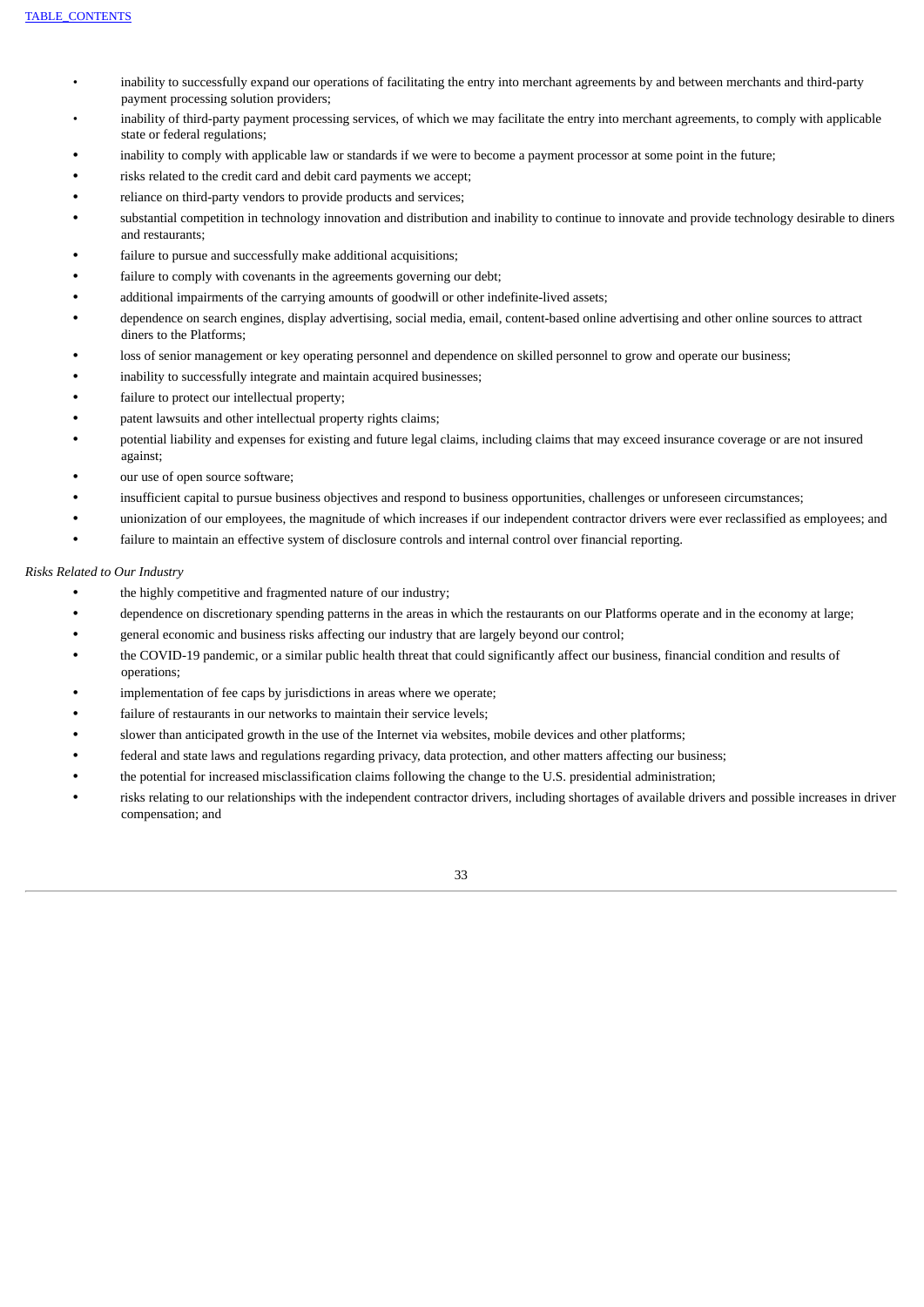- inability to successfully expand our operations of facilitating the entry into merchant agreements by and between merchants and third-party payment processing solution providers;
- inability of third-party payment processing services, of which we may facilitate the entry into merchant agreements, to comply with applicable state or federal regulations;
- inability to comply with applicable law or standards if we were to become a payment processor at some point in the future;
- risks related to the credit card and debit card payments we accept;
- reliance on third-party vendors to provide products and services;
- substantial competition in technology innovation and distribution and inability to continue to innovate and provide technology desirable to diners and restaurants;
- failure to pursue and successfully make additional acquisitions;
- failure to comply with covenants in the agreements governing our debt;
- additional impairments of the carrying amounts of goodwill or other indefinite-lived assets;
- dependence on search engines, display advertising, social media, email, content-based online advertising and other online sources to attract diners to the Platforms;
- loss of senior management or key operating personnel and dependence on skilled personnel to grow and operate our business;
- inability to successfully integrate and maintain acquired businesses;
- failure to protect our intellectual property;
- patent lawsuits and other intellectual property rights claims;
- potential liability and expenses for existing and future legal claims, including claims that may exceed insurance coverage or are not insured against;
- our use of open source software;
- insufficient capital to pursue business objectives and respond to business opportunities, challenges or unforeseen circumstances;
- unionization of our employees, the magnitude of which increases if our independent contractor drivers were ever reclassified as employees; and
- failure to maintain an effective system of disclosure controls and internal control over financial reporting.

*Risks Related to Our Industry*

- the highly competitive and fragmented nature of our industry;
- dependence on discretionary spending patterns in the areas in which the restaurants on our Platforms operate and in the economy at large;
- general economic and business risks affecting our industry that are largely beyond our control;
- the COVID-19 pandemic, or a similar public health threat that could significantly affect our business, financial condition and results of operations;
- implementation of fee caps by jurisdictions in areas where we operate;
- failure of restaurants in our networks to maintain their service levels;
- slower than anticipated growth in the use of the Internet via websites, mobile devices and other platforms;
- federal and state laws and regulations regarding privacy, data protection, and other matters affecting our business;
- the potential for increased misclassification claims following the change to the U.S. presidential administration;
- risks relating to our relationships with the independent contractor drivers, including shortages of available drivers and possible increases in driver compensation; and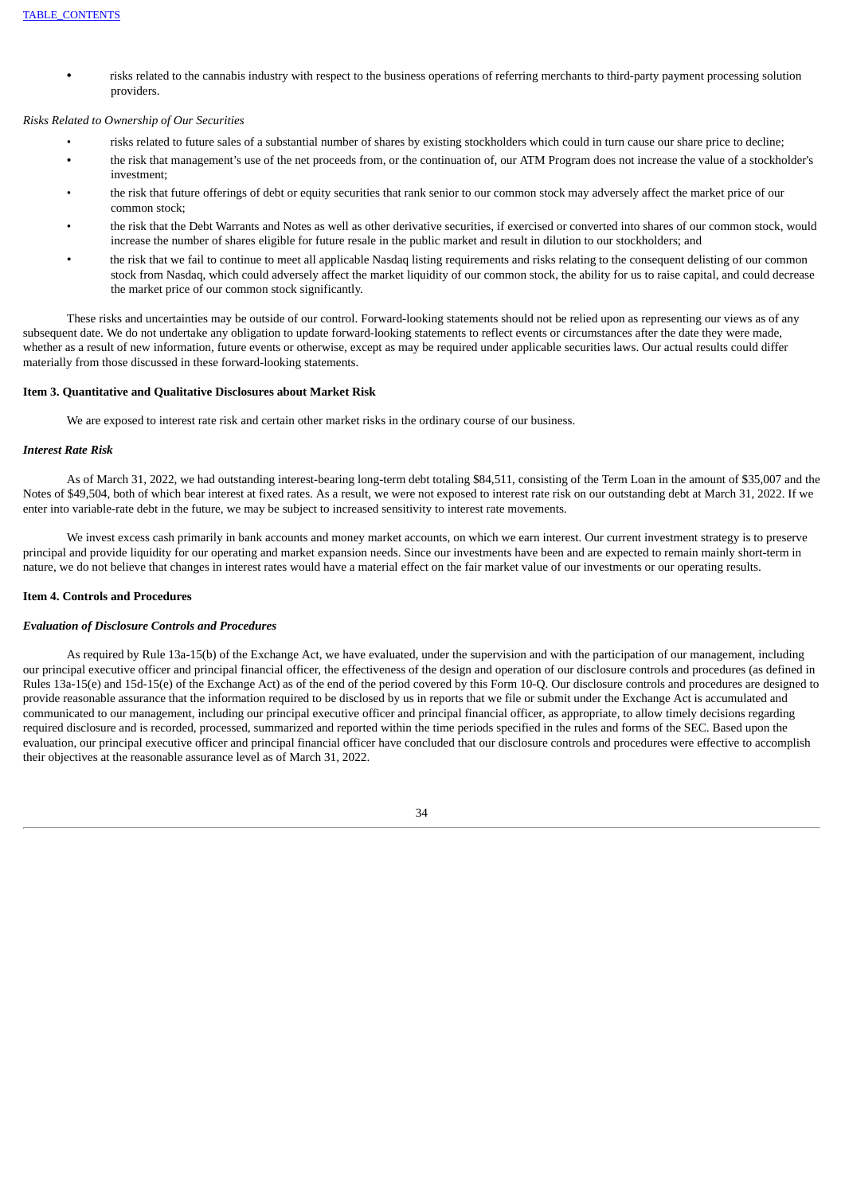- risks related to the cannabis industry with respect to the business operations of referring merchants to third-party payment processing solution providers.

*Risks Related to Ownership of Our Securities*

- risks related to future sales of a substantial number of shares by existing stockholders which could in turn cause our share price to decline;
- the risk that management's use of the net proceeds from, or the continuation of, our ATM Program does not increase the value of a stockholder's investment;
- the risk that future offerings of debt or equity securities that rank senior to our common stock may adversely affect the market price of our common stock;
- the risk that the Debt Warrants and Notes as well as other derivative securities, if exercised or converted into shares of our common stock, would increase the number of shares eligible for future resale in the public market and result in dilution to our stockholders; and
- the risk that we fail to continue to meet all applicable Nasdaq listing requirements and risks relating to the consequent delisting of our common stock from Nasdaq, which could adversely affect the market liquidity of our common stock, the ability for us to raise capital, and could decrease the market price of our common stock significantly.

These risks and uncertainties may be outside of our control. Forward-looking statements should not be relied upon as representing our views as of any subsequent date. We do not undertake any obligation to update forward-looking statements to reflect events or circumstances after the date they were made, whether as a result of new information, future events or otherwise, except as may be required under applicable securities laws. Our actual results could differ materially from those discussed in these forward-looking statements.

## Item 3. Quantitative and Qualitative Disclosures about Market Risk

We are exposed to interest rate risk and certain other market risks in the ordinary course of our business.

***Interest Rate Risk***

As of March 31, 2022, we had outstanding interest-bearing long-term debt totaling $84,511, consisting of the Term Loan in the amount of $35,007 and the Notes of $49,504, both of which bear interest at fixed rates. As a result, we were not exposed to interest rate risk on our outstanding debt at March 31, 2022. If we enter into variable-rate debt in the future, we may be subject to increased sensitivity to interest rate movements.

We invest excess cash primarily in bank accounts and money market accounts, on which we earn interest. Our current investment strategy is to preserve principal and provide liquidity for our operating and market expansion needs. Since our investments have been and are expected to remain mainly short-term in nature, we do not believe that changes in interest rates would have a material effect on the fair market value of our investments or our operating results.

## Item 4. Controls and Procedures

***Evaluation of Disclosure Controls and Procedures***

As required by Rule 13a-15(b) of the Exchange Act, we have evaluated, under the supervision and with the participation of our management, including our principal executive officer and principal financial officer, the effectiveness of the design and operation of our disclosure controls and procedures (as defined in Rules 13a-15(e) and 15d-15(e) of the Exchange Act) as of the end of the period covered by this Form 10-Q. Our disclosure controls and procedures are designed to provide reasonable assurance that the information required to be disclosed by us in reports that we file or submit under the Exchange Act is accumulated and communicated to our management, including our principal executive officer and principal financial officer, as appropriate, to allow timely decisions regarding required disclosure and is recorded, processed, summarized and reported within the time periods specified in the rules and forms of the SEC. Based upon the evaluation, our principal executive officer and principal financial officer have concluded that our disclosure controls and procedures were effective to accomplish their objectives at the reasonable assurance level as of March 31, 2022.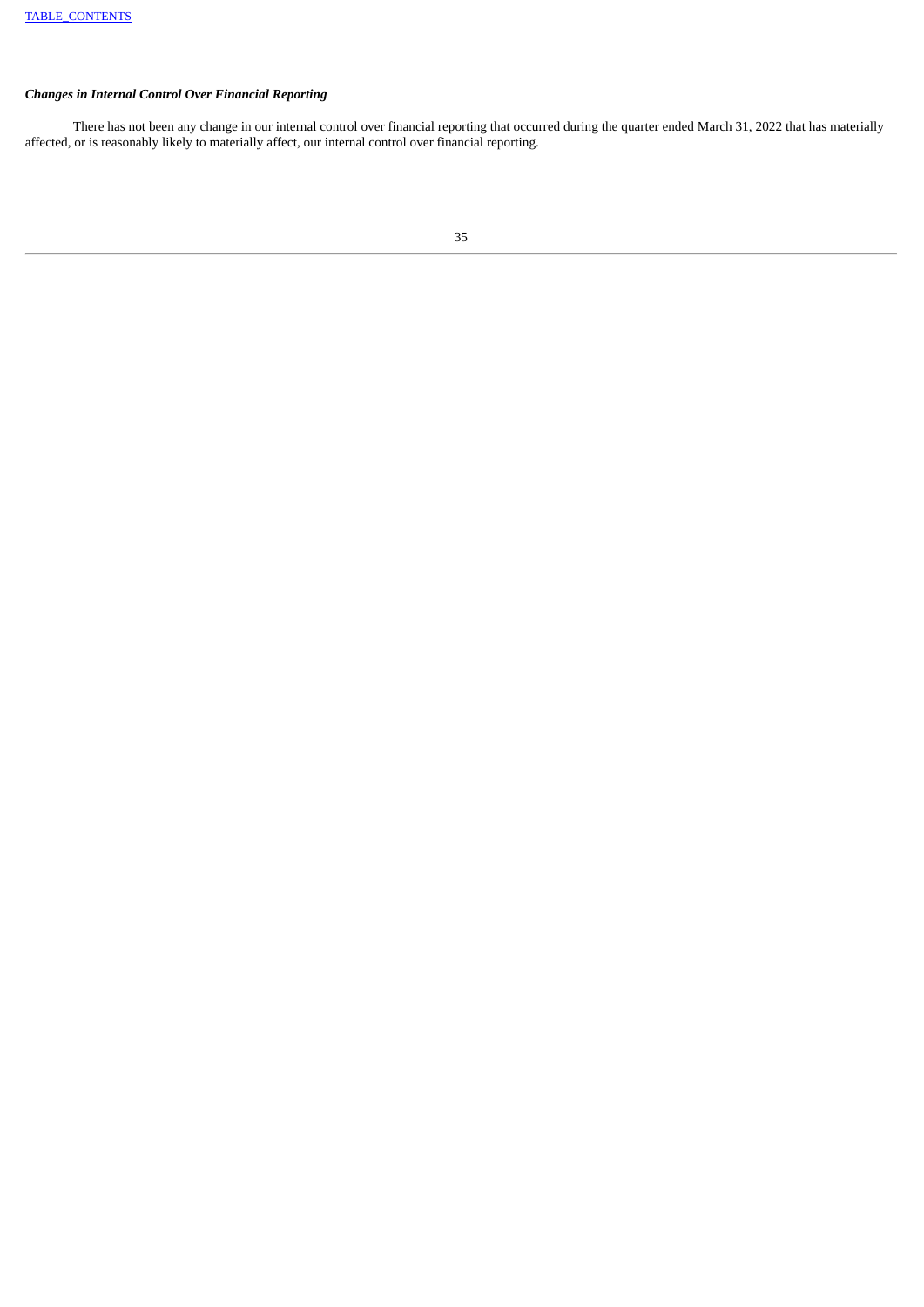### *Changes in Internal Control Over Financial Reporting*

There has not been any change in our internal control over financial reporting that occurred during the quarter ended March 31, 2022 that has materially affected, or is reasonably likely to materially affect, our internal control over financial reporting.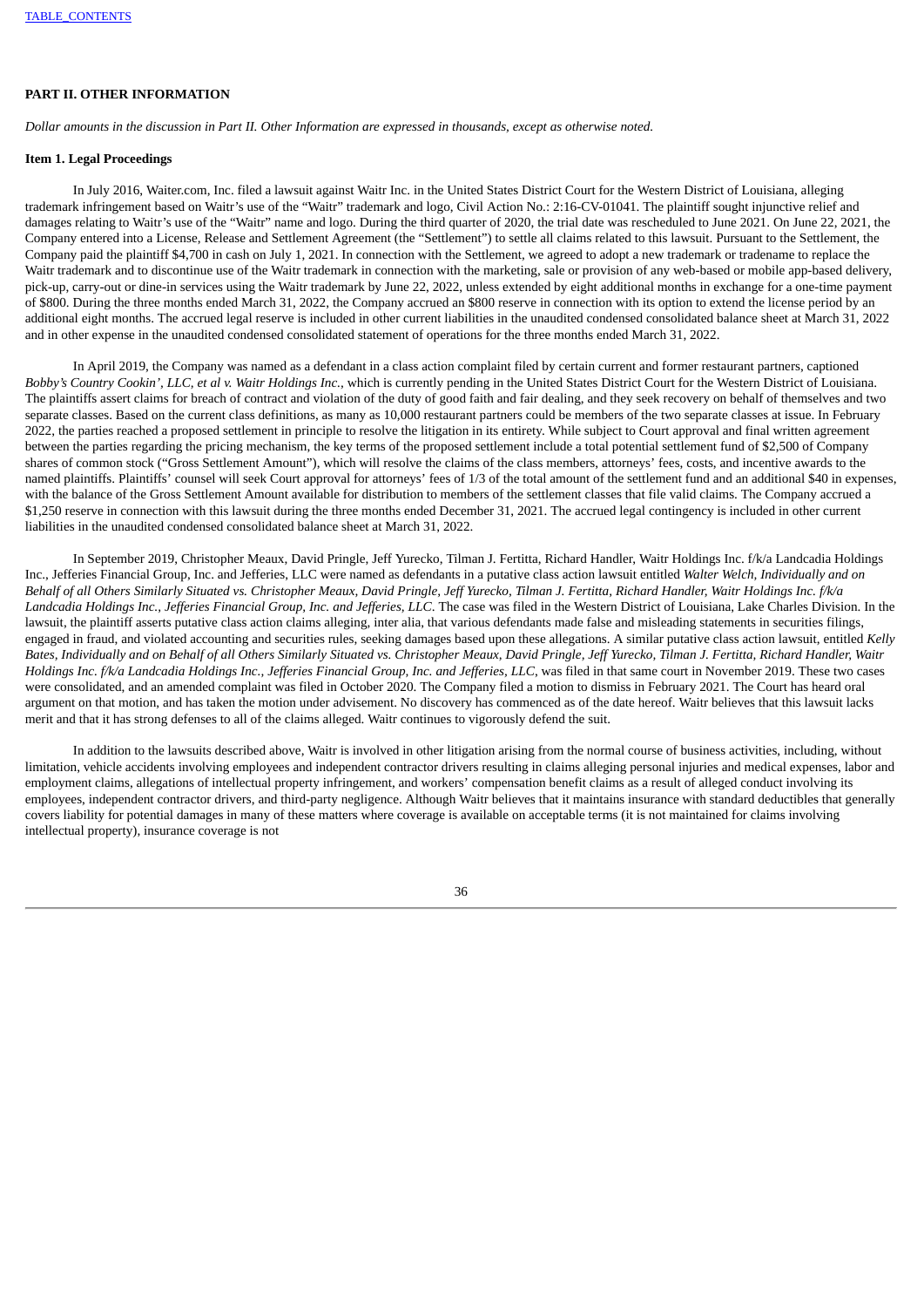**PART II. OTHER INFORMATION**

*Dollar amounts in the discussion in Part II. Other Information are expressed in thousands, except as otherwise noted.*

**Item 1. Legal Proceedings**

In July 2016, Waiter.com, Inc. filed a lawsuit against Waitr Inc. in the United States District Court for the Western District of Louisiana, alleging trademark infringement based on Waitr's use of the "Waitr" trademark and logo, Civil Action No.: 2:16-CV-01041. The plaintiff sought injunctive relief and damages relating to Waitr's use of the "Waitr" name and logo. During the third quarter of 2020, the trial date was rescheduled to June 2021. On June 22, 2021, the Company entered into a License, Release and Settlement Agreement (the "Settlement") to settle all claims related to this lawsuit. Pursuant to the Settlement, the Company paid the plaintiff $4,700 in cash on July 1, 2021. In connection with the Settlement, we agreed to adopt a new trademark or tradename to replace the Waitr trademark and to discontinue use of the Waitr trademark in connection with the marketing, sale or provision of any web-based or mobile app-based delivery, pick-up, carry-out or dine-in services using the Waitr trademark by June 22, 2022, unless extended by eight additional months in exchange for a one-time payment of $800. During the three months ended March 31, 2022, the Company accrued an $800 reserve in connection with its option to extend the license period by an additional eight months. The accrued legal reserve is included in other current liabilities in the unaudited condensed consolidated balance sheet at March 31, 2022 and in other expense in the unaudited condensed consolidated statement of operations for the three months ended March 31, 2022.

In April 2019, the Company was named as a defendant in a class action complaint filed by certain current and former restaurant partners, captioned *Bobby's Country Cookin', LLC, et al v. Waitr Holdings Inc.*, which is currently pending in the United States District Court for the Western District of Louisiana. The plaintiffs assert claims for breach of contract and violation of the duty of good faith and fair dealing, and they seek recovery on behalf of themselves and two separate classes. Based on the current class definitions, as many as 10,000 restaurant partners could be members of the two separate classes at issue. In February 2022, the parties reached a proposed settlement in principle to resolve the litigation in its entirety. While subject to Court approval and final written agreement between the parties regarding the pricing mechanism, the key terms of the proposed settlement include a total potential settlement fund of $2,500 of Company shares of common stock ("Gross Settlement Amount"), which will resolve the claims of the class members, attorneys' fees, costs, and incentive awards to the named plaintiffs. Plaintiffs' counsel will seek Court approval for attorneys' fees of 1/3 of the total amount of the settlement fund and an additional $40 in expenses, with the balance of the Gross Settlement Amount available for distribution to members of the settlement classes that file valid claims. The Company accrued a $1,250 reserve in connection with this lawsuit during the three months ended December 31, 2021. The accrued legal contingency is included in other current liabilities in the unaudited condensed consolidated balance sheet at March 31, 2022.

In September 2019, Christopher Meaux, David Pringle, Jeff Yurecko, Tilman J. Fertitta, Richard Handler, Waitr Holdings Inc. f/k/a Landcadia Holdings Inc., Jefferies Financial Group, Inc. and Jefferies, LLC were named as defendants in a putative class action lawsuit entitled *Walter Welch, Individually and on Behalf of all Others Similarly Situated vs. Christopher Meaux, David Pringle, Jeff Yurecko, Tilman J. Fertitta, Richard Handler, Waitr Holdings Inc. f/k/a Landcadia Holdings Inc., Jefferies Financial Group, Inc. and Jefferies, LLC*. The case was filed in the Western District of Louisiana, Lake Charles Division. In the lawsuit, the plaintiff asserts putative class action claims alleging, inter alia, that various defendants made false and misleading statements in securities filings, engaged in fraud, and violated accounting and securities rules, seeking damages based upon these allegations. A similar putative class action lawsuit, entitled *Kelly Bates, Individually and on Behalf of all Others Similarly Situated vs. Christopher Meaux, David Pringle, Jeff Yurecko, Tilman J. Fertitta, Richard Handler, Waitr Holdings Inc. f/k/a Landcadia Holdings Inc., Jefferies Financial Group, Inc. and Jefferies, LLC*, was filed in that same court in November 2019. These two cases were consolidated, and an amended complaint was filed in October 2020. The Company filed a motion to dismiss in February 2021. The Court has heard oral argument on that motion, and has taken the motion under advisement. No discovery has commenced as of the date hereof. Waitr believes that this lawsuit lacks merit and that it has strong defenses to all of the claims alleged. Waitr continues to vigorously defend the suit.

In addition to the lawsuits described above, Waitr is involved in other litigation arising from the normal course of business activities, including, without limitation, vehicle accidents involving employees and independent contractor drivers resulting in claims alleging personal injuries and medical expenses, labor and employment claims, allegations of intellectual property infringement, and workers' compensation benefit claims as a result of alleged conduct involving its employees, independent contractor drivers, and third-party negligence. Although Waitr believes that it maintains insurance with standard deductibles that generally covers liability for potential damages in many of these matters where coverage is available on acceptable terms (it is not maintained for claims involving intellectual property), insurance coverage is not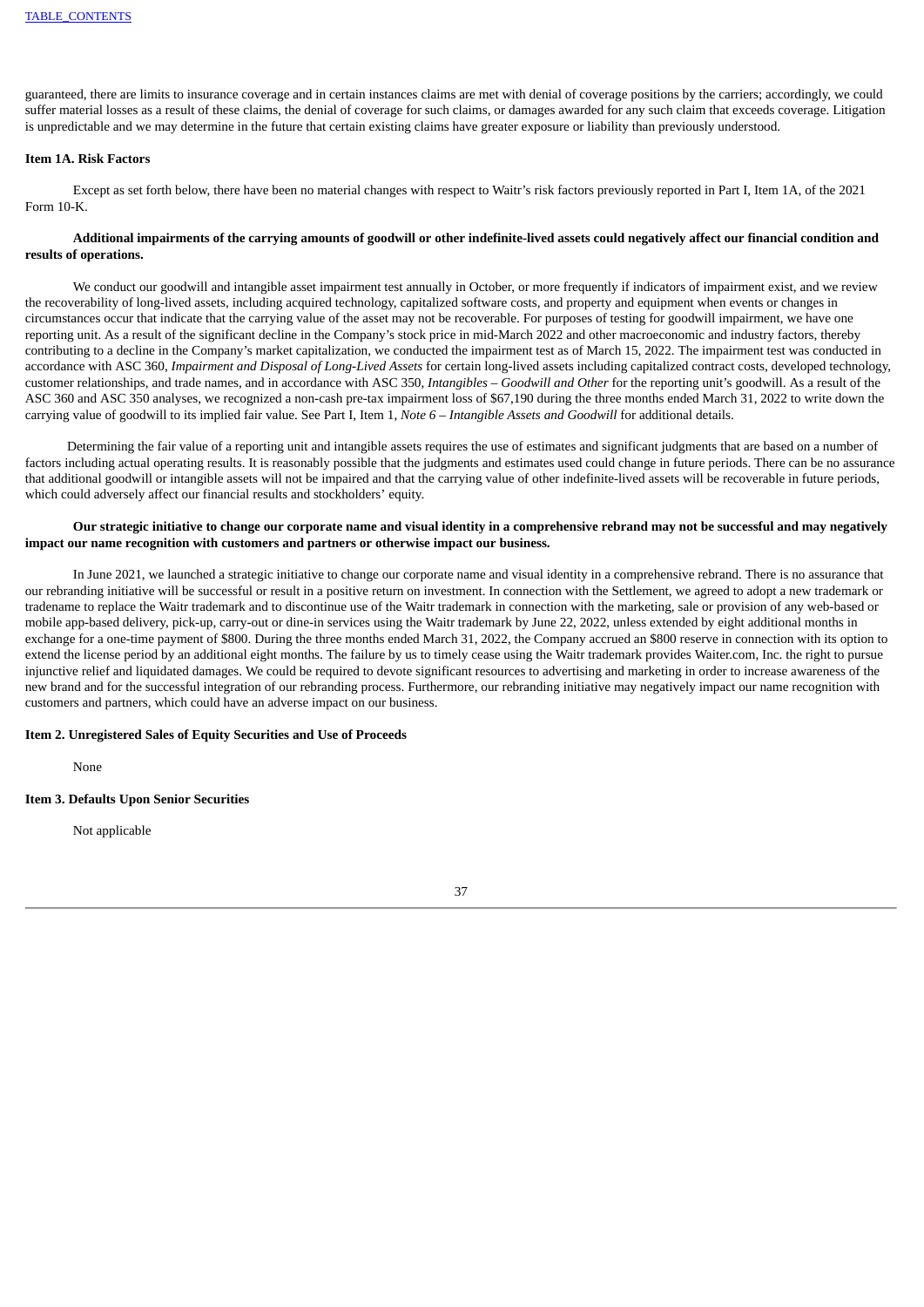guaranteed, there are limits to insurance coverage and in certain instances claims are met with denial of coverage positions by the carriers; accordingly, we could suffer material losses as a result of these claims, the denial of coverage for such claims, or damages awarded for any such claim that exceeds coverage. Litigation is unpredictable and we may determine in the future that certain existing claims have greater exposure or liability than previously understood.

## Item 1A. Risk Factors

Except as set forth below, there have been no material changes with respect to Waitr's risk factors previously reported in Part I, Item 1A, of the 2021 Form 10-K.

**Additional impairments of the carrying amounts of goodwill or other indefinite-lived assets could negatively affect our financial condition and results of operations.**

We conduct our goodwill and intangible asset impairment test annually in October, or more frequently if indicators of impairment exist, and we review the recoverability of long-lived assets, including acquired technology, capitalized software costs, and property and equipment when events or changes in circumstances occur that indicate that the carrying value of the asset may not be recoverable. For purposes of testing for goodwill impairment, we have one reporting unit. As a result of the significant decline in the Company's stock price in mid-March 2022 and other macroeconomic and industry factors, thereby contributing to a decline in the Company's market capitalization, we conducted the impairment test as of March 15, 2022. The impairment test was conducted in accordance with ASC 360, *Impairment and Disposal of Long-Lived Assets* for certain long-lived assets including capitalized contract costs, developed technology, customer relationships, and trade names, and in accordance with ASC 350, *Intangibles – Goodwill and Other* for the reporting unit's goodwill. As a result of the ASC 360 and ASC 350 analyses, we recognized a non-cash pre-tax impairment loss of $67,190 during the three months ended March 31, 2022 to write down the carrying value of goodwill to its implied fair value. See Part I, Item 1, *Note 6 – Intangible Assets and Goodwill* for additional details.

Determining the fair value of a reporting unit and intangible assets requires the use of estimates and significant judgments that are based on a number of factors including actual operating results. It is reasonably possible that the judgments and estimates used could change in future periods. There can be no assurance that additional goodwill or intangible assets will not be impaired and that the carrying value of other indefinite-lived assets will be recoverable in future periods, which could adversely affect our financial results and stockholders' equity.

**Our strategic initiative to change our corporate name and visual identity in a comprehensive rebrand may not be successful and may negatively impact our name recognition with customers and partners or otherwise impact our business.**

In June 2021, we launched a strategic initiative to change our corporate name and visual identity in a comprehensive rebrand. There is no assurance that our rebranding initiative will be successful or result in a positive return on investment. In connection with the Settlement, we agreed to adopt a new trademark or tradename to replace the Waitr trademark and to discontinue use of the Waitr trademark in connection with the marketing, sale or provision of any web-based or mobile app-based delivery, pick-up, carry-out or dine-in services using the Waitr trademark by June 22, 2022, unless extended by eight additional months in exchange for a one-time payment of $800. During the three months ended March 31, 2022, the Company accrued an $800 reserve in connection with its option to extend the license period by an additional eight months. The failure by us to timely cease using the Waitr trademark provides Waiter.com, Inc. the right to pursue injunctive relief and liquidated damages. We could be required to devote significant resources to advertising and marketing in order to increase awareness of the new brand and for the successful integration of our rebranding process. Furthermore, our rebranding initiative may negatively impact our name recognition with customers and partners, which could have an adverse impact on our business.

## Item 2. Unregistered Sales of Equity Securities and Use of Proceeds

None

## Item 3. Defaults Upon Senior Securities

Not applicable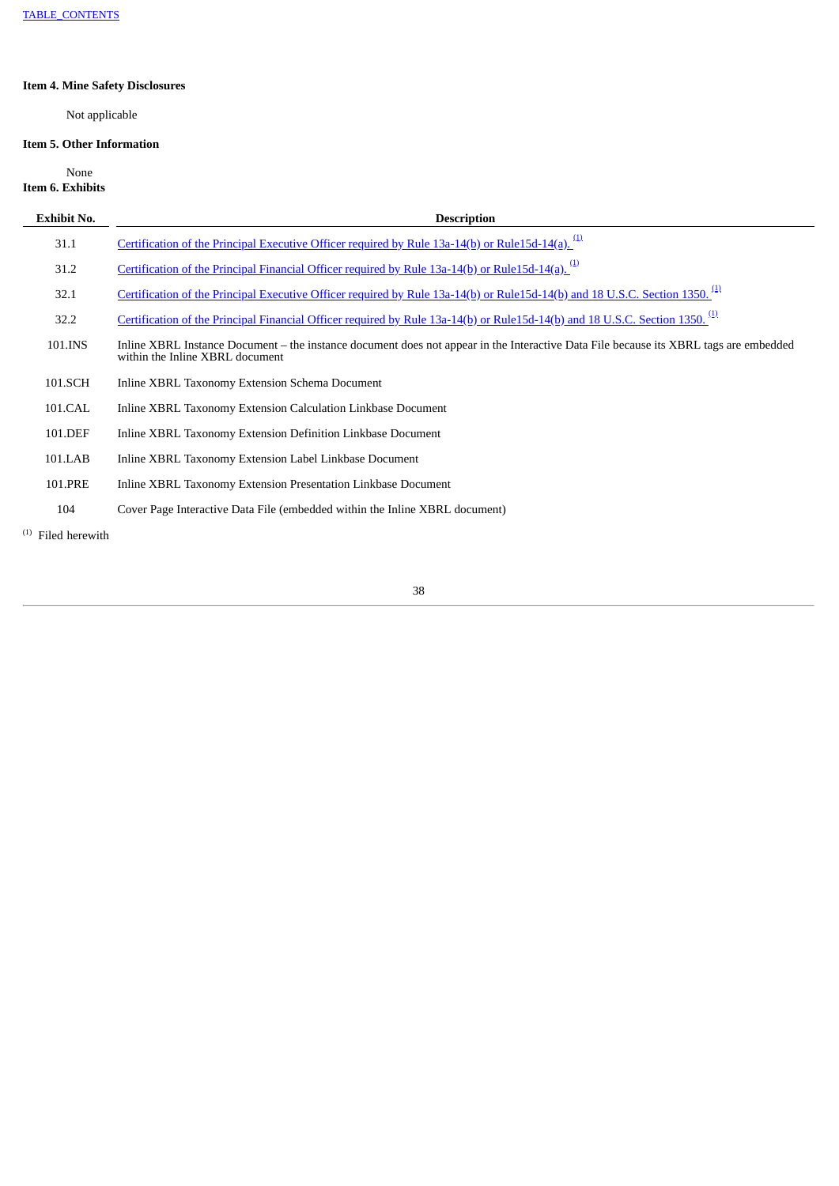**Item 4. Mine Safety Disclosures**

Not applicable

**Item 5. Other Information**

None

**Item 6. Exhibits**

| Exhibit No. | Description |
|---|---|
| 31.1 | Certification of the Principal Executive Officer required by Rule 13a-14(b) or Rule15d-14(a). [(1)] |
| 31.2 | Certification of the Principal Financial Officer required by Rule 13a-14(b) or Rule15d-14(a). [(1)] |
| 32.1 | Certification of the Principal Executive Officer required by Rule 13a-14(b) or Rule15d-14(b) and 18 U.S.C. Section 1350. [(1)] |
| 32.2 | Certification of the Principal Financial Officer required by Rule 13a-14(b) or Rule15d-14(b) and 18 U.S.C. Section 1350. [(1)] |
| 101.INS | Inline XBRL Instance Document – the instance document does not appear in the Interactive Data File because its XBRL tags are embedded within the Inline XBRL document |
| 101.SCH | Inline XBRL Taxonomy Extension Schema Document |
| 101.CAL | Inline XBRL Taxonomy Extension Calculation Linkbase Document |
| 101.DEF | Inline XBRL Taxonomy Extension Definition Linkbase Document |
| 101.LAB | Inline XBRL Taxonomy Extension Label Linkbase Document |
| 101.PRE | Inline XBRL Taxonomy Extension Presentation Linkbase Document |
| 104 | Cover Page Interactive Data File (embedded within the Inline XBRL document) |

[(1)] Filed herewith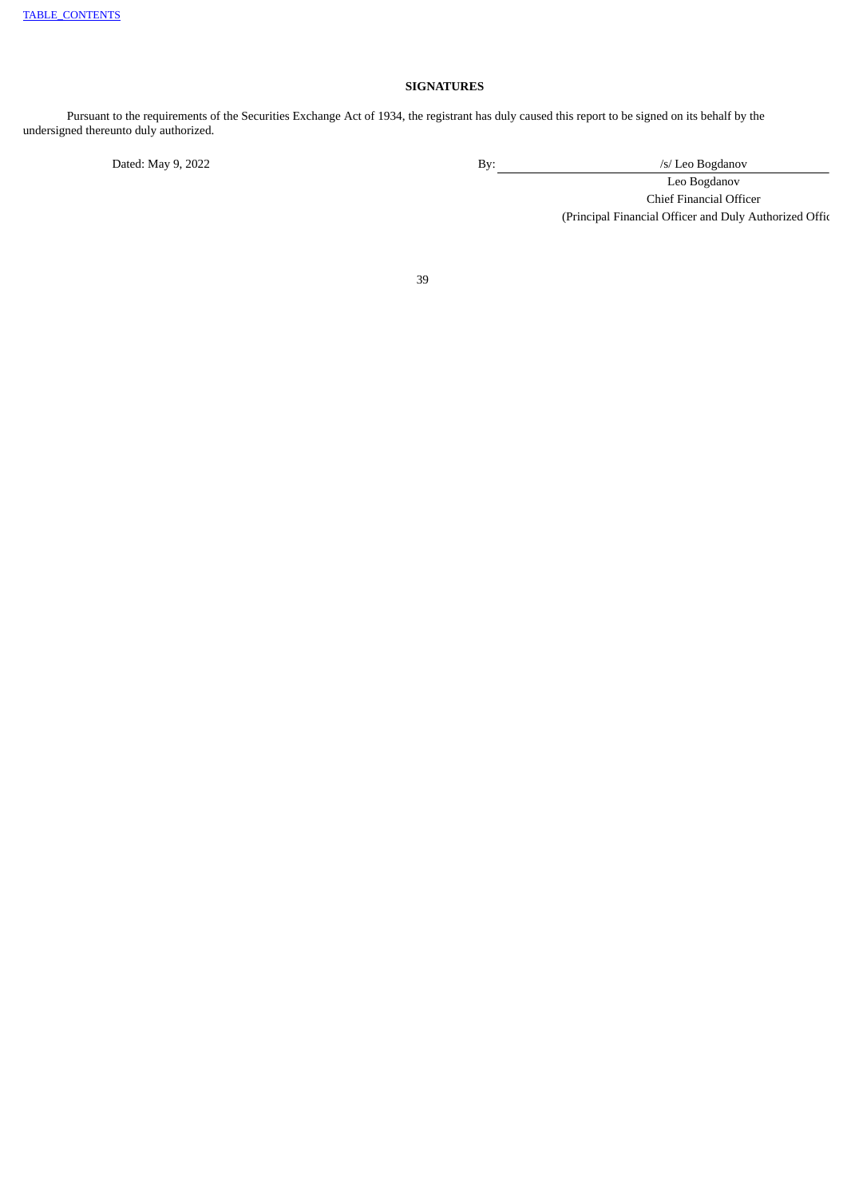[TABLE_CONTENTS]

## SIGNATURES

Pursuant to the requirements of the Securities Exchange Act of 1934, the registrant has duly caused this report to be signed on its behalf by the undersigned thereunto duly authorized.

| | |
|---|---|
| Dated: May 9, 2022 | By: /s/ Leo Bogdanov |
| | Leo Bogdanov |
| | Chief Financial Officer |
| | (Principal Financial Officer and Duly Authorized Offic |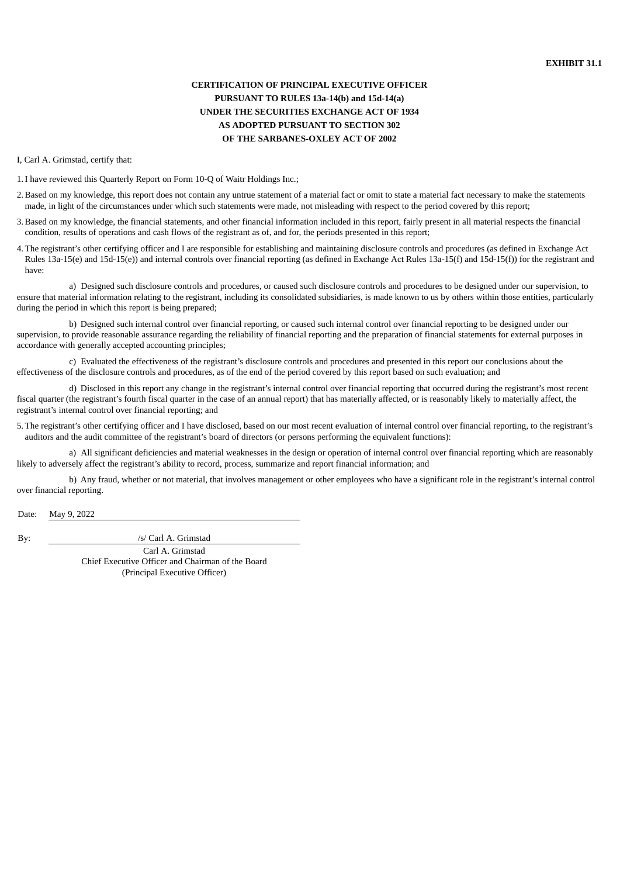**EXHIBIT 31.1**

**CERTIFICATION OF PRINCIPAL EXECUTIVE OFFICER**
**PURSUANT TO RULES 13a-14(b) and 15d-14(a)**
**UNDER THE SECURITIES EXCHANGE ACT OF 1934**
**AS ADOPTED PURSUANT TO SECTION 302**
**OF THE SARBANES-OXLEY ACT OF 2002**

I, Carl A. Grimstad, certify that:

1. I have reviewed this Quarterly Report on Form 10-Q of Waitr Holdings Inc.;
2. Based on my knowledge, this report does not contain any untrue statement of a material fact or omit to state a material fact necessary to make the statements made, in light of the circumstances under which such statements were made, not misleading with respect to the period covered by this report;
3. Based on my knowledge, the financial statements, and other financial information included in this report, fairly present in all material respects the financial condition, results of operations and cash flows of the registrant as of, and for, the periods presented in this report;
4. The registrant's other certifying officer and I are responsible for establishing and maintaining disclosure controls and procedures (as defined in Exchange Act Rules 13a-15(e) and 15d-15(e)) and internal controls over financial reporting (as defined in Exchange Act Rules 13a-15(f) and 15d-15(f)) for the registrant and have:

a) Designed such disclosure controls and procedures, or caused such disclosure controls and procedures to be designed under our supervision, to ensure that material information relating to the registrant, including its consolidated subsidiaries, is made known to us by others within those entities, particularly during the period in which this report is being prepared;

b) Designed such internal control over financial reporting, or caused such internal control over financial reporting to be designed under our supervision, to provide reasonable assurance regarding the reliability of financial reporting and the preparation of financial statements for external purposes in accordance with generally accepted accounting principles;

c) Evaluated the effectiveness of the registrant's disclosure controls and procedures and presented in this report our conclusions about the effectiveness of the disclosure controls and procedures, as of the end of the period covered by this report based on such evaluation; and

d) Disclosed in this report any change in the registrant's internal control over financial reporting that occurred during the registrant's most recent fiscal quarter (the registrant's fourth fiscal quarter in the case of an annual report) that has materially affected, or is reasonably likely to materially affect, the registrant's internal control over financial reporting; and

5. The registrant's other certifying officer and I have disclosed, based on our most recent evaluation of internal control over financial reporting, to the registrant's auditors and the audit committee of the registrant's board of directors (or persons performing the equivalent functions):

a) All significant deficiencies and material weaknesses in the design or operation of internal control over financial reporting which are reasonably likely to adversely affect the registrant's ability to record, process, summarize and report financial information; and

b) Any fraud, whether or not material, that involves management or other employees who have a significant role in the registrant's internal control over financial reporting.

Date: May 9, 2022

By: /s/ Carl A. Grimstad

Carl A. Grimstad
Chief Executive Officer and Chairman of the Board
(Principal Executive Officer)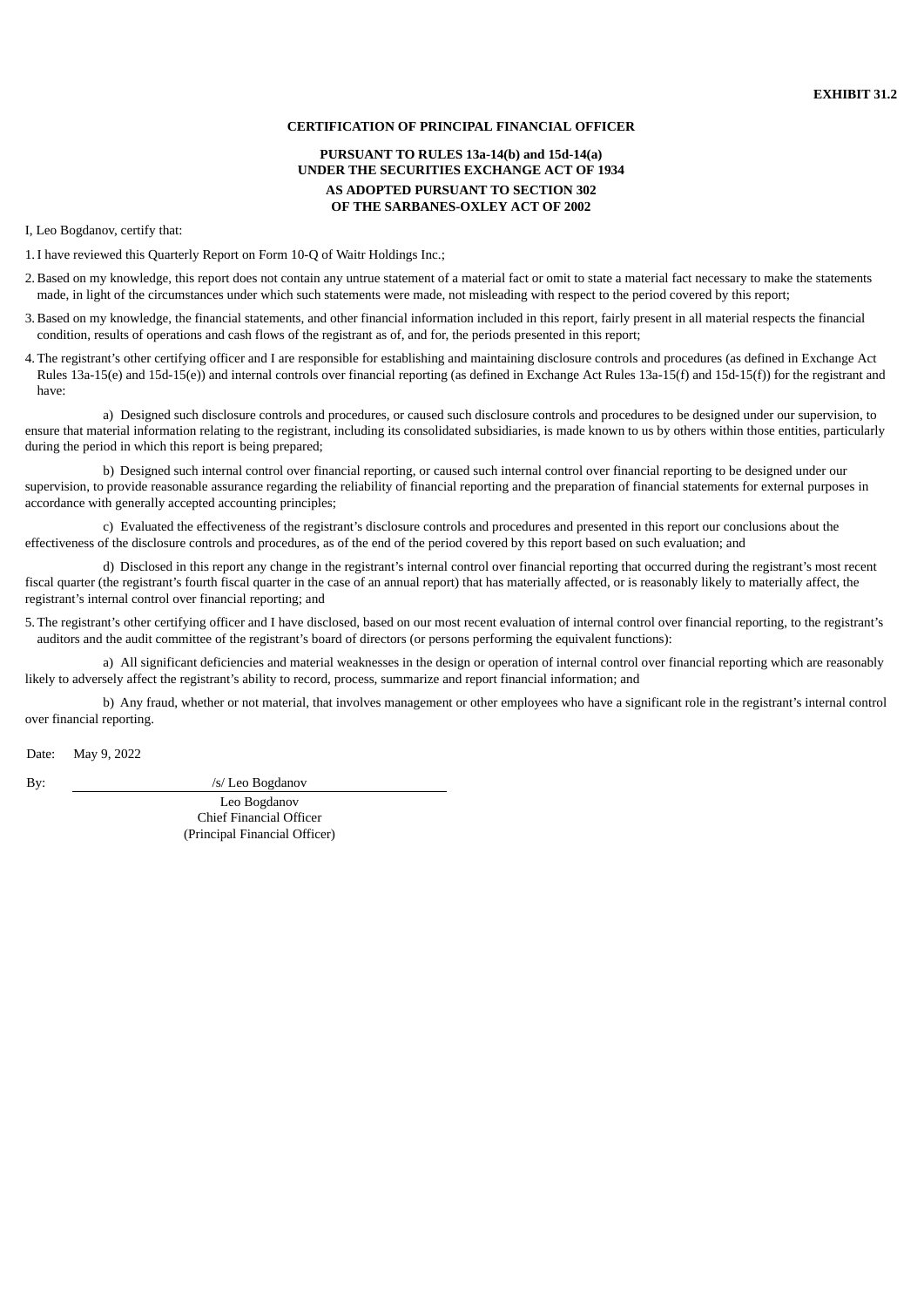**EXHIBIT 31.2**

**CERTIFICATION OF PRINCIPAL FINANCIAL OFFICER**

**PURSUANT TO RULES 13a-14(b) and 15d-14(a)**
**UNDER THE SECURITIES EXCHANGE ACT OF 1934**
**AS ADOPTED PURSUANT TO SECTION 302**
**OF THE SARBANES-OXLEY ACT OF 2002**

I, Leo Bogdanov, certify that:

1. I have reviewed this Quarterly Report on Form 10-Q of Waitr Holdings Inc.;
2. Based on my knowledge, this report does not contain any untrue statement of a material fact or omit to state a material fact necessary to make the statements made, in light of the circumstances under which such statements were made, not misleading with respect to the period covered by this report;
3. Based on my knowledge, the financial statements, and other financial information included in this report, fairly present in all material respects the financial condition, results of operations and cash flows of the registrant as of, and for, the periods presented in this report;
4. The registrant's other certifying officer and I are responsible for establishing and maintaining disclosure controls and procedures (as defined in Exchange Act Rules 13a-15(e) and 15d-15(e)) and internal controls over financial reporting (as defined in Exchange Act Rules 13a-15(f) and 15d-15(f)) for the registrant and have:

a) Designed such disclosure controls and procedures, or caused such disclosure controls and procedures to be designed under our supervision, to ensure that material information relating to the registrant, including its consolidated subsidiaries, is made known to us by others within those entities, particularly during the period in which this report is being prepared;

b) Designed such internal control over financial reporting, or caused such internal control over financial reporting to be designed under our supervision, to provide reasonable assurance regarding the reliability of financial reporting and the preparation of financial statements for external purposes in accordance with generally accepted accounting principles;

c) Evaluated the effectiveness of the registrant's disclosure controls and procedures and presented in this report our conclusions about the effectiveness of the disclosure controls and procedures, as of the end of the period covered by this report based on such evaluation; and

d) Disclosed in this report any change in the registrant's internal control over financial reporting that occurred during the registrant's most recent fiscal quarter (the registrant's fourth fiscal quarter in the case of an annual report) that has materially affected, or is reasonably likely to materially affect, the registrant's internal control over financial reporting; and

5. The registrant's other certifying officer and I have disclosed, based on our most recent evaluation of internal control over financial reporting, to the registrant's auditors and the audit committee of the registrant's board of directors (or persons performing the equivalent functions):

a) All significant deficiencies and material weaknesses in the design or operation of internal control over financial reporting which are reasonably likely to adversely affect the registrant's ability to record, process, summarize and report financial information; and

b) Any fraud, whether or not material, that involves management or other employees who have a significant role in the registrant's internal control over financial reporting.

Date: May 9, 2022

By: /s/ Leo Bogdanov

Leo Bogdanov
Chief Financial Officer
(Principal Financial Officer)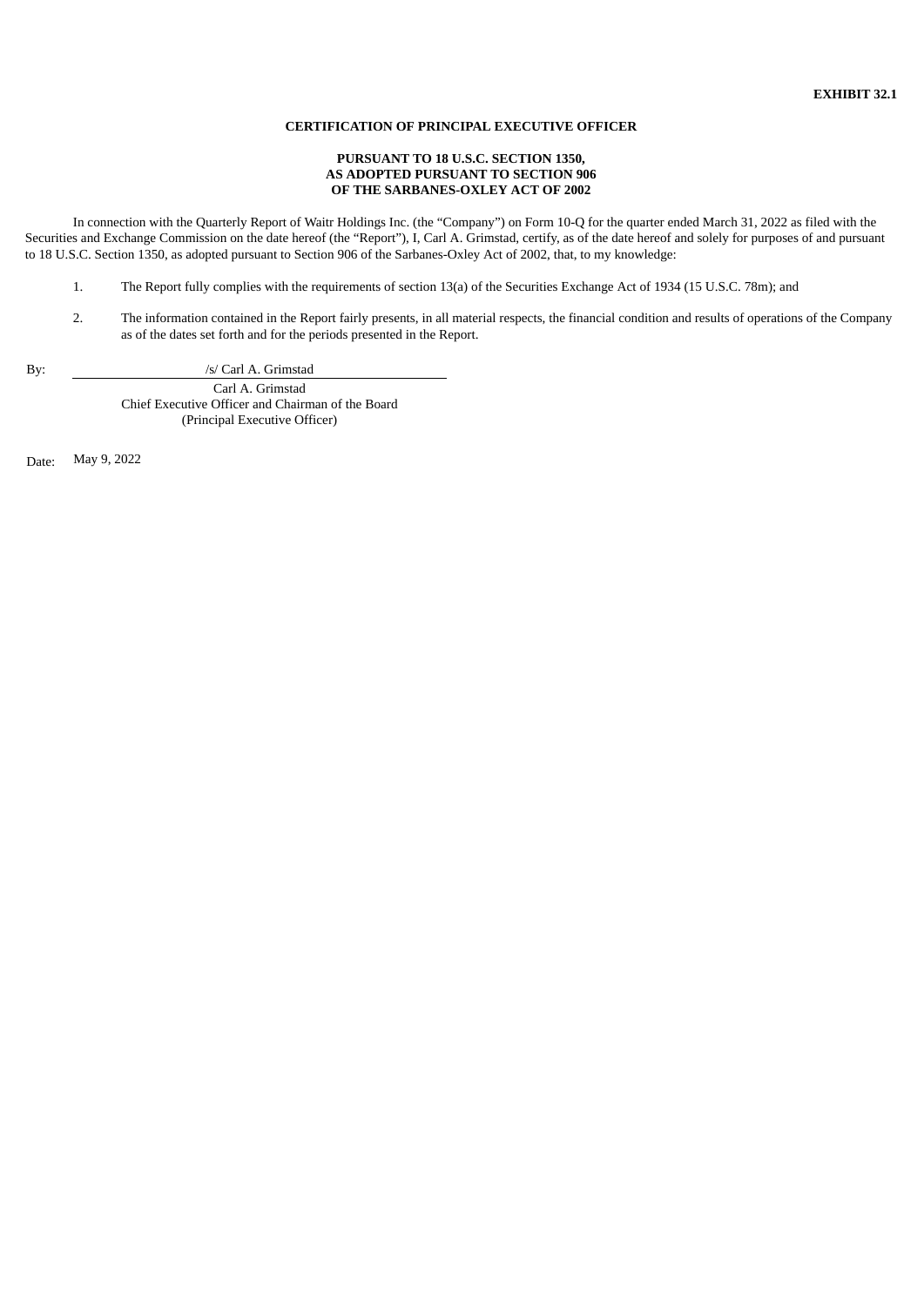**EXHIBIT 32.1**

**CERTIFICATION OF PRINCIPAL EXECUTIVE OFFICER**

**PURSUANT TO 18 U.S.C. SECTION 1350,**
**AS ADOPTED PURSUANT TO SECTION 906**
**OF THE SARBANES-OXLEY ACT OF 2002**

In connection with the Quarterly Report of Waitr Holdings Inc. (the "Company") on Form 10-Q for the quarter ended March 31, 2022 as filed with the Securities and Exchange Commission on the date hereof (the "Report"), I, Carl A. Grimstad, certify, as of the date hereof and solely for purposes of and pursuant to 18 U.S.C. Section 1350, as adopted pursuant to Section 906 of the Sarbanes-Oxley Act of 2002, that, to my knowledge:

1. The Report fully complies with the requirements of section 13(a) of the Securities Exchange Act of 1934 (15 U.S.C. 78m); and

2. The information contained in the Report fairly presents, in all material respects, the financial condition and results of operations of the Company as of the dates set forth and for the periods presented in the Report.

By: /s/ Carl A. Grimstad
Carl A. Grimstad
Chief Executive Officer and Chairman of the Board
(Principal Executive Officer)

Date: May 9, 2022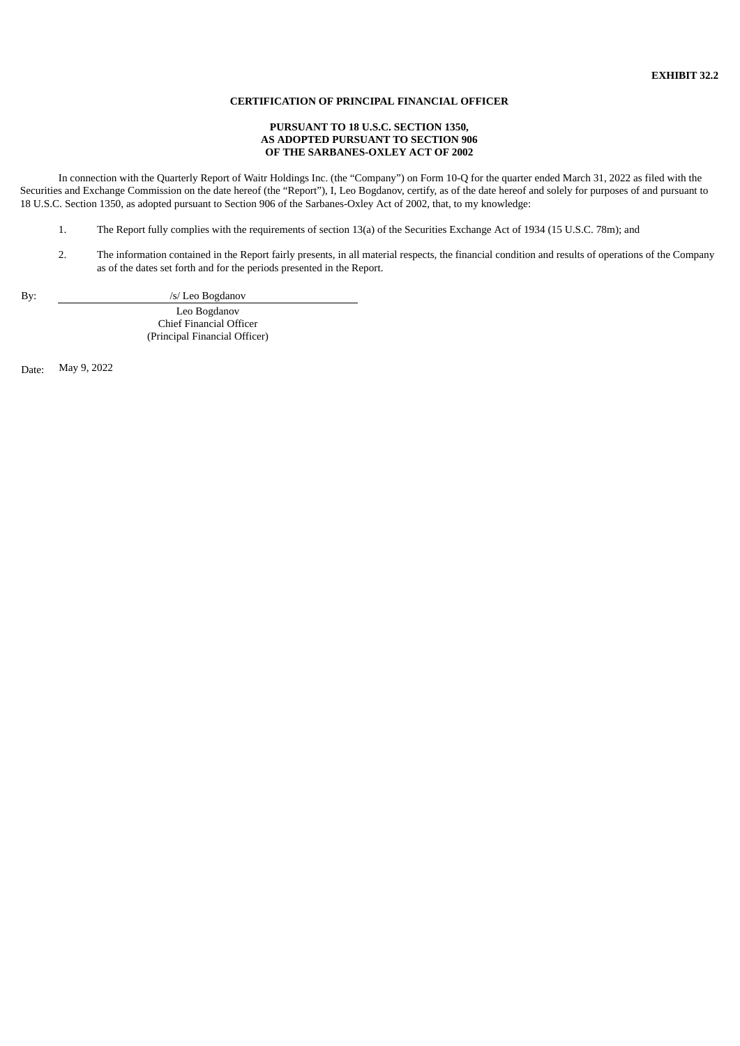**EXHIBIT 32.2**

**CERTIFICATION OF PRINCIPAL FINANCIAL OFFICER**

**PURSUANT TO 18 U.S.C. SECTION 1350,
AS ADOPTED PURSUANT TO SECTION 906
OF THE SARBANES-OXLEY ACT OF 2002**

In connection with the Quarterly Report of Waitr Holdings Inc. (the "Company") on Form 10-Q for the quarter ended March 31, 2022 as filed with the Securities and Exchange Commission on the date hereof (the "Report"), I, Leo Bogdanov, certify, as of the date hereof and solely for purposes of and pursuant to 18 U.S.C. Section 1350, as adopted pursuant to Section 906 of the Sarbanes-Oxley Act of 2002, that, to my knowledge:

1. The Report fully complies with the requirements of section 13(a) of the Securities Exchange Act of 1934 (15 U.S.C. 78m); and

2. The information contained in the Report fairly presents, in all material respects, the financial condition and results of operations of the Company as of the dates set forth and for the periods presented in the Report.

By: /s/ Leo Bogdanov

Leo Bogdanov
Chief Financial Officer
(Principal Financial Officer)

Date: May 9, 2022